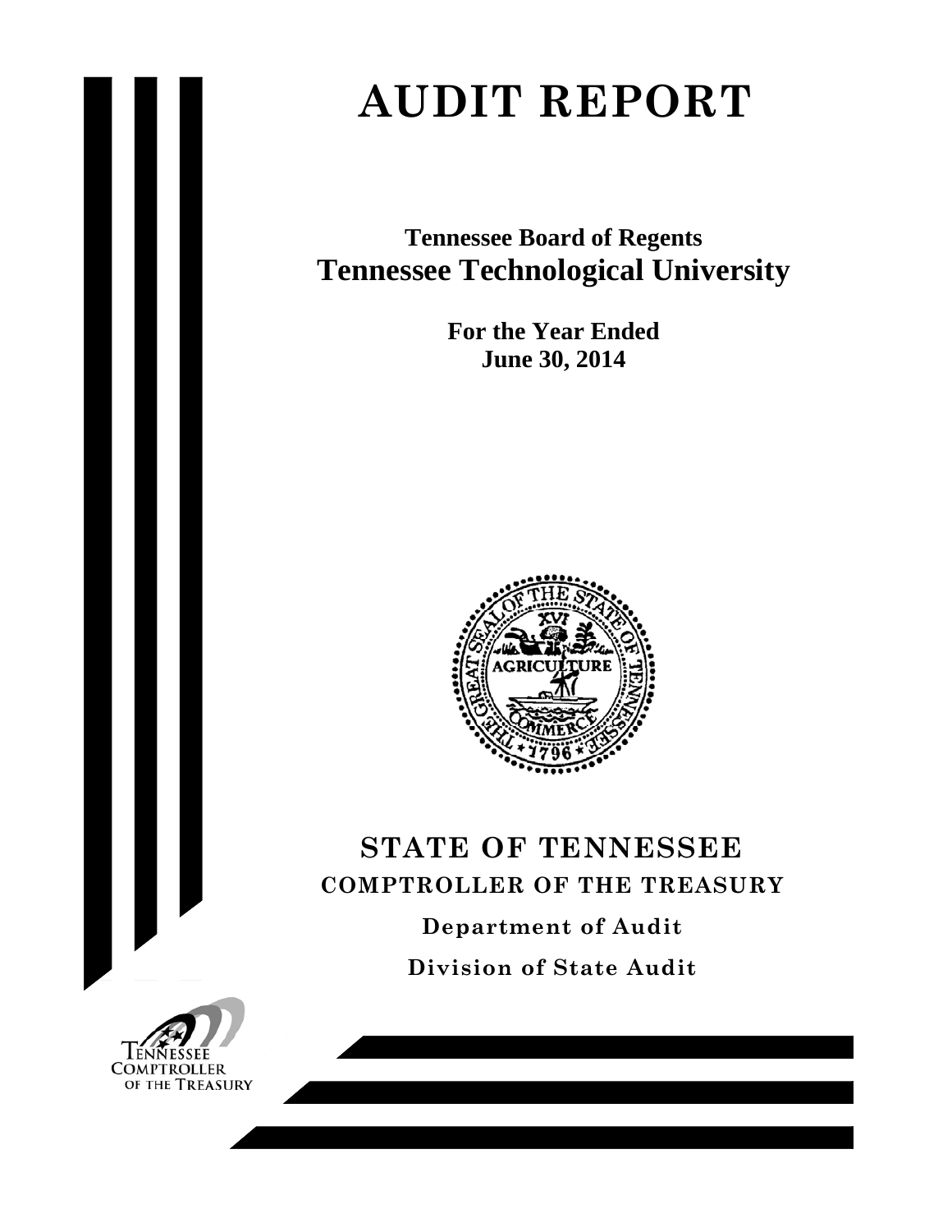# AUDIT REPORT

**Tennessee Board of Regents**

## Tennessee Technological University

**For the Year Ended**
**June 30, 2014**

## STATE OF TENNESSEE

**COMPTROLLER OF THE TREASURY**

**Department of Audit**

**Division of State Audit**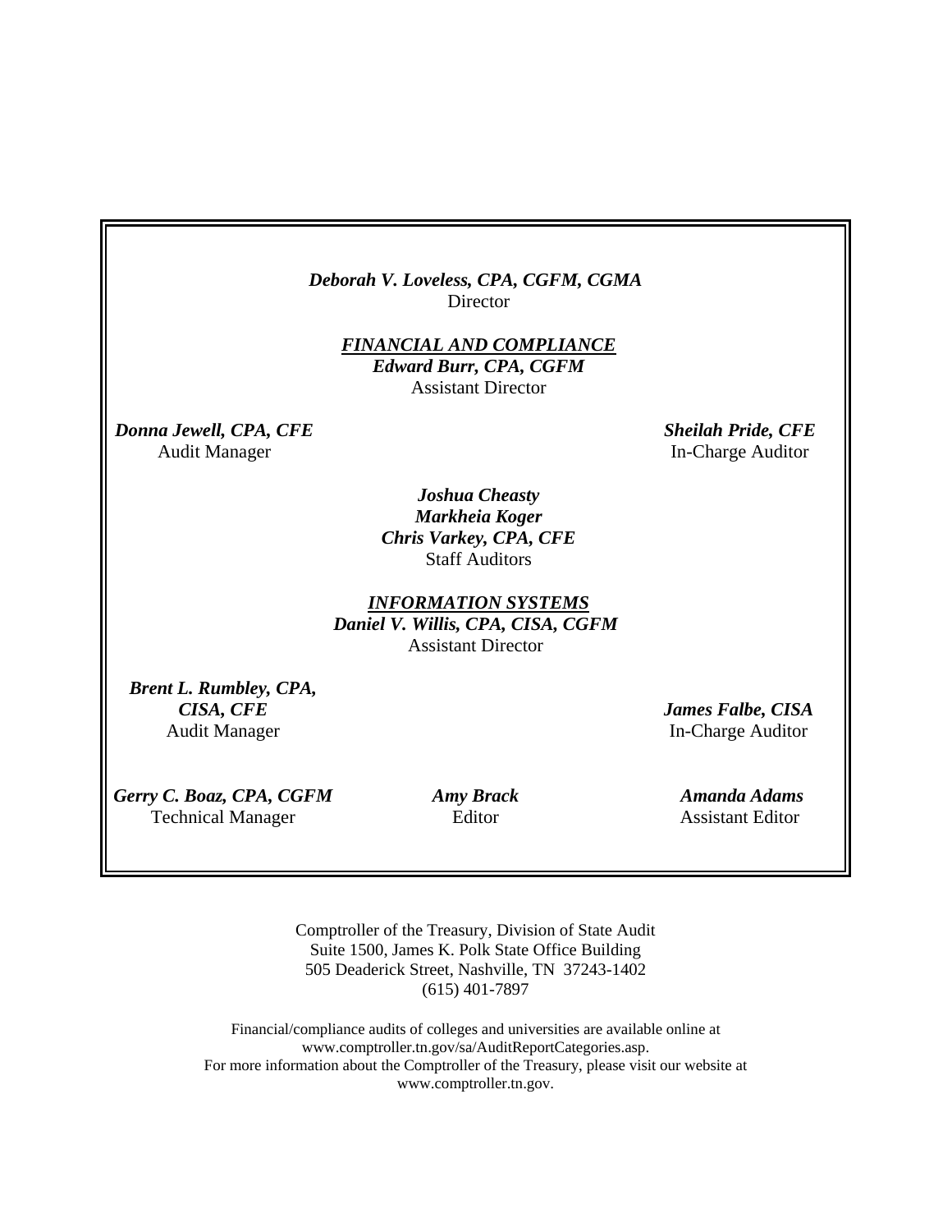***Deborah V. Loveless, CPA, CGFM, CGMA***
Director

***FINANCIAL AND COMPLIANCE***
***Edward Burr, CPA, CGFM***
Assistant Director

***Donna Jewell, CPA, CFE***
Audit Manager

***Sheilah Pride, CFE***
In-Charge Auditor

***Joshua Cheasty***
***Markheia Koger***
***Chris Varkey, CPA, CFE***
Staff Auditors

***INFORMATION SYSTEMS***
***Daniel V. Willis, CPA, CISA, CGFM***
Assistant Director

***Brent L. Rumbley, CPA, CISA, CFE***
Audit Manager

***James Falbe, CISA***
In-Charge Auditor

***Gerry C. Boaz, CPA, CGFM***
Technical Manager

***Amy Brack***
Editor

***Amanda Adams***
Assistant Editor

Comptroller of the Treasury, Division of State Audit
Suite 1500, James K. Polk State Office Building
505 Deaderick Street, Nashville, TN 37243-1402
(615) 401-7897

Financial/compliance audits of colleges and universities are available online at
www.comptroller.tn.gov/sa/AuditReportCategories.asp.
For more information about the Comptroller of the Treasury, please visit our website at
www.comptroller.tn.gov.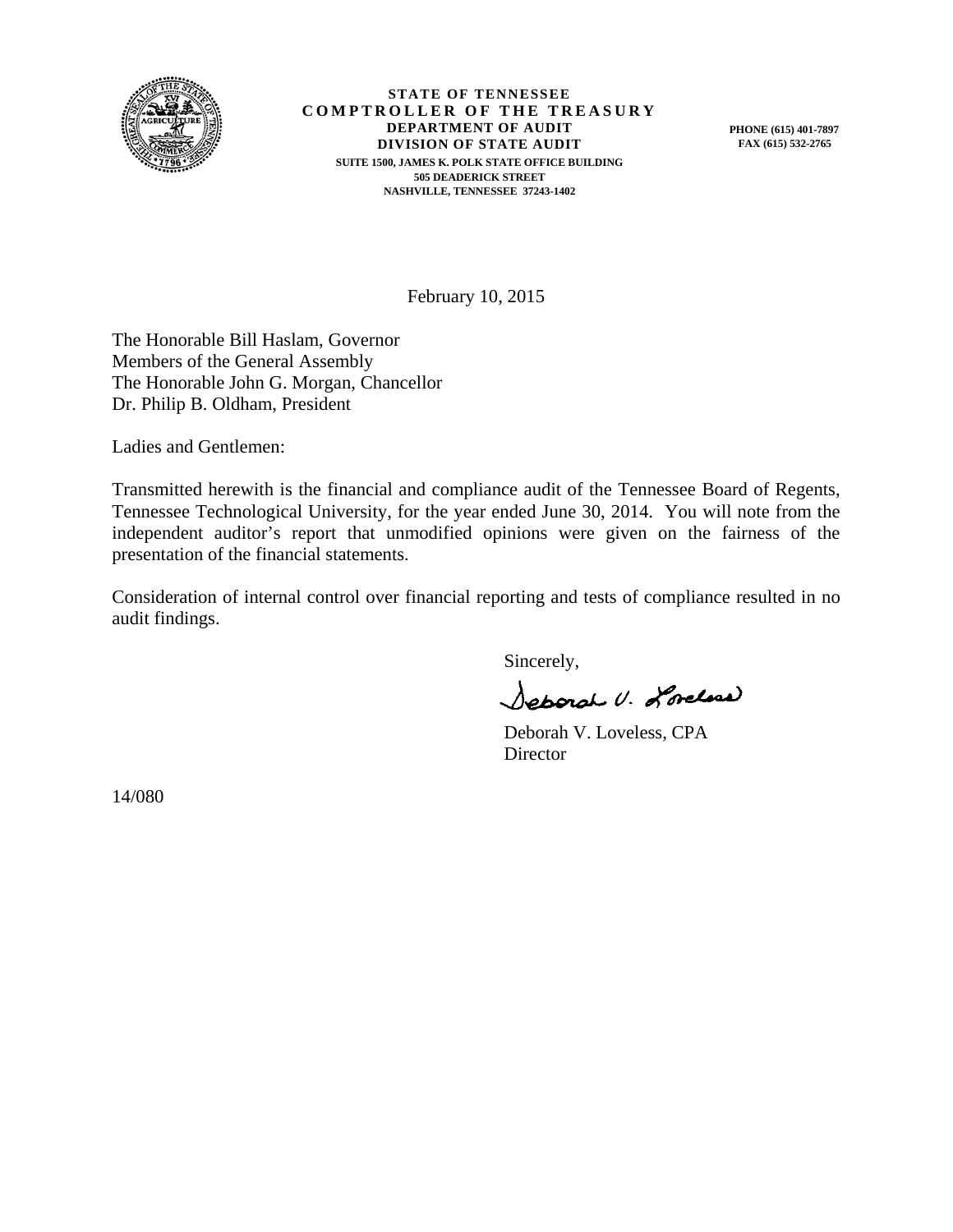**STATE OF TENNESSEE**
**COMPTROLLER OF THE TREASURY**
**DEPARTMENT OF AUDIT**
**DIVISION OF STATE AUDIT**
**SUITE 1500, JAMES K. POLK STATE OFFICE BUILDING**
**505 DEADERICK STREET**
**NASHVILLE, TENNESSEE 37243-1402**

**PHONE (615) 401-7897**
**FAX (615) 532-2765**

February 10, 2015

The Honorable Bill Haslam, Governor
Members of the General Assembly
The Honorable John G. Morgan, Chancellor
Dr. Philip B. Oldham, President

Ladies and Gentlemen:

Transmitted herewith is the financial and compliance audit of the Tennessee Board of Regents, Tennessee Technological University, for the year ended June 30, 2014. You will note from the independent auditor's report that unmodified opinions were given on the fairness of the presentation of the financial statements.

Consideration of internal control over financial reporting and tests of compliance resulted in no audit findings.

Sincerely,

Deborah V. Loveless

Deborah V. Loveless, CPA
Director

14/080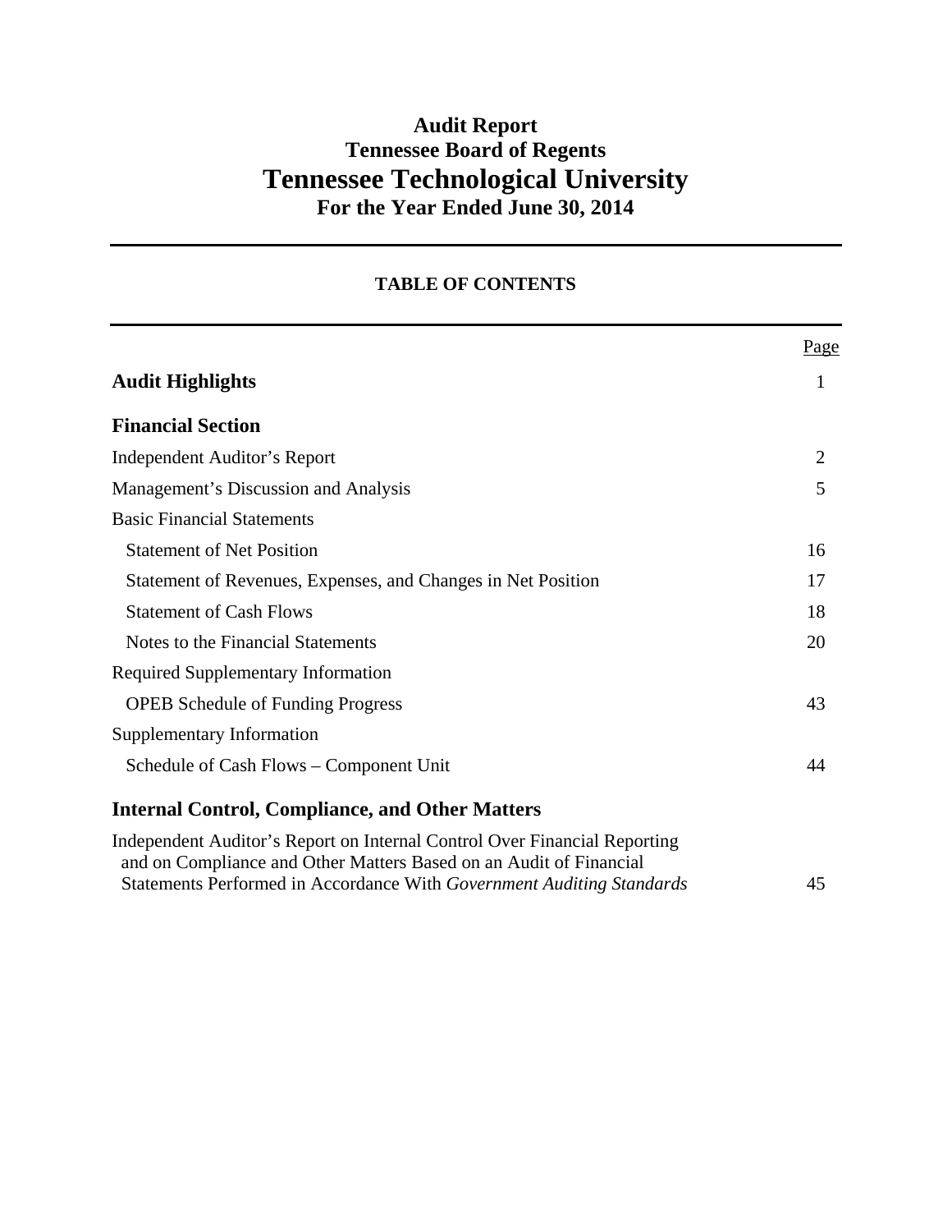# Audit Report
## Tennessee Board of Regents
# Tennessee Technological University
## For the Year Ended June 30, 2014

---

### TABLE OF CONTENTS

---

| | Page |
|---|---|
| **Audit Highlights** | 1 |
| **Financial Section** | |
| Independent Auditor's Report | 2 |
| Management's Discussion and Analysis | 5 |
| Basic Financial Statements | |
| Statement of Net Position | 16 |
| Statement of Revenues, Expenses, and Changes in Net Position | 17 |
| Statement of Cash Flows | 18 |
| Notes to the Financial Statements | 20 |
| Required Supplementary Information | |
| OPEB Schedule of Funding Progress | 43 |
| Supplementary Information | |
| Schedule of Cash Flows – Component Unit | 44 |
| **Internal Control, Compliance, and Other Matters** | |
| Independent Auditor's Report on Internal Control Over Financial Reporting and on Compliance and Other Matters Based on an Audit of Financial Statements Performed in Accordance With *Government Auditing Standards* | 45 |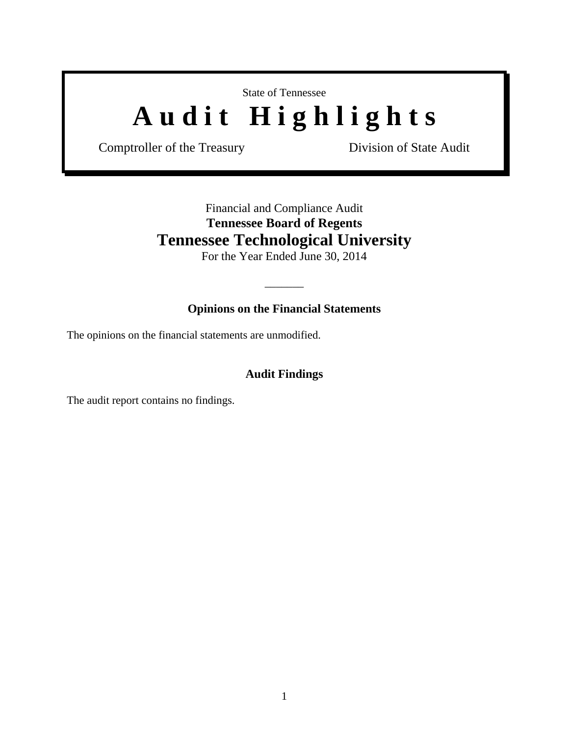State of Tennessee

# Audit Highlights

Comptroller of the Treasury — Division of State Audit

Financial and Compliance Audit

**Tennessee Board of Regents**

## Tennessee Technological University

For the Year Ended June 30, 2014

---

### Opinions on the Financial Statements

The opinions on the financial statements are unmodified.

### Audit Findings

The audit report contains no findings.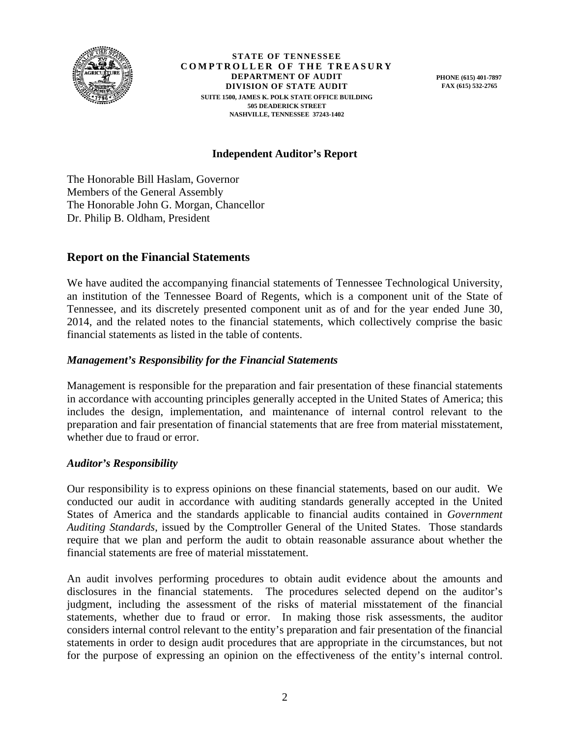**STATE OF TENNESSEE**
**COMPTROLLER OF THE TREASURY**
**DEPARTMENT OF AUDIT**
**DIVISION OF STATE AUDIT**
**SUITE 1500, JAMES K. POLK STATE OFFICE BUILDING**
**505 DEADERICK STREET**
**NASHVILLE, TENNESSEE 37243-1402**

**PHONE (615) 401-7897**
**FAX (615) 532-2765**

### Independent Auditor's Report

The Honorable Bill Haslam, Governor
Members of the General Assembly
The Honorable John G. Morgan, Chancellor
Dr. Philip B. Oldham, President

## Report on the Financial Statements

We have audited the accompanying financial statements of Tennessee Technological University, an institution of the Tennessee Board of Regents, which is a component unit of the State of Tennessee, and its discretely presented component unit as of and for the year ended June 30, 2014, and the related notes to the financial statements, which collectively comprise the basic financial statements as listed in the table of contents.

### *Management's Responsibility for the Financial Statements*

Management is responsible for the preparation and fair presentation of these financial statements in accordance with accounting principles generally accepted in the United States of America; this includes the design, implementation, and maintenance of internal control relevant to the preparation and fair presentation of financial statements that are free from material misstatement, whether due to fraud or error.

### *Auditor's Responsibility*

Our responsibility is to express opinions on these financial statements, based on our audit. We conducted our audit in accordance with auditing standards generally accepted in the United States of America and the standards applicable to financial audits contained in *Government Auditing Standards*, issued by the Comptroller General of the United States. Those standards require that we plan and perform the audit to obtain reasonable assurance about whether the financial statements are free of material misstatement.

An audit involves performing procedures to obtain audit evidence about the amounts and disclosures in the financial statements. The procedures selected depend on the auditor's judgment, including the assessment of the risks of material misstatement of the financial statements, whether due to fraud or error. In making those risk assessments, the auditor considers internal control relevant to the entity's preparation and fair presentation of the financial statements in order to design audit procedures that are appropriate in the circumstances, but not for the purpose of expressing an opinion on the effectiveness of the entity's internal control.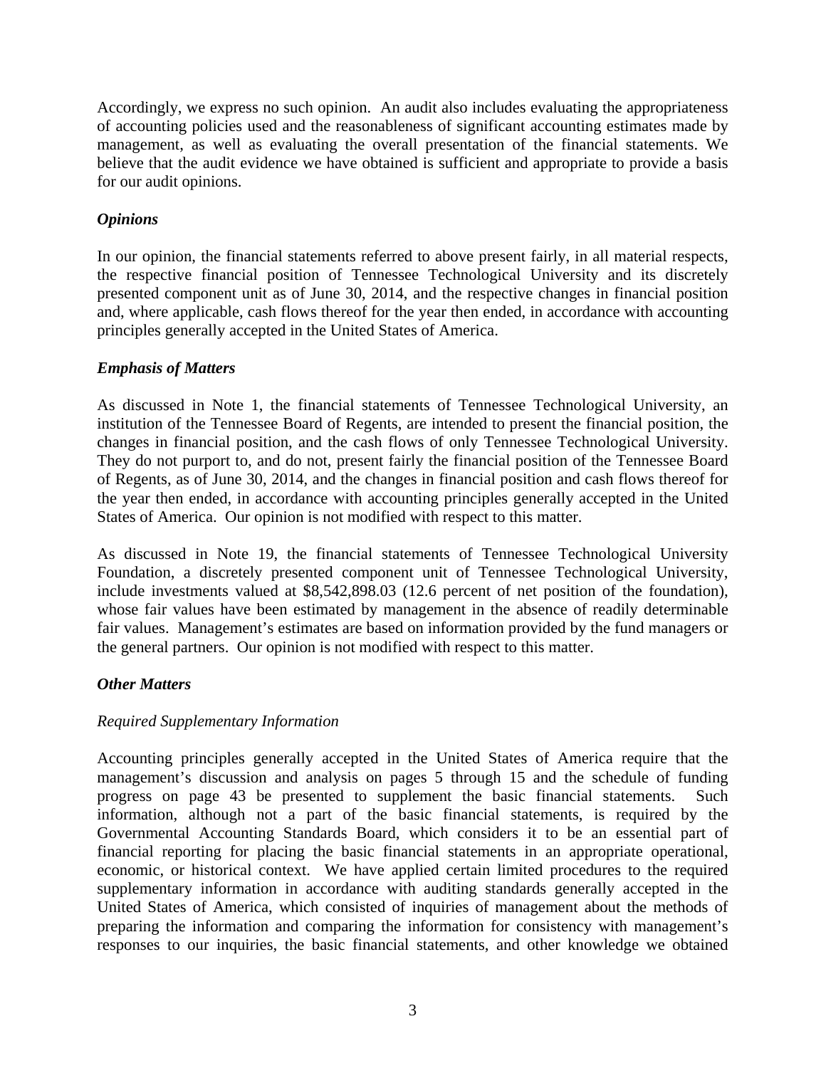Accordingly, we express no such opinion. An audit also includes evaluating the appropriateness of accounting policies used and the reasonableness of significant accounting estimates made by management, as well as evaluating the overall presentation of the financial statements. We believe that the audit evidence we have obtained is sufficient and appropriate to provide a basis for our audit opinions.

### *Opinions*

In our opinion, the financial statements referred to above present fairly, in all material respects, the respective financial position of Tennessee Technological University and its discretely presented component unit as of June 30, 2014, and the respective changes in financial position and, where applicable, cash flows thereof for the year then ended, in accordance with accounting principles generally accepted in the United States of America.

### *Emphasis of Matters*

As discussed in Note 1, the financial statements of Tennessee Technological University, an institution of the Tennessee Board of Regents, are intended to present the financial position, the changes in financial position, and the cash flows of only Tennessee Technological University. They do not purport to, and do not, present fairly the financial position of the Tennessee Board of Regents, as of June 30, 2014, and the changes in financial position and cash flows thereof for the year then ended, in accordance with accounting principles generally accepted in the United States of America. Our opinion is not modified with respect to this matter.

As discussed in Note 19, the financial statements of Tennessee Technological University Foundation, a discretely presented component unit of Tennessee Technological University, include investments valued at $8,542,898.03 (12.6 percent of net position of the foundation), whose fair values have been estimated by management in the absence of readily determinable fair values. Management's estimates are based on information provided by the fund managers or the general partners. Our opinion is not modified with respect to this matter.

### *Other Matters*

*Required Supplementary Information*

Accounting principles generally accepted in the United States of America require that the management's discussion and analysis on pages 5 through 15 and the schedule of funding progress on page 43 be presented to supplement the basic financial statements. Such information, although not a part of the basic financial statements, is required by the Governmental Accounting Standards Board, which considers it to be an essential part of financial reporting for placing the basic financial statements in an appropriate operational, economic, or historical context. We have applied certain limited procedures to the required supplementary information in accordance with auditing standards generally accepted in the United States of America, which consisted of inquiries of management about the methods of preparing the information and comparing the information for consistency with management's responses to our inquiries, the basic financial statements, and other knowledge we obtained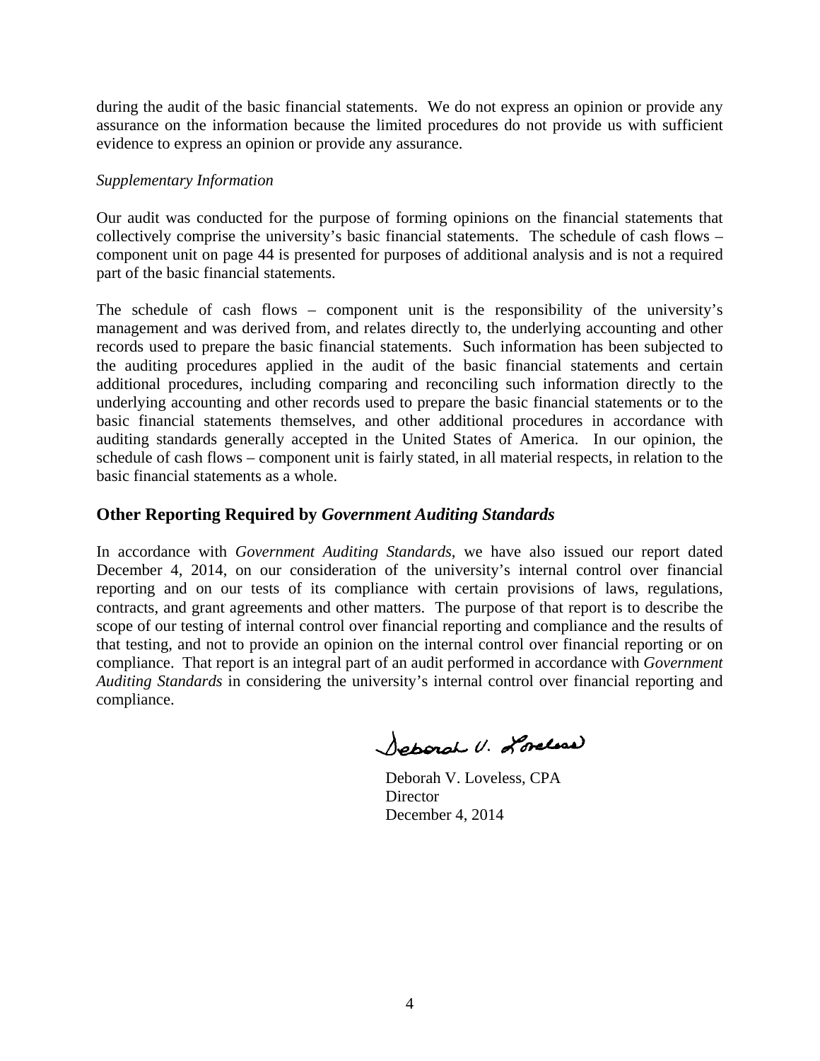during the audit of the basic financial statements. We do not express an opinion or provide any assurance on the information because the limited procedures do not provide us with sufficient evidence to express an opinion or provide any assurance.

*Supplementary Information*

Our audit was conducted for the purpose of forming opinions on the financial statements that collectively comprise the university's basic financial statements. The schedule of cash flows – component unit on page 44 is presented for purposes of additional analysis and is not a required part of the basic financial statements.

The schedule of cash flows – component unit is the responsibility of the university's management and was derived from, and relates directly to, the underlying accounting and other records used to prepare the basic financial statements. Such information has been subjected to the auditing procedures applied in the audit of the basic financial statements and certain additional procedures, including comparing and reconciling such information directly to the underlying accounting and other records used to prepare the basic financial statements or to the basic financial statements themselves, and other additional procedures in accordance with auditing standards generally accepted in the United States of America. In our opinion, the schedule of cash flows – component unit is fairly stated, in all material respects, in relation to the basic financial statements as a whole.

## Other Reporting Required by *Government Auditing Standards*

In accordance with *Government Auditing Standards*, we have also issued our report dated December 4, 2014, on our consideration of the university's internal control over financial reporting and on our tests of its compliance with certain provisions of laws, regulations, contracts, and grant agreements and other matters. The purpose of that report is to describe the scope of our testing of internal control over financial reporting and compliance and the results of that testing, and not to provide an opinion on the internal control over financial reporting or on compliance. That report is an integral part of an audit performed in accordance with *Government Auditing Standards* in considering the university's internal control over financial reporting and compliance.

Deborah V. Loveless

Deborah V. Loveless, CPA
Director
December 4, 2014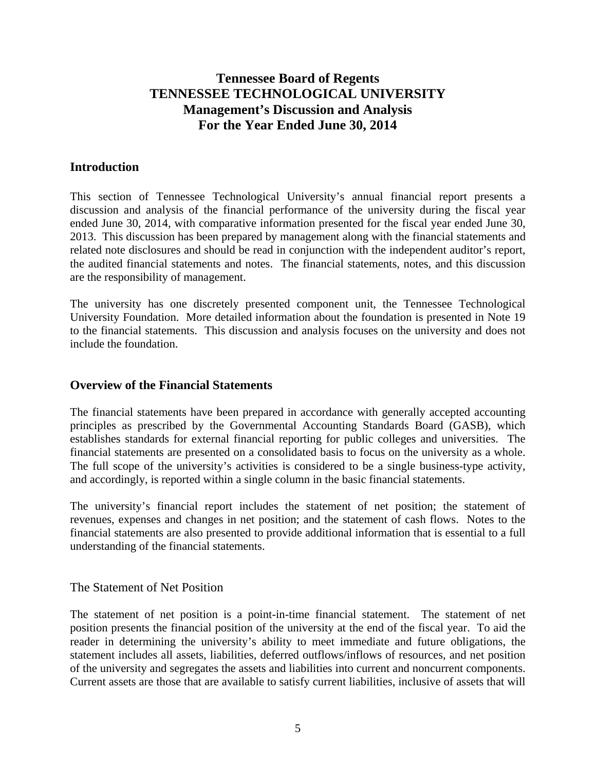# Tennessee Board of Regents
# TENNESSEE TECHNOLOGICAL UNIVERSITY
# Management's Discussion and Analysis
# For the Year Ended June 30, 2014

## Introduction

This section of Tennessee Technological University's annual financial report presents a discussion and analysis of the financial performance of the university during the fiscal year ended June 30, 2014, with comparative information presented for the fiscal year ended June 30, 2013. This discussion has been prepared by management along with the financial statements and related note disclosures and should be read in conjunction with the independent auditor's report, the audited financial statements and notes. The financial statements, notes, and this discussion are the responsibility of management.

The university has one discretely presented component unit, the Tennessee Technological University Foundation. More detailed information about the foundation is presented in Note 19 to the financial statements. This discussion and analysis focuses on the university and does not include the foundation.

## Overview of the Financial Statements

The financial statements have been prepared in accordance with generally accepted accounting principles as prescribed by the Governmental Accounting Standards Board (GASB), which establishes standards for external financial reporting for public colleges and universities. The financial statements are presented on a consolidated basis to focus on the university as a whole. The full scope of the university's activities is considered to be a single business-type activity, and accordingly, is reported within a single column in the basic financial statements.

The university's financial report includes the statement of net position; the statement of revenues, expenses and changes in net position; and the statement of cash flows. Notes to the financial statements are also presented to provide additional information that is essential to a full understanding of the financial statements.

### The Statement of Net Position

The statement of net position is a point-in-time financial statement. The statement of net position presents the financial position of the university at the end of the fiscal year. To aid the reader in determining the university's ability to meet immediate and future obligations, the statement includes all assets, liabilities, deferred outflows/inflows of resources, and net position of the university and segregates the assets and liabilities into current and noncurrent components. Current assets are those that are available to satisfy current liabilities, inclusive of assets that will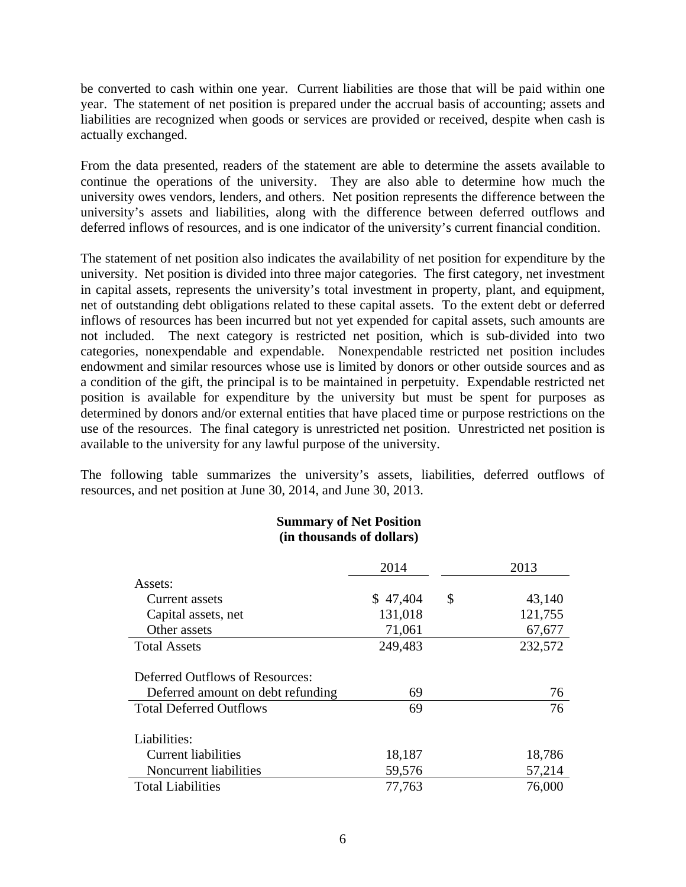be converted to cash within one year. Current liabilities are those that will be paid within one year. The statement of net position is prepared under the accrual basis of accounting; assets and liabilities are recognized when goods or services are provided or received, despite when cash is actually exchanged.

From the data presented, readers of the statement are able to determine the assets available to continue the operations of the university. They are also able to determine how much the university owes vendors, lenders, and others. Net position represents the difference between the university's assets and liabilities, along with the difference between deferred outflows and deferred inflows of resources, and is one indicator of the university's current financial condition.

The statement of net position also indicates the availability of net position for expenditure by the university. Net position is divided into three major categories. The first category, net investment in capital assets, represents the university's total investment in property, plant, and equipment, net of outstanding debt obligations related to these capital assets. To the extent debt or deferred inflows of resources has been incurred but not yet expended for capital assets, such amounts are not included. The next category is restricted net position, which is sub-divided into two categories, nonexpendable and expendable. Nonexpendable restricted net position includes endowment and similar resources whose use is limited by donors or other outside sources and as a condition of the gift, the principal is to be maintained in perpetuity. Expendable restricted net position is available for expenditure by the university but must be spent for purposes as determined by donors and/or external entities that have placed time or purpose restrictions on the use of the resources. The final category is unrestricted net position. Unrestricted net position is available to the university for any lawful purpose of the university.

The following table summarizes the university's assets, liabilities, deferred outflows of resources, and net position at June 30, 2014, and June 30, 2013.

**Summary of Net Position**
**(in thousands of dollars)**

| | 2014 | 2013 |
|---|---|---|
| Assets: | | |
| Current assets | $ 47,404 | $ 43,140 |
| Capital assets, net | 131,018 | 121,755 |
| Other assets | 71,061 | 67,677 |
| Total Assets | 249,483 | 232,572 |
| Deferred Outflows of Resources: | | |
| Deferred amount on debt refunding | 69 | 76 |
| Total Deferred Outflows | 69 | 76 |
| Liabilities: | | |
| Current liabilities | 18,187 | 18,786 |
| Noncurrent liabilities | 59,576 | 57,214 |
| Total Liabilities | 77,763 | 76,000 |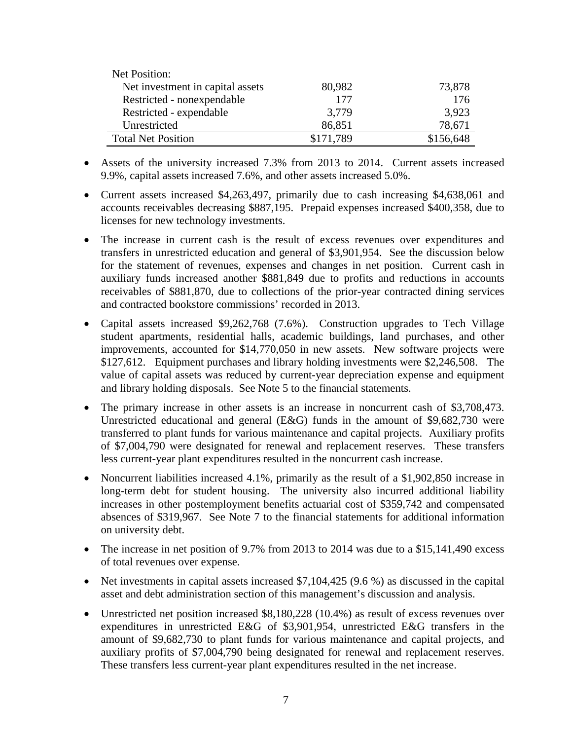| | | |
|---|---|---|
| Net Position: | | |
| Net investment in capital assets | 80,982 | 73,878 |
| Restricted - nonexpendable | 177 | 176 |
| Restricted - expendable | 3,779 | 3,923 |
| Unrestricted | 86,851 | 78,671 |
| Total Net Position | $171,789 | $156,648 |

- Assets of the university increased 7.3% from 2013 to 2014. Current assets increased 9.9%, capital assets increased 7.6%, and other assets increased 5.0%.

- Current assets increased $4,263,497, primarily due to cash increasing $4,638,061 and accounts receivables decreasing $887,195. Prepaid expenses increased $400,358, due to licenses for new technology investments.

- The increase in current cash is the result of excess revenues over expenditures and transfers in unrestricted education and general of $3,901,954. See the discussion below for the statement of revenues, expenses and changes in net position. Current cash in auxiliary funds increased another $881,849 due to profits and reductions in accounts receivables of $881,870, due to collections of the prior-year contracted dining services and contracted bookstore commissions' recorded in 2013.

- Capital assets increased $9,262,768 (7.6%). Construction upgrades to Tech Village student apartments, residential halls, academic buildings, land purchases, and other improvements, accounted for $14,770,050 in new assets. New software projects were $127,612. Equipment purchases and library holding investments were $2,246,508. The value of capital assets was reduced by current-year depreciation expense and equipment and library holding disposals. See Note 5 to the financial statements.

- The primary increase in other assets is an increase in noncurrent cash of $3,708,473. Unrestricted educational and general (E&G) funds in the amount of $9,682,730 were transferred to plant funds for various maintenance and capital projects. Auxiliary profits of $7,004,790 were designated for renewal and replacement reserves. These transfers less current-year plant expenditures resulted in the noncurrent cash increase.

- Noncurrent liabilities increased 4.1%, primarily as the result of a $1,902,850 increase in long-term debt for student housing. The university also incurred additional liability increases in other postemployment benefits actuarial cost of $359,742 and compensated absences of $319,967. See Note 7 to the financial statements for additional information on university debt.

- The increase in net position of 9.7% from 2013 to 2014 was due to a $15,141,490 excess of total revenues over expense.

- Net investments in capital assets increased $7,104,425 (9.6 %) as discussed in the capital asset and debt administration section of this management's discussion and analysis.

- Unrestricted net position increased $8,180,228 (10.4%) as result of excess revenues over expenditures in unrestricted E&G of $3,901,954, unrestricted E&G transfers in the amount of $9,682,730 to plant funds for various maintenance and capital projects, and auxiliary profits of $7,004,790 being designated for renewal and replacement reserves. These transfers less current-year plant expenditures resulted in the net increase.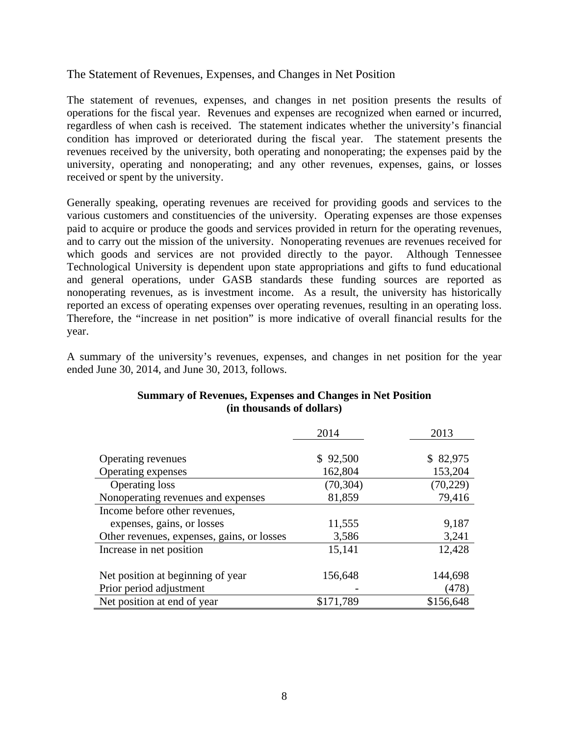## The Statement of Revenues, Expenses, and Changes in Net Position

The statement of revenues, expenses, and changes in net position presents the results of operations for the fiscal year. Revenues and expenses are recognized when earned or incurred, regardless of when cash is received. The statement indicates whether the university's financial condition has improved or deteriorated during the fiscal year. The statement presents the revenues received by the university, both operating and nonoperating; the expenses paid by the university, operating and nonoperating; and any other revenues, expenses, gains, or losses received or spent by the university.

Generally speaking, operating revenues are received for providing goods and services to the various customers and constituencies of the university. Operating expenses are those expenses paid to acquire or produce the goods and services provided in return for the operating revenues, and to carry out the mission of the university. Nonoperating revenues are revenues received for which goods and services are not provided directly to the payor. Although Tennessee Technological University is dependent upon state appropriations and gifts to fund educational and general operations, under GASB standards these funding sources are reported as nonoperating revenues, as is investment income. As a result, the university has historically reported an excess of operating expenses over operating revenues, resulting in an operating loss. Therefore, the "increase in net position" is more indicative of overall financial results for the year.

A summary of the university's revenues, expenses, and changes in net position for the year ended June 30, 2014, and June 30, 2013, follows.

**Summary of Revenues, Expenses and Changes in Net Position**
**(in thousands of dollars)**

| | 2014 | 2013 |
|---|---|---|
| Operating revenues | $ 92,500 | $ 82,975 |
| Operating expenses | 162,804 | 153,204 |
| Operating loss | (70,304) | (70,229) |
| Nonoperating revenues and expenses | 81,859 | 79,416 |
| Income before other revenues, expenses, gains, or losses | 11,555 | 9,187 |
| Other revenues, expenses, gains, or losses | 3,586 | 3,241 |
| Increase in net position | 15,141 | 12,428 |
| Net position at beginning of year | 156,648 | 144,698 |
| Prior period adjustment | - | (478) |
| Net position at end of year | $171,789 | $156,648 |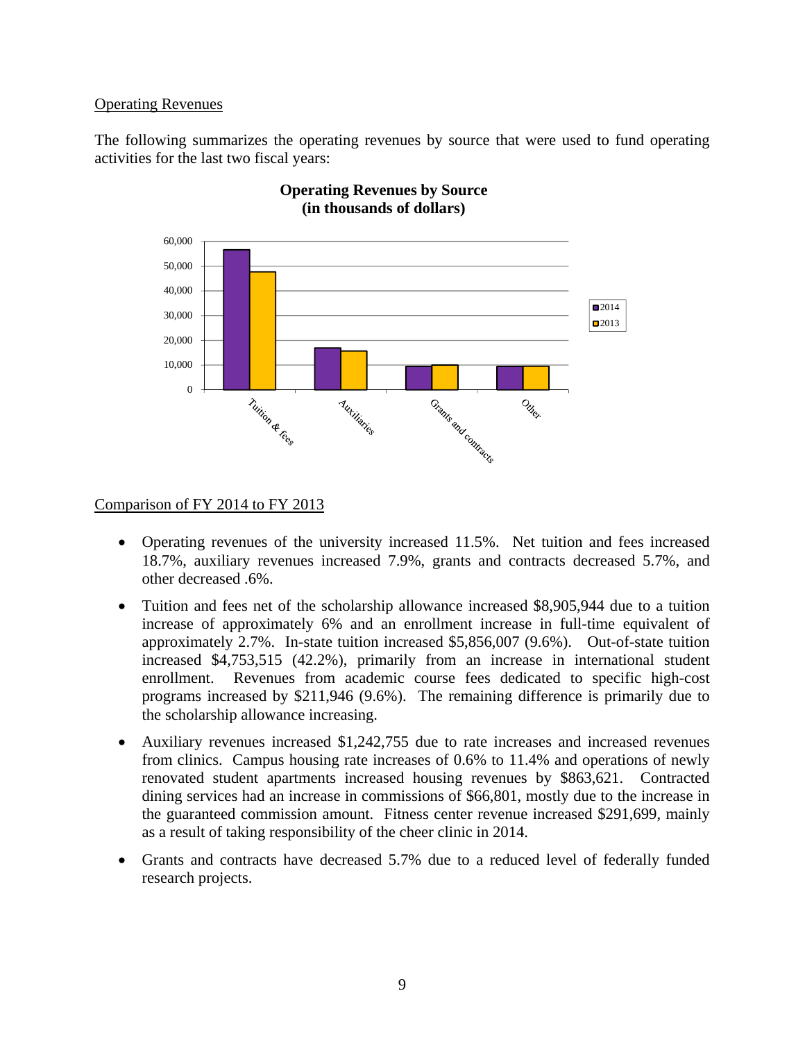Operating Revenues

The following summarizes the operating revenues by source that were used to fund operating activities for the last two fiscal years:

**Operating Revenues by Source (in thousands of dollars)**

Comparison of FY 2014 to FY 2013

- Operating revenues of the university increased 11.5%. Net tuition and fees increased 18.7%, auxiliary revenues increased 7.9%, grants and contracts decreased 5.7%, and other decreased .6%.
- Tuition and fees net of the scholarship allowance increased $8,905,944 due to a tuition increase of approximately 6% and an enrollment increase in full-time equivalent of approximately 2.7%. In-state tuition increased $5,856,007 (9.6%). Out-of-state tuition increased $4,753,515 (42.2%), primarily from an increase in international student enrollment. Revenues from academic course fees dedicated to specific high-cost programs increased by $211,946 (9.6%). The remaining difference is primarily due to the scholarship allowance increasing.
- Auxiliary revenues increased $1,242,755 due to rate increases and increased revenues from clinics. Campus housing rate increases of 0.6% to 11.4% and operations of newly renovated student apartments increased housing revenues by $863,621. Contracted dining services had an increase in commissions of $66,801, mostly due to the increase in the guaranteed commission amount. Fitness center revenue increased $291,699, mainly as a result of taking responsibility of the cheer clinic in 2014.
- Grants and contracts have decreased 5.7% due to a reduced level of federally funded research projects.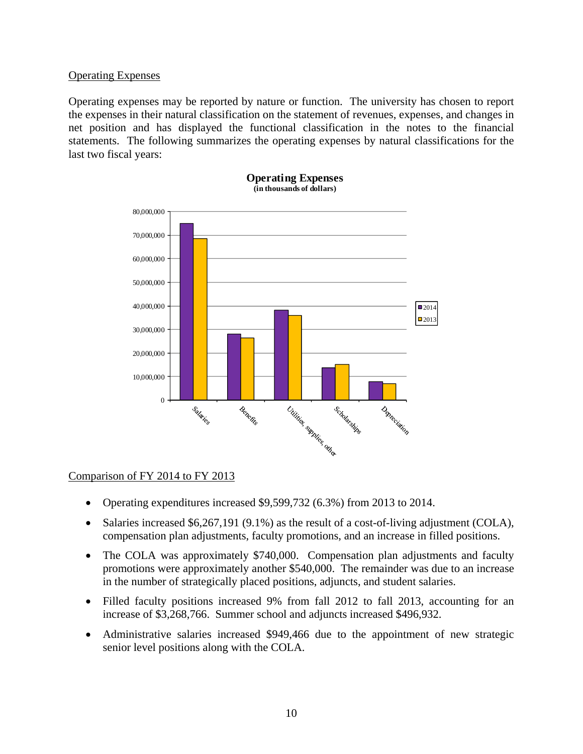Operating Expenses

Operating expenses may be reported by nature or function. The university has chosen to report the expenses in their natural classification on the statement of revenues, expenses, and changes in net position and has displayed the functional classification in the notes to the financial statements. The following summarizes the operating expenses by natural classifications for the last two fiscal years:

**Operating Expenses**
**(in thousands of dollars)**

Comparison of FY 2014 to FY 2013

- Operating expenditures increased $9,599,732 (6.3%) from 2013 to 2014.
- Salaries increased $6,267,191 (9.1%) as the result of a cost-of-living adjustment (COLA), compensation plan adjustments, faculty promotions, and an increase in filled positions.
- The COLA was approximately $740,000. Compensation plan adjustments and faculty promotions were approximately another $540,000. The remainder was due to an increase in the number of strategically placed positions, adjuncts, and student salaries.
- Filled faculty positions increased 9% from fall 2012 to fall 2013, accounting for an increase of $3,268,766. Summer school and adjuncts increased $496,932.
- Administrative salaries increased $949,466 due to the appointment of new strategic senior level positions along with the COLA.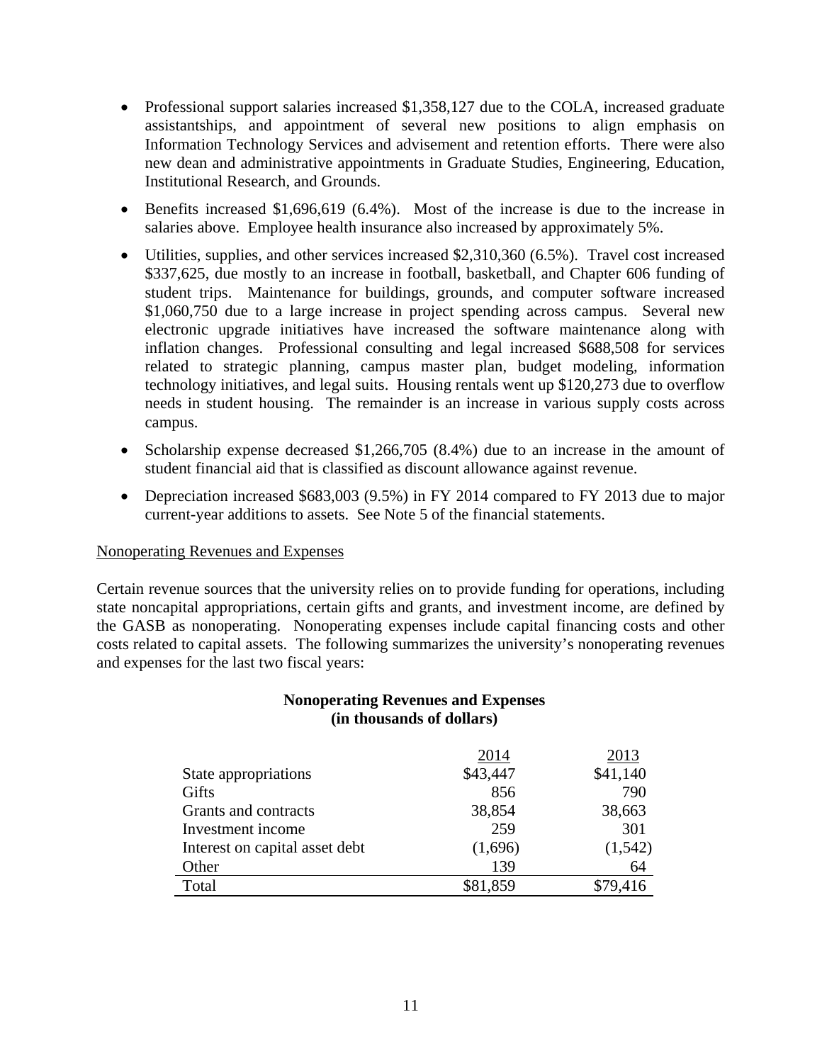- Professional support salaries increased $1,358,127 due to the COLA, increased graduate assistantships, and appointment of several new positions to align emphasis on Information Technology Services and advisement and retention efforts. There were also new dean and administrative appointments in Graduate Studies, Engineering, Education, Institutional Research, and Grounds.
- Benefits increased $1,696,619 (6.4%). Most of the increase is due to the increase in salaries above. Employee health insurance also increased by approximately 5%.
- Utilities, supplies, and other services increased $2,310,360 (6.5%). Travel cost increased $337,625, due mostly to an increase in football, basketball, and Chapter 606 funding of student trips. Maintenance for buildings, grounds, and computer software increased $1,060,750 due to a large increase in project spending across campus. Several new electronic upgrade initiatives have increased the software maintenance along with inflation changes. Professional consulting and legal increased $688,508 for services related to strategic planning, campus master plan, budget modeling, information technology initiatives, and legal suits. Housing rentals went up $120,273 due to overflow needs in student housing. The remainder is an increase in various supply costs across campus.
- Scholarship expense decreased $1,266,705 (8.4%) due to an increase in the amount of student financial aid that is classified as discount allowance against revenue.
- Depreciation increased $683,003 (9.5%) in FY 2014 compared to FY 2013 due to major current-year additions to assets. See Note 5 of the financial statements.

Nonoperating Revenues and Expenses

Certain revenue sources that the university relies on to provide funding for operations, including state noncapital appropriations, certain gifts and grants, and investment income, are defined by the GASB as nonoperating. Nonoperating expenses include capital financing costs and other costs related to capital assets. The following summarizes the university's nonoperating revenues and expenses for the last two fiscal years:

**Nonoperating Revenues and Expenses**
**(in thousands of dollars)**

| | 2014 | 2013 |
|---|---|---|
| State appropriations | $43,447 | $41,140 |
| Gifts | 856 | 790 |
| Grants and contracts | 38,854 | 38,663 |
| Investment income | 259 | 301 |
| Interest on capital asset debt | (1,696) | (1,542) |
| Other | 139 | 64 |
| Total | $81,859 | $79,416 |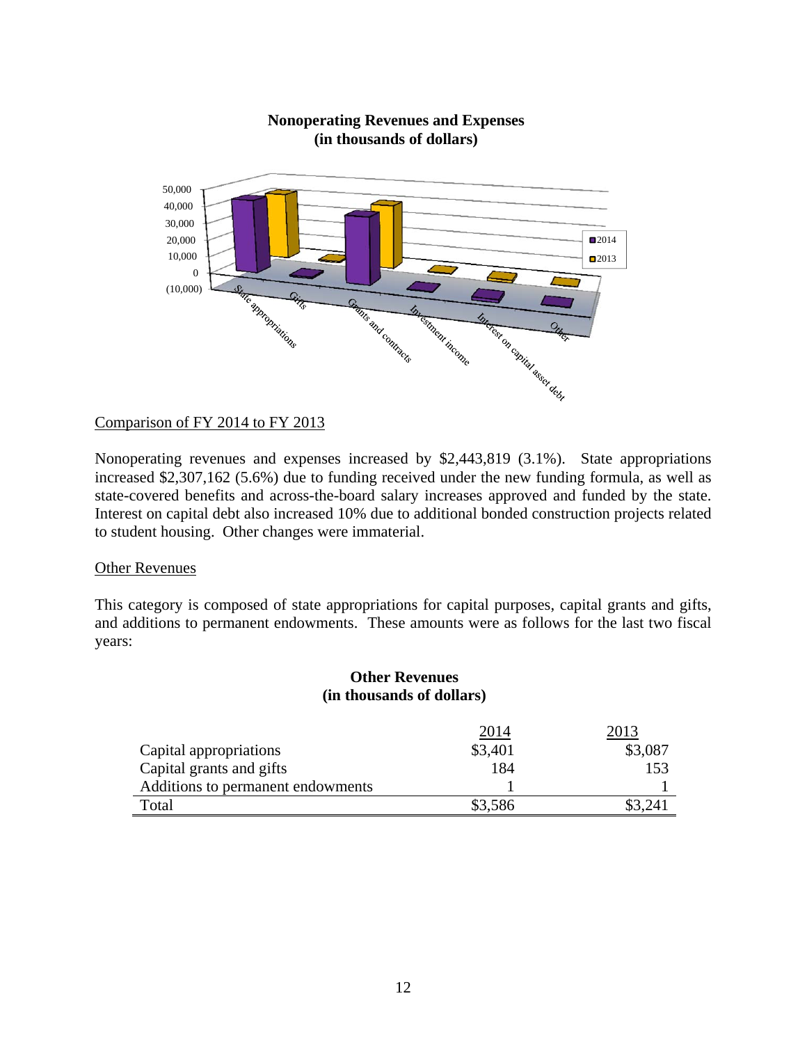**Nonoperating Revenues and Expenses (in thousands of dollars)**

Comparison of FY 2014 to FY 2013

Nonoperating revenues and expenses increased by $2,443,819 (3.1%). State appropriations increased $2,307,162 (5.6%) due to funding received under the new funding formula, as well as state-covered benefits and across-the-board salary increases approved and funded by the state. Interest on capital debt also increased 10% due to additional bonded construction projects related to student housing. Other changes were immaterial.

Other Revenues

This category is composed of state appropriations for capital purposes, capital grants and gifts, and additions to permanent endowments. These amounts were as follows for the last two fiscal years:

**Other Revenues**
**(in thousands of dollars)**

| | 2014 | 2013 |
|---|---|---|
| Capital appropriations | $3,401 | $3,087 |
| Capital grants and gifts | 184 | 153 |
| Additions to permanent endowments | 1 | 1 |
| Total | $3,586 | $3,241 |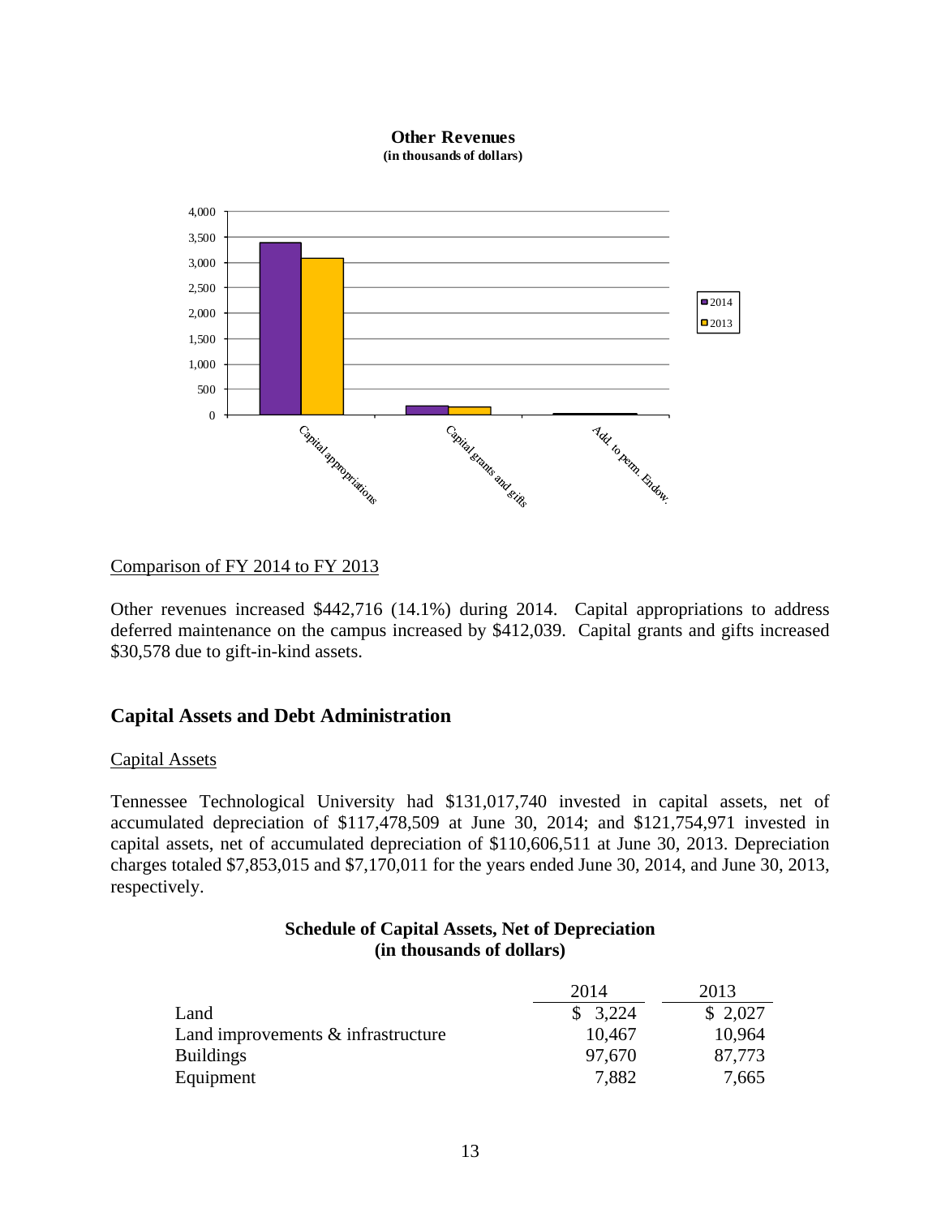**Other Revenues**
**(in thousands of dollars)**

Comparison of FY 2014 to FY 2013

Other revenues increased $442,716 (14.1%) during 2014. Capital appropriations to address deferred maintenance on the campus increased by $412,039. Capital grants and gifts increased $30,578 due to gift-in-kind assets.

## Capital Assets and Debt Administration

Capital Assets

Tennessee Technological University had $131,017,740 invested in capital assets, net of accumulated depreciation of $117,478,509 at June 30, 2014; and $121,754,971 invested in capital assets, net of accumulated depreciation of $110,606,511 at June 30, 2013. Depreciation charges totaled $7,853,015 and $7,170,011 for the years ended June 30, 2014, and June 30, 2013, respectively.

**Schedule of Capital Assets, Net of Depreciation**
**(in thousands of dollars)**

| | 2014 | 2013 |
|---|---|---|
| Land | $ 3,224 | $ 2,027 |
| Land improvements & infrastructure | 10,467 | 10,964 |
| Buildings | 97,670 | 87,773 |
| Equipment | 7,882 | 7,665 |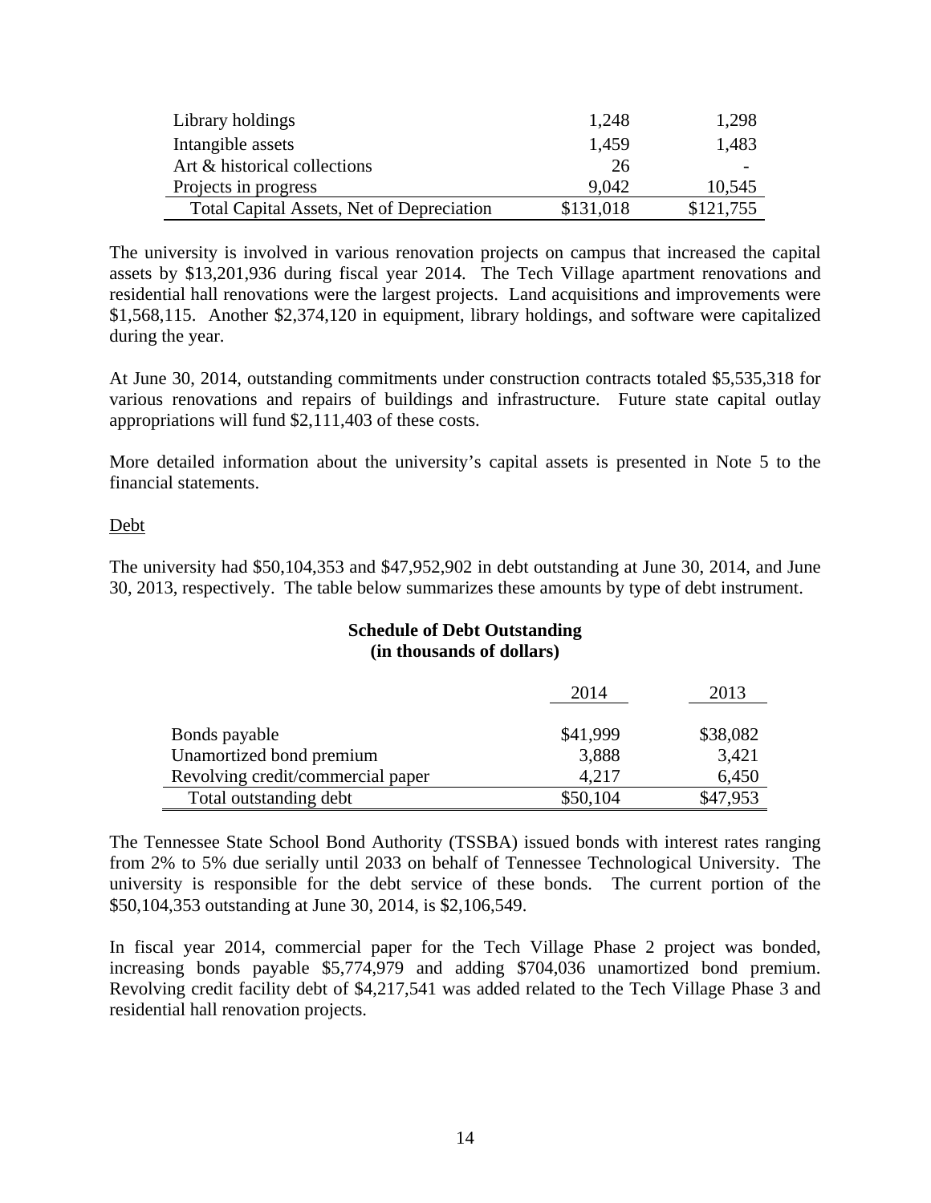| | | |
|---|---|---|
| Library holdings | 1,248 | 1,298 |
| Intangible assets | 1,459 | 1,483 |
| Art & historical collections | 26 | - |
| Projects in progress | 9,042 | 10,545 |
| Total Capital Assets, Net of Depreciation | $131,018 | $121,755 |

The university is involved in various renovation projects on campus that increased the capital assets by $13,201,936 during fiscal year 2014. The Tech Village apartment renovations and residential hall renovations were the largest projects. Land acquisitions and improvements were $1,568,115. Another $2,374,120 in equipment, library holdings, and software were capitalized during the year.

At June 30, 2014, outstanding commitments under construction contracts totaled $5,535,318 for various renovations and repairs of buildings and infrastructure. Future state capital outlay appropriations will fund $2,111,403 of these costs.

More detailed information about the university's capital assets is presented in Note 5 to the financial statements.

Debt

The university had $50,104,353 and $47,952,902 in debt outstanding at June 30, 2014, and June 30, 2013, respectively. The table below summarizes these amounts by type of debt instrument.

**Schedule of Debt Outstanding**
**(in thousands of dollars)**

| | 2014 | 2013 |
|---|---|---|
| Bonds payable | $41,999 | $38,082 |
| Unamortized bond premium | 3,888 | 3,421 |
| Revolving credit/commercial paper | 4,217 | 6,450 |
| Total outstanding debt | $50,104 | $47,953 |

The Tennessee State School Bond Authority (TSSBA) issued bonds with interest rates ranging from 2% to 5% due serially until 2033 on behalf of Tennessee Technological University. The university is responsible for the debt service of these bonds. The current portion of the $50,104,353 outstanding at June 30, 2014, is $2,106,549.

In fiscal year 2014, commercial paper for the Tech Village Phase 2 project was bonded, increasing bonds payable $5,774,979 and adding $704,036 unamortized bond premium. Revolving credit facility debt of $4,217,541 was added related to the Tech Village Phase 3 and residential hall renovation projects.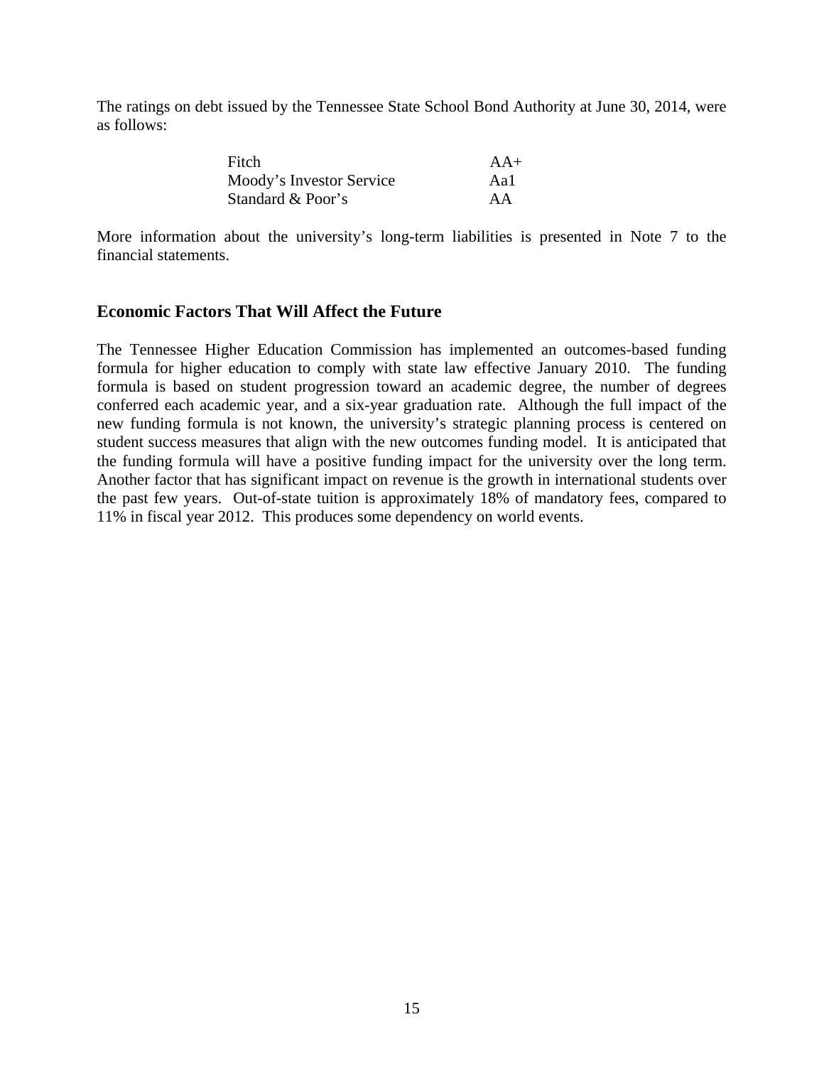The ratings on debt issued by the Tennessee State School Bond Authority at June 30, 2014, were as follows:

| | |
|---|---|
| Fitch | AA+ |
| Moody's Investor Service | Aa1 |
| Standard & Poor's | AA |

More information about the university's long-term liabilities is presented in Note 7 to the financial statements.

## Economic Factors That Will Affect the Future

The Tennessee Higher Education Commission has implemented an outcomes-based funding formula for higher education to comply with state law effective January 2010. The funding formula is based on student progression toward an academic degree, the number of degrees conferred each academic year, and a six-year graduation rate. Although the full impact of the new funding formula is not known, the university's strategic planning process is centered on student success measures that align with the new outcomes funding model. It is anticipated that the funding formula will have a positive funding impact for the university over the long term. Another factor that has significant impact on revenue is the growth in international students over the past few years. Out-of-state tuition is approximately 18% of mandatory fees, compared to 11% in fiscal year 2012. This produces some dependency on world events.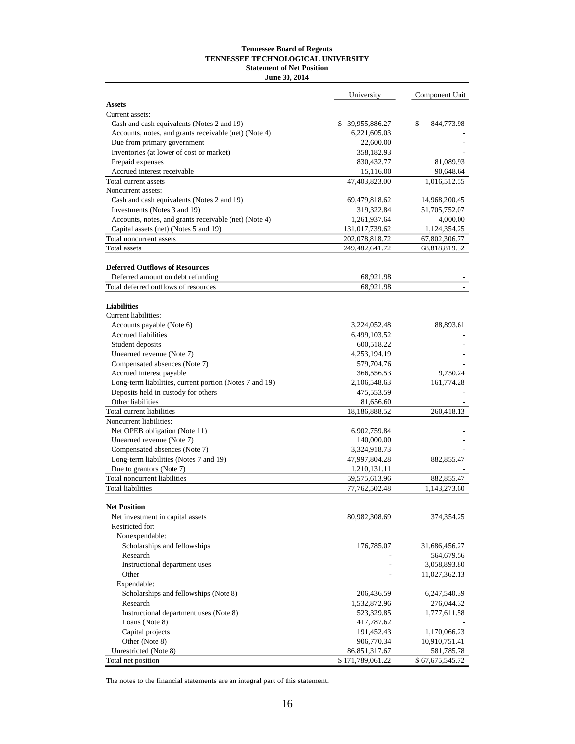**Tennessee Board of Regents**
**TENNESSEE TECHNOLOGICAL UNIVERSITY**
**Statement of Net Position**
**June 30, 2014**

| | University | Component Unit |
|---|---|---|
| **Assets** | | |
| Current assets: | | |
| Cash and cash equivalents (Notes 2 and 19) | $ 39,955,886.27 | $ 844,773.98 |
| Accounts, notes, and grants receivable (net) (Note 4) | 6,221,605.03 | - |
| Due from primary government | 22,600.00 | - |
| Inventories (at lower of cost or market) | 358,182.93 | - |
| Prepaid expenses | 830,432.77 | 81,089.93 |
| Accrued interest receivable | 15,116.00 | 90,648.64 |
| Total current assets | 47,403,823.00 | 1,016,512.55 |
| Noncurrent assets: | | |
| Cash and cash equivalents (Notes 2 and 19) | 69,479,818.62 | 14,968,200.45 |
| Investments (Notes 3 and 19) | 319,322.84 | 51,705,752.07 |
| Accounts, notes, and grants receivable (net) (Note 4) | 1,261,937.64 | 4,000.00 |
| Capital assets (net) (Notes 5 and 19) | 131,017,739.62 | 1,124,354.25 |
| Total noncurrent assets | 202,078,818.72 | 67,802,306.77 |
| Total assets | 249,482,641.72 | 68,818,819.32 |
| | | |
| **Deferred Outflows of Resources** | | |
| Deferred amount on debt refunding | 68,921.98 | - |
| Total deferred outflows of resources | 68,921.98 | - |
| | | |
| **Liabilities** | | |
| Current liabilities: | | |
| Accounts payable (Note 6) | 3,224,052.48 | 88,893.61 |
| Accrued liabilities | 6,499,103.52 | - |
| Student deposits | 600,518.22 | - |
| Unearned revenue (Note 7) | 4,253,194.19 | - |
| Compensated absences (Note 7) | 579,704.76 | - |
| Accrued interest payable | 366,556.53 | 9,750.24 |
| Long-term liabilities, current portion (Notes 7 and 19) | 2,106,548.63 | 161,774.28 |
| Deposits held in custody for others | 475,553.59 | - |
| Other liabilities | 81,656.60 | - |
| Total current liabilities | 18,186,888.52 | 260,418.13 |
| Noncurrent liabilities: | | |
| Net OPEB obligation (Note 11) | 6,902,759.84 | - |
| Unearned revenue (Note 7) | 140,000.00 | - |
| Compensated absences (Note 7) | 3,324,918.73 | - |
| Long-term liabilities (Notes 7 and 19) | 47,997,804.28 | 882,855.47 |
| Due to grantors (Note 7) | 1,210,131.11 | - |
| Total noncurrent liabilities | 59,575,613.96 | 882,855.47 |
| Total liabilities | 77,762,502.48 | 1,143,273.60 |
| | | |
| **Net Position** | | |
| Net investment in capital assets | 80,982,308.69 | 374,354.25 |
| Restricted for: | | |
| Nonexpendable: | | |
| Scholarships and fellowships | 176,785.07 | 31,686,456.27 |
| Research | - | 564,679.56 |
| Instructional department uses | - | 3,058,893.80 |
| Other | - | 11,027,362.13 |
| Expendable: | | |
| Scholarships and fellowships (Note 8) | 206,436.59 | 6,247,540.39 |
| Research | 1,532,872.96 | 276,044.32 |
| Instructional department uses (Note 8) | 523,329.85 | 1,777,611.58 |
| Loans (Note 8) | 417,787.62 | - |
| Capital projects | 191,452.43 | 1,170,066.23 |
| Other (Note 8) | 906,770.34 | 10,910,751.41 |
| Unrestricted (Note 8) | 86,851,317.67 | 581,785.78 |
| Total net position | $ 171,789,061.22 | $ 67,675,545.72 |

The notes to the financial statements are an integral part of this statement.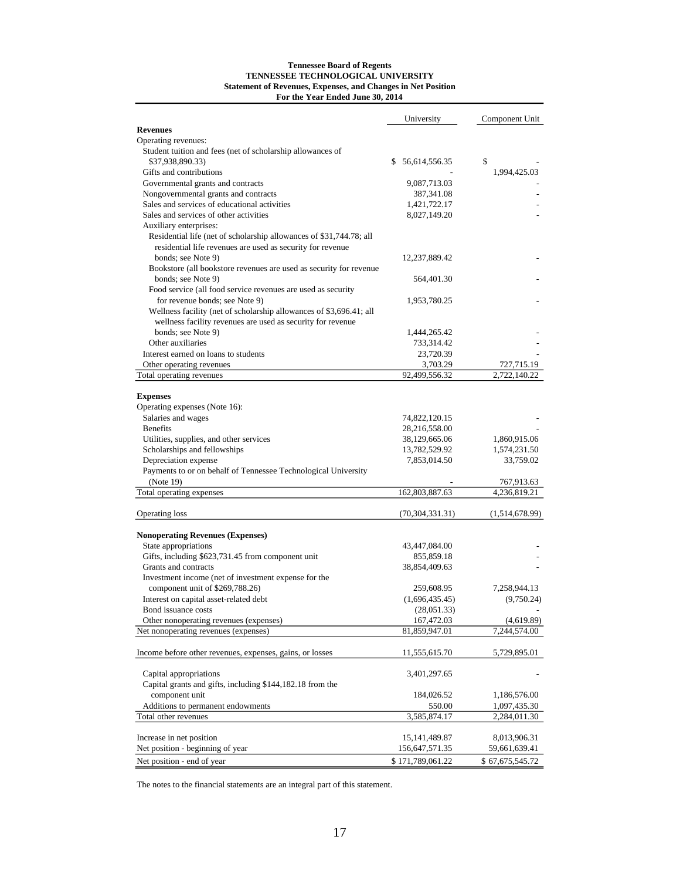**Tennessee Board of Regents**
**TENNESSEE TECHNOLOGICAL UNIVERSITY**
**Statement of Revenues, Expenses, and Changes in Net Position**
**For the Year Ended June 30, 2014**

| | University | Component Unit |
|---|---|---|
| **Revenues** | | |
| Operating revenues: | | |
| Student tuition and fees (net of scholarship allowances of $37,938,890.33) | $ 56,614,556.35 | $ - |
| Gifts and contributions | - | 1,994,425.03 |
| Governmental grants and contracts | 9,087,713.03 | - |
| Nongovernmental grants and contracts | 387,341.08 | - |
| Sales and services of educational activities | 1,421,722.17 | - |
| Sales and services of other activities | 8,027,149.20 | - |
| Auxiliary enterprises: | | |
| Residential life (net of scholarship allowances of $31,744.78; all residential life revenues are used as security for revenue bonds; see Note 9) | 12,237,889.42 | - |
| Bookstore (all bookstore revenues are used as security for revenue bonds; see Note 9) | 564,401.30 | - |
| Food service (all food service revenues are used as security for revenue bonds; see Note 9) | 1,953,780.25 | - |
| Wellness facility (net of scholarship allowances of $3,696.41; all wellness facility revenues are used as security for revenue bonds; see Note 9) | 1,444,265.42 | - |
| Other auxiliaries | 733,314.42 | - |
| Interest earned on loans to students | 23,720.39 | - |
| Other operating revenues | 3,703.29 | 727,715.19 |
| Total operating revenues | 92,499,556.32 | 2,722,140.22 |
| **Expenses** | | |
| Operating expenses (Note 16): | | |
| Salaries and wages | 74,822,120.15 | - |
| Benefits | 28,216,558.00 | - |
| Utilities, supplies, and other services | 38,129,665.06 | 1,860,915.06 |
| Scholarships and fellowships | 13,782,529.92 | 1,574,231.50 |
| Depreciation expense | 7,853,014.50 | 33,759.02 |
| Payments to or on behalf of Tennessee Technological University (Note 19) | - | 767,913.63 |
| Total operating expenses | 162,803,887.63 | 4,236,819.21 |
| Operating loss | (70,304,331.31) | (1,514,678.99) |
| **Nonoperating Revenues (Expenses)** | | |
| State appropriations | 43,447,084.00 | - |
| Gifts, including $623,731.45 from component unit | 855,859.18 | - |
| Grants and contracts | 38,854,409.63 | - |
| Investment income (net of investment expense for the component unit of $269,788.26) | 259,608.95 | 7,258,944.13 |
| Interest on capital asset-related debt | (1,696,435.45) | (9,750.24) |
| Bond issuance costs | (28,051.33) | - |
| Other nonoperating revenues (expenses) | 167,472.03 | (4,619.89) |
| Net nonoperating revenues (expenses) | 81,859,947.01 | 7,244,574.00 |
| Income before other revenues, expenses, gains, or losses | 11,555,615.70 | 5,729,895.01 |
| Capital appropriations | 3,401,297.65 | - |
| Capital grants and gifts, including $144,182.18 from the component unit | 184,026.52 | 1,186,576.00 |
| Additions to permanent endowments | 550.00 | 1,097,435.30 |
| Total other revenues | 3,585,874.17 | 2,284,011.30 |
| Increase in net position | 15,141,489.87 | 8,013,906.31 |
| Net position - beginning of year | 156,647,571.35 | 59,661,639.41 |
| Net position - end of year | $ 171,789,061.22 | $ 67,675,545.72 |

The notes to the financial statements are an integral part of this statement.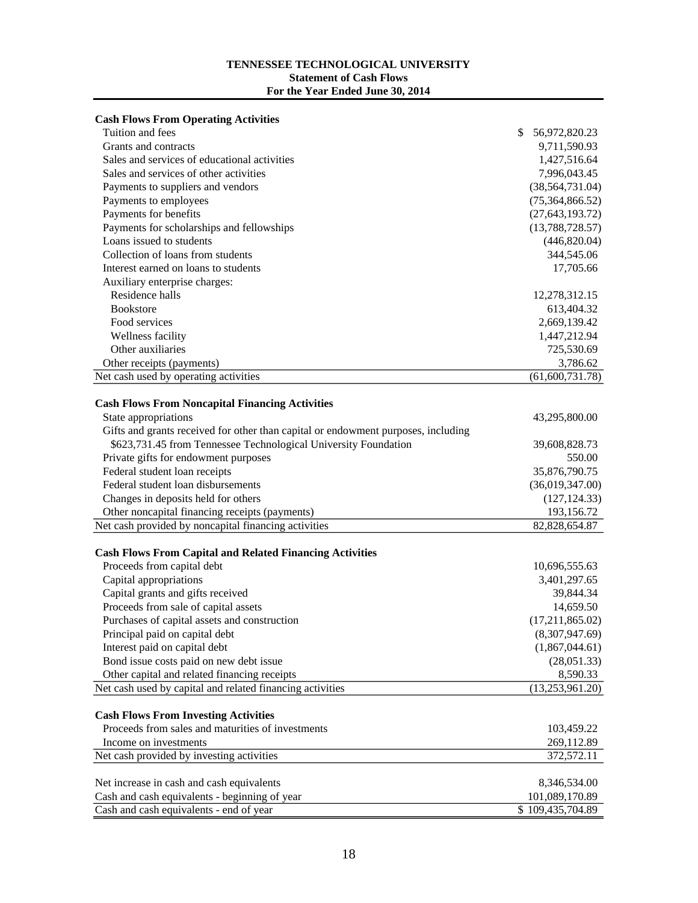**TENNESSEE TECHNOLOGICAL UNIVERSITY**
**Statement of Cash Flows**
**For the Year Ended June 30, 2014**

| | |
|---|---|
| **Cash Flows From Operating Activities** | |
| Tuition and fees | $ 56,972,820.23 |
| Grants and contracts | 9,711,590.93 |
| Sales and services of educational activities | 1,427,516.64 |
| Sales and services of other activities | 7,996,043.45 |
| Payments to suppliers and vendors | (38,564,731.04) |
| Payments to employees | (75,364,866.52) |
| Payments for benefits | (27,643,193.72) |
| Payments for scholarships and fellowships | (13,788,728.57) |
| Loans issued to students | (446,820.04) |
| Collection of loans from students | 344,545.06 |
| Interest earned on loans to students | 17,705.66 |
| Auxiliary enterprise charges: | |
| Residence halls | 12,278,312.15 |
| Bookstore | 613,404.32 |
| Food services | 2,669,139.42 |
| Wellness facility | 1,447,212.94 |
| Other auxiliaries | 725,530.69 |
| Other receipts (payments) | 3,786.62 |
| Net cash used by operating activities | (61,600,731.78) |
| | |
| **Cash Flows From Noncapital Financing Activities** | |
| State appropriations | 43,295,800.00 |
| Gifts and grants received for other than capital or endowment purposes, including $623,731.45 from Tennessee Technological University Foundation | 39,608,828.73 |
| Private gifts for endowment purposes | 550.00 |
| Federal student loan receipts | 35,876,790.75 |
| Federal student loan disbursements | (36,019,347.00) |
| Changes in deposits held for others | (127,124.33) |
| Other noncapital financing receipts (payments) | 193,156.72 |
| Net cash provided by noncapital financing activities | 82,828,654.87 |
| | |
| **Cash Flows From Capital and Related Financing Activities** | |
| Proceeds from capital debt | 10,696,555.63 |
| Capital appropriations | 3,401,297.65 |
| Capital grants and gifts received | 39,844.34 |
| Proceeds from sale of capital assets | 14,659.50 |
| Purchases of capital assets and construction | (17,211,865.02) |
| Principal paid on capital debt | (8,307,947.69) |
| Interest paid on capital debt | (1,867,044.61) |
| Bond issue costs paid on new debt issue | (28,051.33) |
| Other capital and related financing receipts | 8,590.33 |
| Net cash used by capital and related financing activities | (13,253,961.20) |
| | |
| **Cash Flows From Investing Activities** | |
| Proceeds from sales and maturities of investments | 103,459.22 |
| Income on investments | 269,112.89 |
| Net cash provided by investing activities | 372,572.11 |
| | |
| Net increase in cash and cash equivalents | 8,346,534.00 |
| Cash and cash equivalents - beginning of year | 101,089,170.89 |
| Cash and cash equivalents - end of year | $ 109,435,704.89 |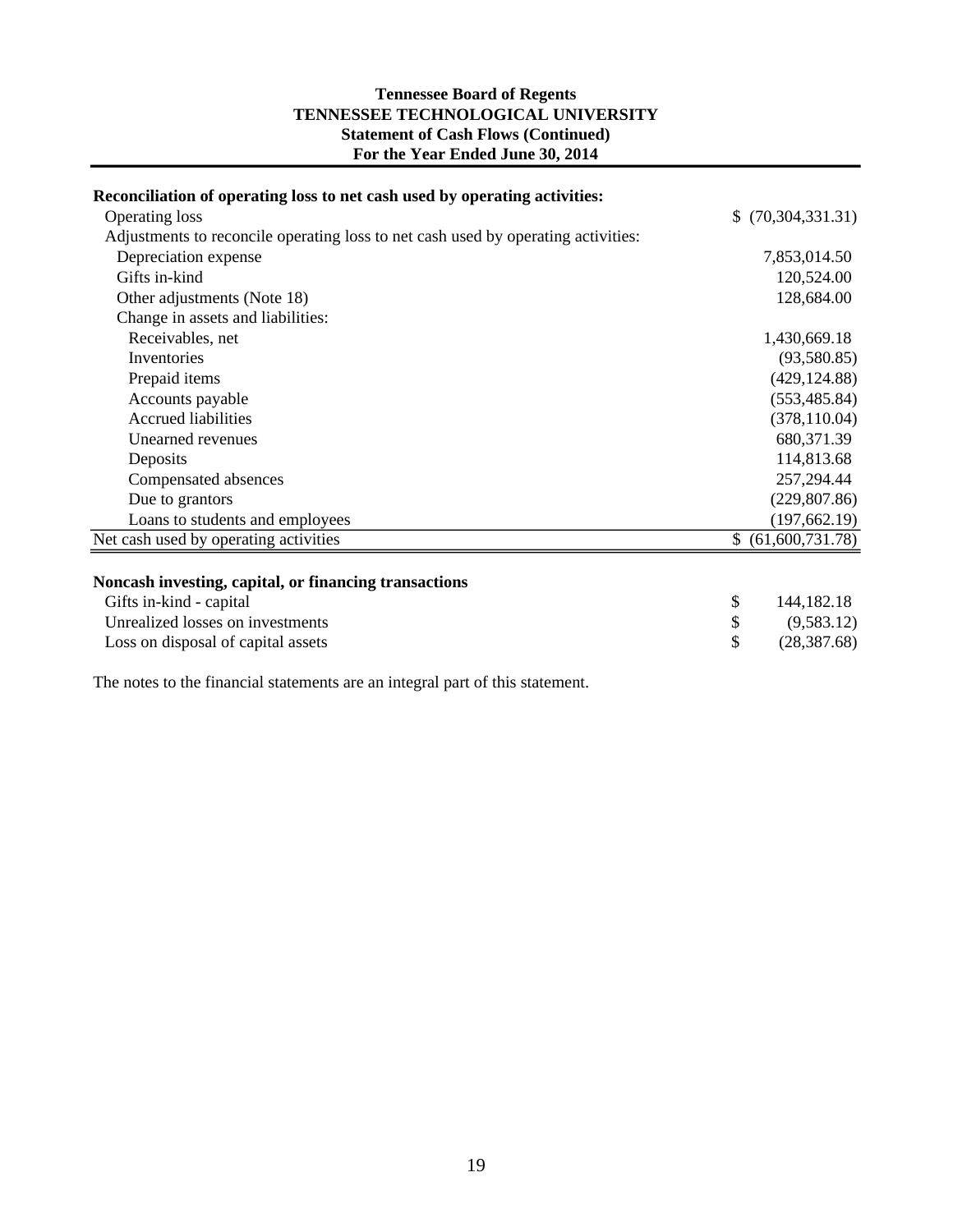**Tennessee Board of Regents**
**TENNESSEE TECHNOLOGICAL UNIVERSITY**
**Statement of Cash Flows (Continued)**
**For the Year Ended June 30, 2014**

| **Reconciliation of operating loss to net cash used by operating activities:** | |
|---|---|
| Operating loss | $ (70,304,331.31) |
| Adjustments to reconcile operating loss to net cash used by operating activities: | |
| Depreciation expense | 7,853,014.50 |
| Gifts in-kind | 120,524.00 |
| Other adjustments (Note 18) | 128,684.00 |
| Change in assets and liabilities: | |
| Receivables, net | 1,430,669.18 |
| Inventories | (93,580.85) |
| Prepaid items | (429,124.88) |
| Accounts payable | (553,485.84) |
| Accrued liabilities | (378,110.04) |
| Unearned revenues | 680,371.39 |
| Deposits | 114,813.68 |
| Compensated absences | 257,294.44 |
| Due to grantors | (229,807.86) |
| Loans to students and employees | (197,662.19) |
| Net cash used by operating activities | $ (61,600,731.78) |

| **Noncash investing, capital, or financing transactions** | |
|---|---|
| Gifts in-kind - capital | $ 144,182.18 |
| Unrealized losses on investments | $ (9,583.12) |
| Loss on disposal of capital assets | $ (28,387.68) |

The notes to the financial statements are an integral part of this statement.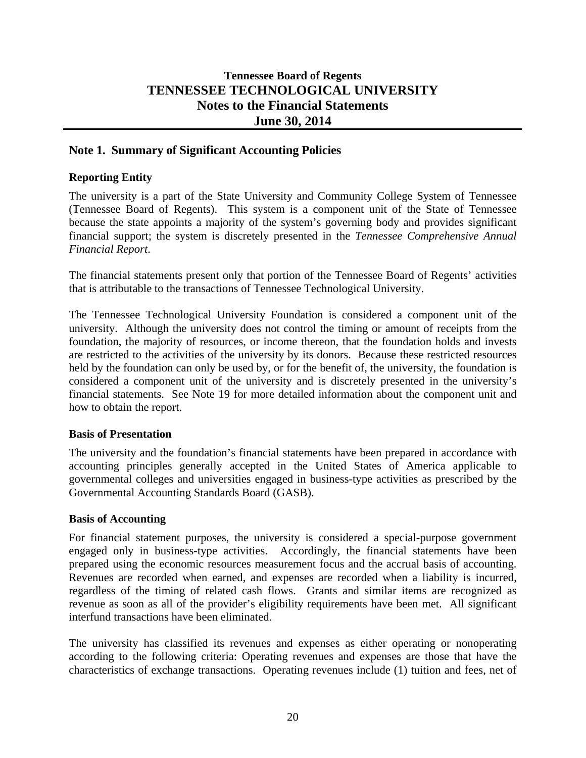# Tennessee Board of Regents
# TENNESSEE TECHNOLOGICAL UNIVERSITY
# Notes to the Financial Statements
# June 30, 2014

## Note 1. Summary of Significant Accounting Policies

### Reporting Entity

The university is a part of the State University and Community College System of Tennessee (Tennessee Board of Regents). This system is a component unit of the State of Tennessee because the state appoints a majority of the system's governing body and provides significant financial support; the system is discretely presented in the *Tennessee Comprehensive Annual Financial Report*.

The financial statements present only that portion of the Tennessee Board of Regents' activities that is attributable to the transactions of Tennessee Technological University.

The Tennessee Technological University Foundation is considered a component unit of the university. Although the university does not control the timing or amount of receipts from the foundation, the majority of resources, or income thereon, that the foundation holds and invests are restricted to the activities of the university by its donors. Because these restricted resources held by the foundation can only be used by, or for the benefit of, the university, the foundation is considered a component unit of the university and is discretely presented in the university's financial statements. See Note 19 for more detailed information about the component unit and how to obtain the report.

### Basis of Presentation

The university and the foundation's financial statements have been prepared in accordance with accounting principles generally accepted in the United States of America applicable to governmental colleges and universities engaged in business-type activities as prescribed by the Governmental Accounting Standards Board (GASB).

### Basis of Accounting

For financial statement purposes, the university is considered a special-purpose government engaged only in business-type activities. Accordingly, the financial statements have been prepared using the economic resources measurement focus and the accrual basis of accounting. Revenues are recorded when earned, and expenses are recorded when a liability is incurred, regardless of the timing of related cash flows. Grants and similar items are recognized as revenue as soon as all of the provider's eligibility requirements have been met. All significant interfund transactions have been eliminated.

The university has classified its revenues and expenses as either operating or nonoperating according to the following criteria: Operating revenues and expenses are those that have the characteristics of exchange transactions. Operating revenues include (1) tuition and fees, net of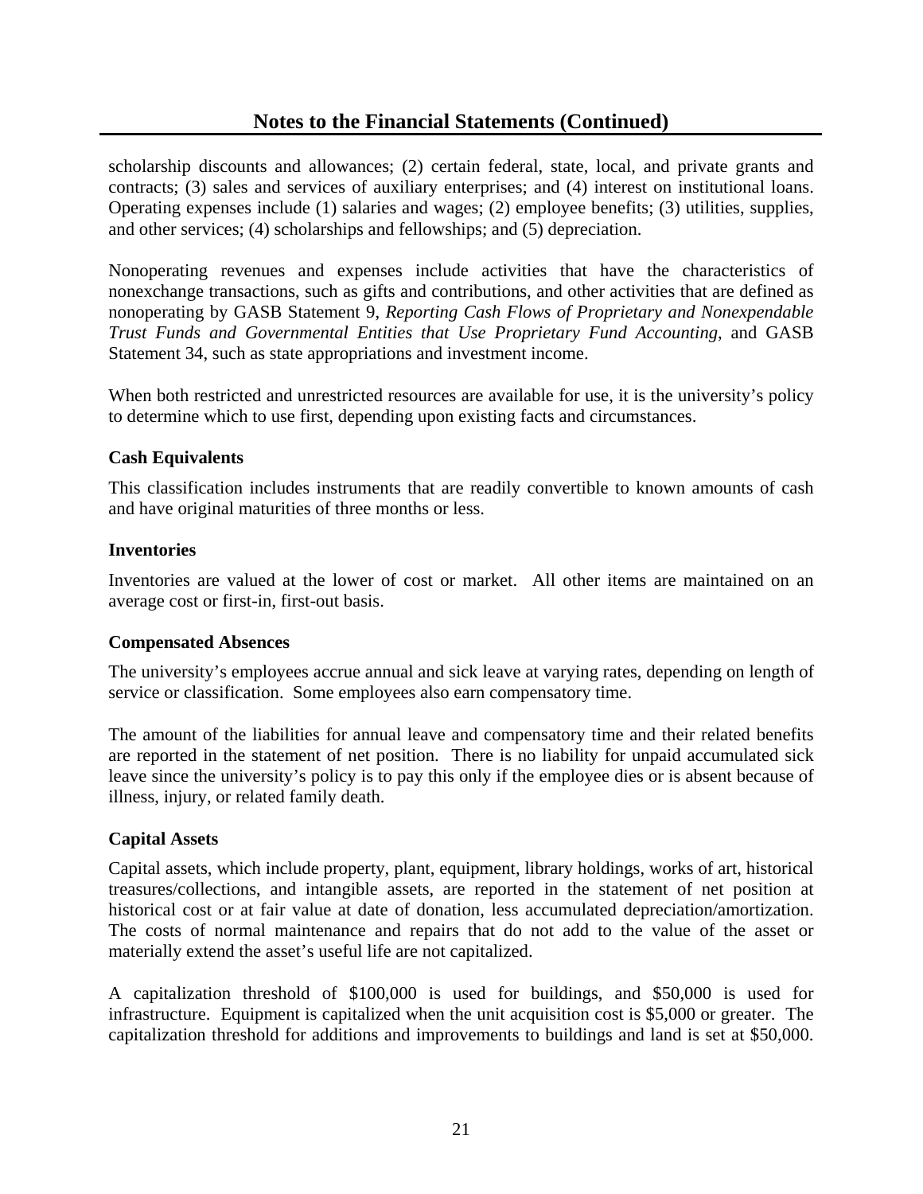scholarship discounts and allowances; (2) certain federal, state, local, and private grants and contracts; (3) sales and services of auxiliary enterprises; and (4) interest on institutional loans. Operating expenses include (1) salaries and wages; (2) employee benefits; (3) utilities, supplies, and other services; (4) scholarships and fellowships; and (5) depreciation.

Nonoperating revenues and expenses include activities that have the characteristics of nonexchange transactions, such as gifts and contributions, and other activities that are defined as nonoperating by GASB Statement 9, *Reporting Cash Flows of Proprietary and Nonexpendable Trust Funds and Governmental Entities that Use Proprietary Fund Accounting*, and GASB Statement 34, such as state appropriations and investment income.

When both restricted and unrestricted resources are available for use, it is the university's policy to determine which to use first, depending upon existing facts and circumstances.

**Cash Equivalents**

This classification includes instruments that are readily convertible to known amounts of cash and have original maturities of three months or less.

**Inventories**

Inventories are valued at the lower of cost or market. All other items are maintained on an average cost or first-in, first-out basis.

**Compensated Absences**

The university's employees accrue annual and sick leave at varying rates, depending on length of service or classification. Some employees also earn compensatory time.

The amount of the liabilities for annual leave and compensatory time and their related benefits are reported in the statement of net position. There is no liability for unpaid accumulated sick leave since the university's policy is to pay this only if the employee dies or is absent because of illness, injury, or related family death.

**Capital Assets**

Capital assets, which include property, plant, equipment, library holdings, works of art, historical treasures/collections, and intangible assets, are reported in the statement of net position at historical cost or at fair value at date of donation, less accumulated depreciation/amortization. The costs of normal maintenance and repairs that do not add to the value of the asset or materially extend the asset's useful life are not capitalized.

A capitalization threshold of $100,000 is used for buildings, and $50,000 is used for infrastructure. Equipment is capitalized when the unit acquisition cost is $5,000 or greater. The capitalization threshold for additions and improvements to buildings and land is set at $50,000.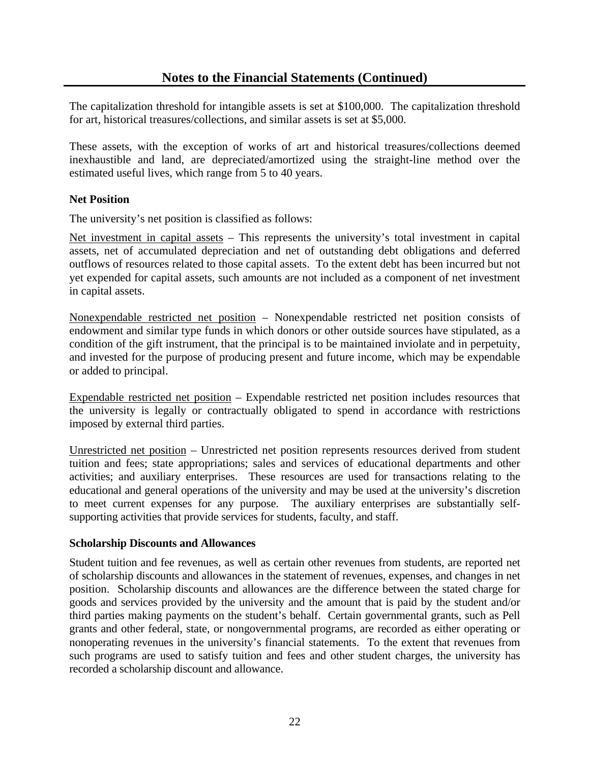## Notes to the Financial Statements (Continued)

The capitalization threshold for intangible assets is set at $100,000. The capitalization threshold for art, historical treasures/collections, and similar assets is set at $5,000.

These assets, with the exception of works of art and historical treasures/collections deemed inexhaustible and land, are depreciated/amortized using the straight-line method over the estimated useful lives, which range from 5 to 40 years.

### Net Position

The university's net position is classified as follows:

Net investment in capital assets – This represents the university's total investment in capital assets, net of accumulated depreciation and net of outstanding debt obligations and deferred outflows of resources related to those capital assets. To the extent debt has been incurred but not yet expended for capital assets, such amounts are not included as a component of net investment in capital assets.

Nonexpendable restricted net position – Nonexpendable restricted net position consists of endowment and similar type funds in which donors or other outside sources have stipulated, as a condition of the gift instrument, that the principal is to be maintained inviolate and in perpetuity, and invested for the purpose of producing present and future income, which may be expendable or added to principal.

Expendable restricted net position – Expendable restricted net position includes resources that the university is legally or contractually obligated to spend in accordance with restrictions imposed by external third parties.

Unrestricted net position – Unrestricted net position represents resources derived from student tuition and fees; state appropriations; sales and services of educational departments and other activities; and auxiliary enterprises. These resources are used for transactions relating to the educational and general operations of the university and may be used at the university's discretion to meet current expenses for any purpose. The auxiliary enterprises are substantially self-supporting activities that provide services for students, faculty, and staff.

### Scholarship Discounts and Allowances

Student tuition and fee revenues, as well as certain other revenues from students, are reported net of scholarship discounts and allowances in the statement of revenues, expenses, and changes in net position. Scholarship discounts and allowances are the difference between the stated charge for goods and services provided by the university and the amount that is paid by the student and/or third parties making payments on the student's behalf. Certain governmental grants, such as Pell grants and other federal, state, or nongovernmental programs, are recorded as either operating or nonoperating revenues in the university's financial statements. To the extent that revenues from such programs are used to satisfy tuition and fees and other student charges, the university has recorded a scholarship discount and allowance.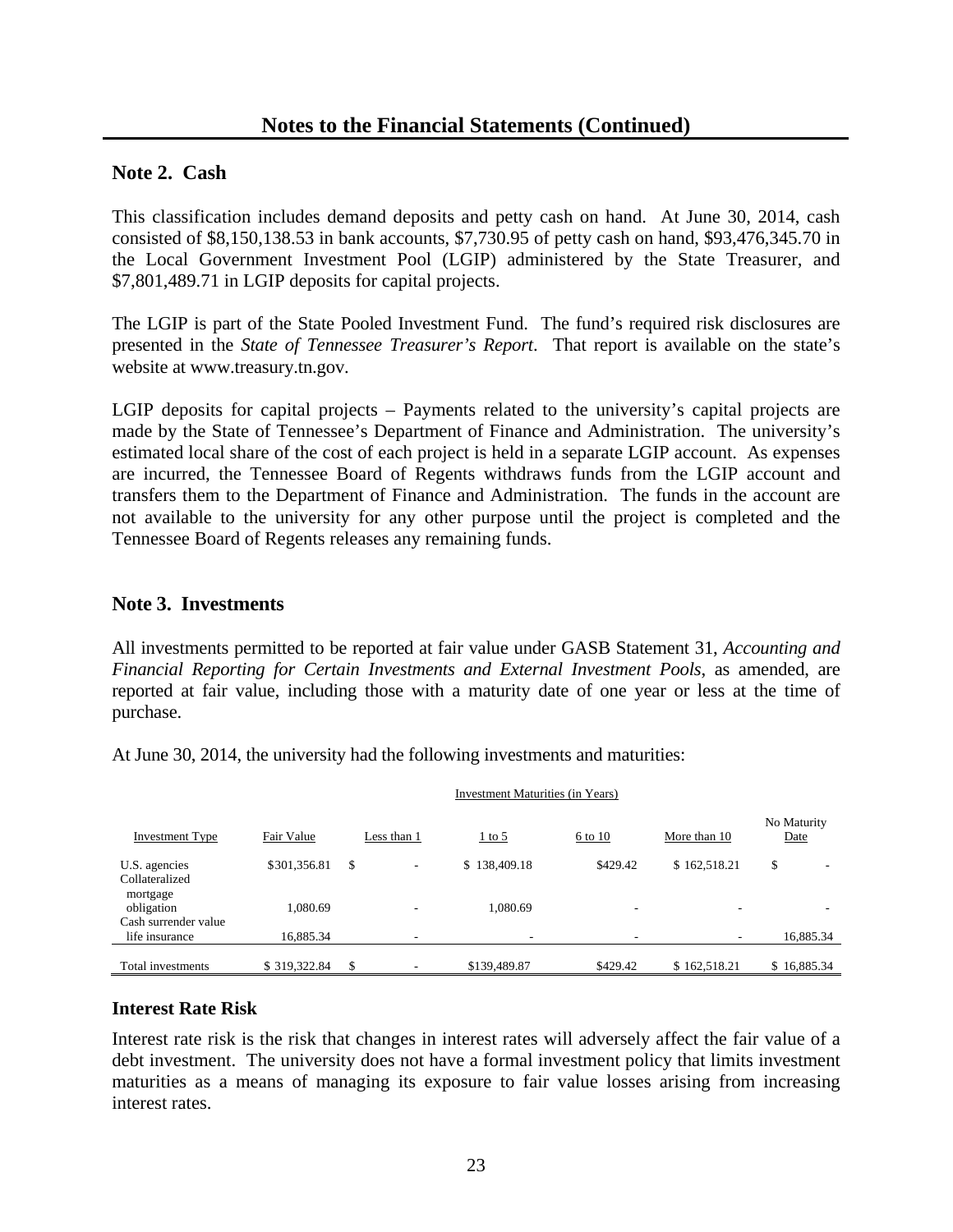# Notes to the Financial Statements (Continued)

## Note 2. Cash

This classification includes demand deposits and petty cash on hand. At June 30, 2014, cash consisted of $8,150,138.53 in bank accounts, $7,730.95 of petty cash on hand, $93,476,345.70 in the Local Government Investment Pool (LGIP) administered by the State Treasurer, and $7,801,489.71 in LGIP deposits for capital projects.

The LGIP is part of the State Pooled Investment Fund. The fund's required risk disclosures are presented in the *State of Tennessee Treasurer's Report*. That report is available on the state's website at www.treasury.tn.gov.

LGIP deposits for capital projects – Payments related to the university's capital projects are made by the State of Tennessee's Department of Finance and Administration. The university's estimated local share of the cost of each project is held in a separate LGIP account. As expenses are incurred, the Tennessee Board of Regents withdraws funds from the LGIP account and transfers them to the Department of Finance and Administration. The funds in the account are not available to the university for any other purpose until the project is completed and the Tennessee Board of Regents releases any remaining funds.

## Note 3. Investments

All investments permitted to be reported at fair value under GASB Statement 31, *Accounting and Financial Reporting for Certain Investments and External Investment Pools*, as amended, are reported at fair value, including those with a maturity date of one year or less at the time of purchase.

At June 30, 2014, the university had the following investments and maturities:

| | | Investment Maturities (in Years) | | | | |
|---|---|---|---|---|---|---|
| Investment Type | Fair Value | Less than 1 | 1 to 5 | 6 to 10 | More than 10 | No Maturity Date |
| U.S. agencies | $301,356.81 | $ - | $ 138,409.18 | $429.42 | $ 162,518.21 | $ - |
| Collateralized mortgage obligation | 1,080.69 | - | 1,080.69 | - | - | - |
| Cash surrender value life insurance | 16,885.34 | - | - | - | - | 16,885.34 |
| Total investments | $ 319,322.84 | $ - | $139,489.87 | $429.42 | $ 162,518.21 | $ 16,885.34 |

### Interest Rate Risk

Interest rate risk is the risk that changes in interest rates will adversely affect the fair value of a debt investment. The university does not have a formal investment policy that limits investment maturities as a means of managing its exposure to fair value losses arising from increasing interest rates.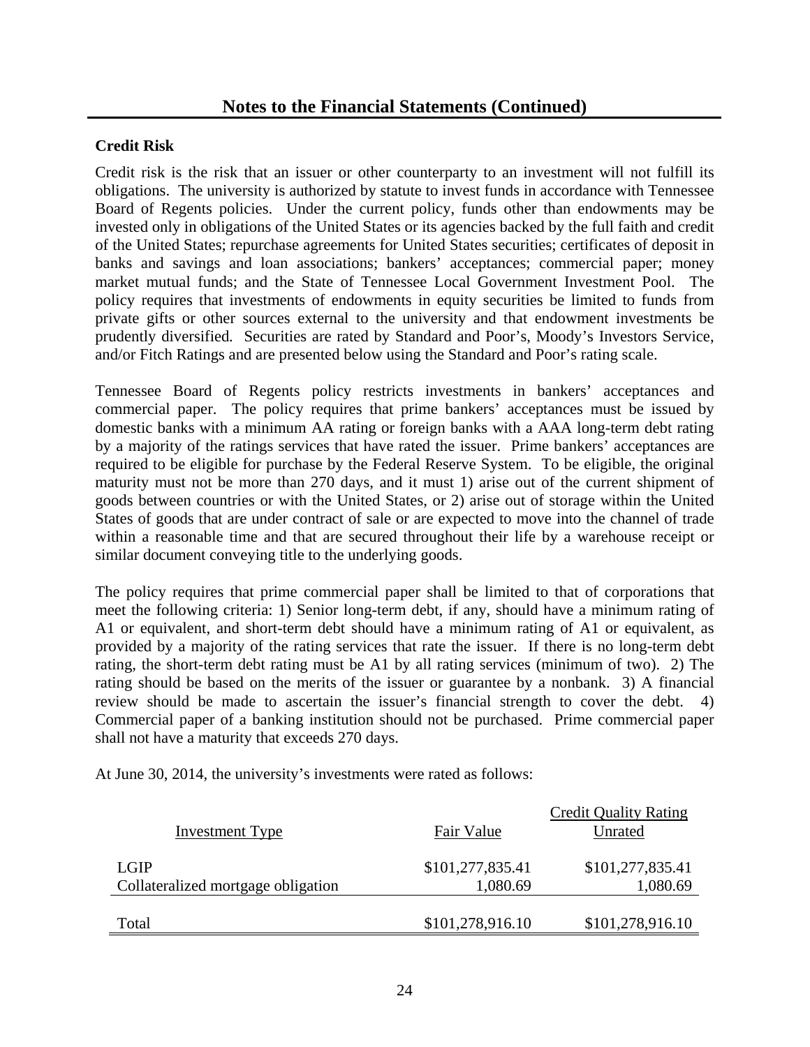## Notes to the Financial Statements (Continued)

### Credit Risk

Credit risk is the risk that an issuer or other counterparty to an investment will not fulfill its obligations. The university is authorized by statute to invest funds in accordance with Tennessee Board of Regents policies. Under the current policy, funds other than endowments may be invested only in obligations of the United States or its agencies backed by the full faith and credit of the United States; repurchase agreements for United States securities; certificates of deposit in banks and savings and loan associations; bankers' acceptances; commercial paper; money market mutual funds; and the State of Tennessee Local Government Investment Pool. The policy requires that investments of endowments in equity securities be limited to funds from private gifts or other sources external to the university and that endowment investments be prudently diversified. Securities are rated by Standard and Poor's, Moody's Investors Service, and/or Fitch Ratings and are presented below using the Standard and Poor's rating scale.

Tennessee Board of Regents policy restricts investments in bankers' acceptances and commercial paper. The policy requires that prime bankers' acceptances must be issued by domestic banks with a minimum AA rating or foreign banks with a AAA long-term debt rating by a majority of the ratings services that have rated the issuer. Prime bankers' acceptances are required to be eligible for purchase by the Federal Reserve System. To be eligible, the original maturity must not be more than 270 days, and it must 1) arise out of the current shipment of goods between countries or with the United States, or 2) arise out of storage within the United States of goods that are under contract of sale or are expected to move into the channel of trade within a reasonable time and that are secured throughout their life by a warehouse receipt or similar document conveying title to the underlying goods.

The policy requires that prime commercial paper shall be limited to that of corporations that meet the following criteria: 1) Senior long-term debt, if any, should have a minimum rating of A1 or equivalent, and short-term debt should have a minimum rating of A1 or equivalent, as provided by a majority of the rating services that rate the issuer. If there is no long-term debt rating, the short-term debt rating must be A1 by all rating services (minimum of two). 2) The rating should be based on the merits of the issuer or guarantee by a nonbank. 3) A financial review should be made to ascertain the issuer's financial strength to cover the debt. 4) Commercial paper of a banking institution should not be purchased. Prime commercial paper shall not have a maturity that exceeds 270 days.

At June 30, 2014, the university's investments were rated as follows:

| Investment Type | Fair Value | Credit Quality Rating Unrated |
|---|---|---|
| LGIP | $101,277,835.41 | $101,277,835.41 |
| Collateralized mortgage obligation | 1,080.69 | 1,080.69 |
| Total | $101,278,916.10 | $101,278,916.10 |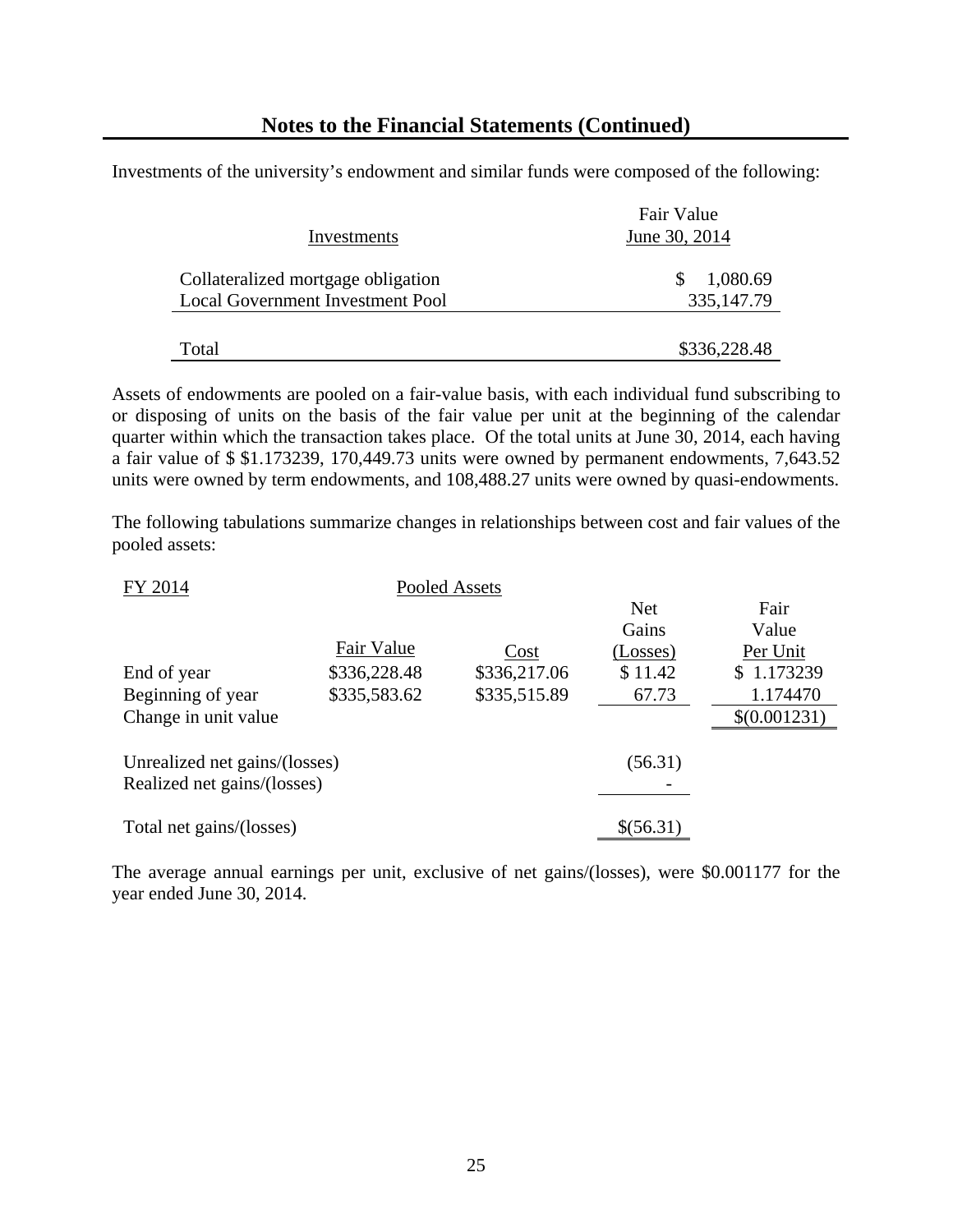## Notes to the Financial Statements (Continued)

Investments of the university's endowment and similar funds were composed of the following:

| Investments | Fair Value June 30, 2014 |
|---|---|
| Collateralized mortgage obligation | $ 1,080.69 |
| Local Government Investment Pool | 335,147.79 |
| Total | $336,228.48 |

Assets of endowments are pooled on a fair-value basis, with each individual fund subscribing to or disposing of units on the basis of the fair value per unit at the beginning of the calendar quarter within which the transaction takes place. Of the total units at June 30, 2014, each having a fair value of $ $1.173239, 170,449.73 units were owned by permanent endowments, 7,643.52 units were owned by term endowments, and 108,488.27 units were owned by quasi-endowments.

The following tabulations summarize changes in relationships between cost and fair values of the pooled assets:

| FY 2014 | Pooled Assets | | | |
|---|---|---|---|---|
| | Fair Value | Cost | Net Gains (Losses) | Fair Value Per Unit |
| End of year | $336,228.48 | $336,217.06 | $ 11.42 | $ 1.173239 |
| Beginning of year | $335,583.62 | $335,515.89 | 67.73 | 1.174470 |
| Change in unit value | | | | $(0.001231) |
| Unrealized net gains/(losses) | | | (56.31) | |
| Realized net gains/(losses) | | | - | |
| Total net gains/(losses) | | | $(56.31) | |

The average annual earnings per unit, exclusive of net gains/(losses), were $0.001177 for the year ended June 30, 2014.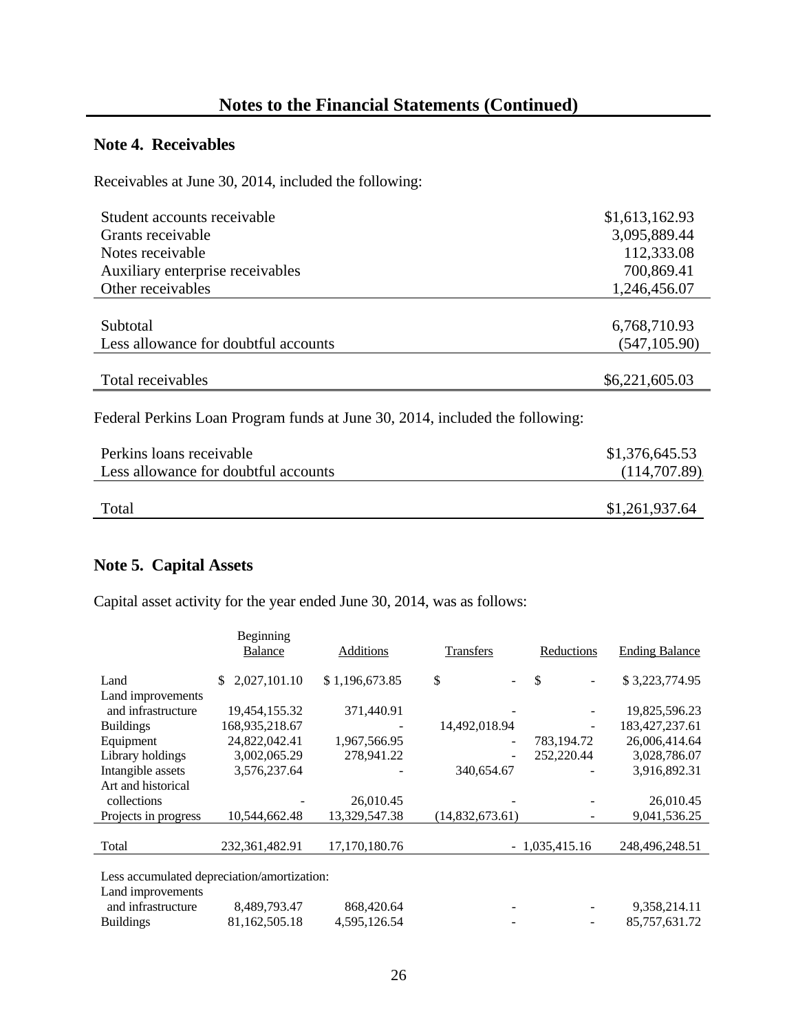## Notes to the Financial Statements (Continued)

### Note 4. Receivables

Receivables at June 30, 2014, included the following:

| | |
|---|---|
| Student accounts receivable | $1,613,162.93 |
| Grants receivable | 3,095,889.44 |
| Notes receivable | 112,333.08 |
| Auxiliary enterprise receivables | 700,869.41 |
| Other receivables | 1,246,456.07 |
| Subtotal | 6,768,710.93 |
| Less allowance for doubtful accounts | (547,105.90) |
| Total receivables | $6,221,605.03 |

Federal Perkins Loan Program funds at June 30, 2014, included the following:

| | |
|---|---|
| Perkins loans receivable | $1,376,645.53 |
| Less allowance for doubtful accounts | (114,707.89) |
| Total | $1,261,937.64 |

### Note 5. Capital Assets

Capital asset activity for the year ended June 30, 2014, was as follows:

| | Beginning Balance | Additions | Transfers | Reductions | Ending Balance |
|---|---|---|---|---|---|
| Land | $ 2,027,101.10 | $ 1,196,673.85 | $ - | $ - | $ 3,223,774.95 |
| Land improvements and infrastructure | 19,454,155.32 | 371,440.91 | - | - | 19,825,596.23 |
| Buildings | 168,935,218.67 | - | 14,492,018.94 | - | 183,427,237.61 |
| Equipment | 24,822,042.41 | 1,967,566.95 | - | 783,194.72 | 26,006,414.64 |
| Library holdings | 3,002,065.29 | 278,941.22 | - | 252,220.44 | 3,028,786.07 |
| Intangible assets | 3,576,237.64 | - | 340,654.67 | - | 3,916,892.31 |
| Art and historical collections | - | 26,010.45 | - | - | 26,010.45 |
| Projects in progress | 10,544,662.48 | 13,329,547.38 | (14,832,673.61) | - | 9,041,536.25 |
| Total | 232,361,482.91 | 17,170,180.76 | - | 1,035,415.16 | 248,496,248.51 |
| Less accumulated depreciation/amortization: | | | | | |
| Land improvements and infrastructure | 8,489,793.47 | 868,420.64 | - | - | 9,358,214.11 |
| Buildings | 81,162,505.18 | 4,595,126.54 | - | - | 85,757,631.72 |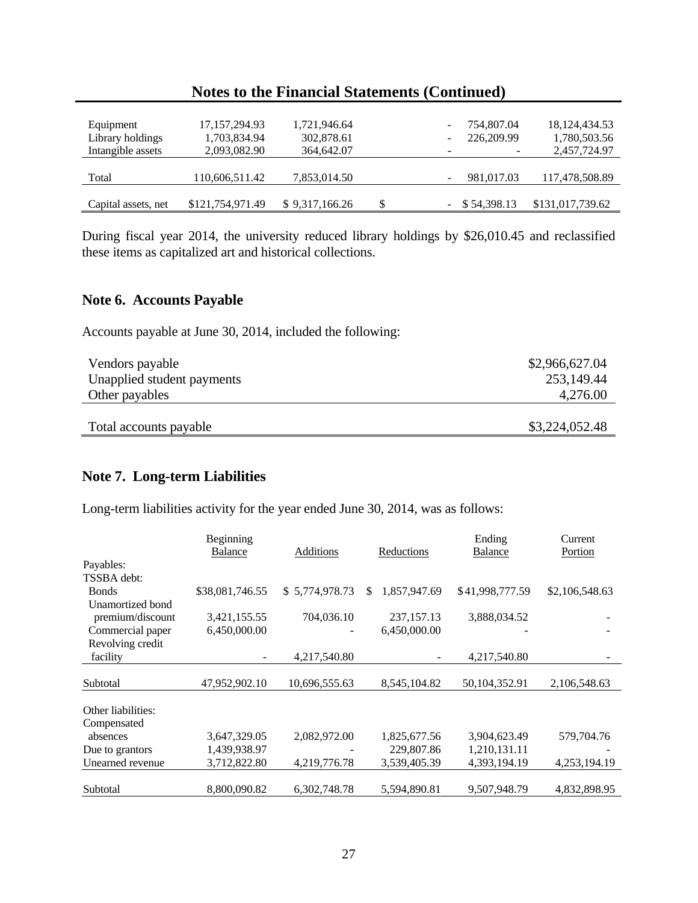| | | | | | |
|---|---|---|---|---|---|
| Equipment | 17,157,294.93 | 1,721,946.64 | - | 754,807.04 | 18,124,434.53 |
| Library holdings | 1,703,834.94 | 302,878.61 | - | 226,209.99 | 1,780,503.56 |
| Intangible assets | 2,093,082.90 | 364,642.07 | - | - | 2,457,724.97 |
| Total | 110,606,511.42 | 7,853,014.50 | - | 981,017.03 | 117,478,508.89 |
| Capital assets, net | $121,754,971.49 | $ 9,317,166.26 | $ - | $ 54,398.13 | $131,017,739.62 |

During fiscal year 2014, the university reduced library holdings by $26,010.45 and reclassified these items as capitalized art and historical collections.

## Note 6. Accounts Payable

Accounts payable at June 30, 2014, included the following:

| | |
|---|---|
| Vendors payable | $2,966,627.04 |
| Unapplied student payments | 253,149.44 |
| Other payables | 4,276.00 |
| Total accounts payable | $3,224,052.48 |

## Note 7. Long-term Liabilities

Long-term liabilities activity for the year ended June 30, 2014, was as follows:

| | Beginning Balance | Additions | Reductions | Ending Balance | Current Portion |
|---|---|---|---|---|---|
| Payables: | | | | | |
| TSSBA debt: | | | | | |
| Bonds | $38,081,746.55 | $ 5,774,978.73 | $ 1,857,947.69 | $41,998,777.59 | $2,106,548.63 |
| Unamortized bond premium/discount | 3,421,155.55 | 704,036.10 | 237,157.13 | 3,888,034.52 | - |
| Commercial paper | 6,450,000.00 | - | 6,450,000.00 | - | - |
| Revolving credit facility | - | 4,217,540.80 | - | 4,217,540.80 | - |
| Subtotal | 47,952,902.10 | 10,696,555.63 | 8,545,104.82 | 50,104,352.91 | 2,106,548.63 |
| Other liabilities: | | | | | |
| Compensated absences | 3,647,329.05 | 2,082,972.00 | 1,825,677.56 | 3,904,623.49 | 579,704.76 |
| Due to grantors | 1,439,938.97 | - | 229,807.86 | 1,210,131.11 | - |
| Unearned revenue | 3,712,822.80 | 4,219,776.78 | 3,539,405.39 | 4,393,194.19 | 4,253,194.19 |
| Subtotal | 8,800,090.82 | 6,302,748.78 | 5,594,890.81 | 9,507,948.79 | 4,832,898.95 |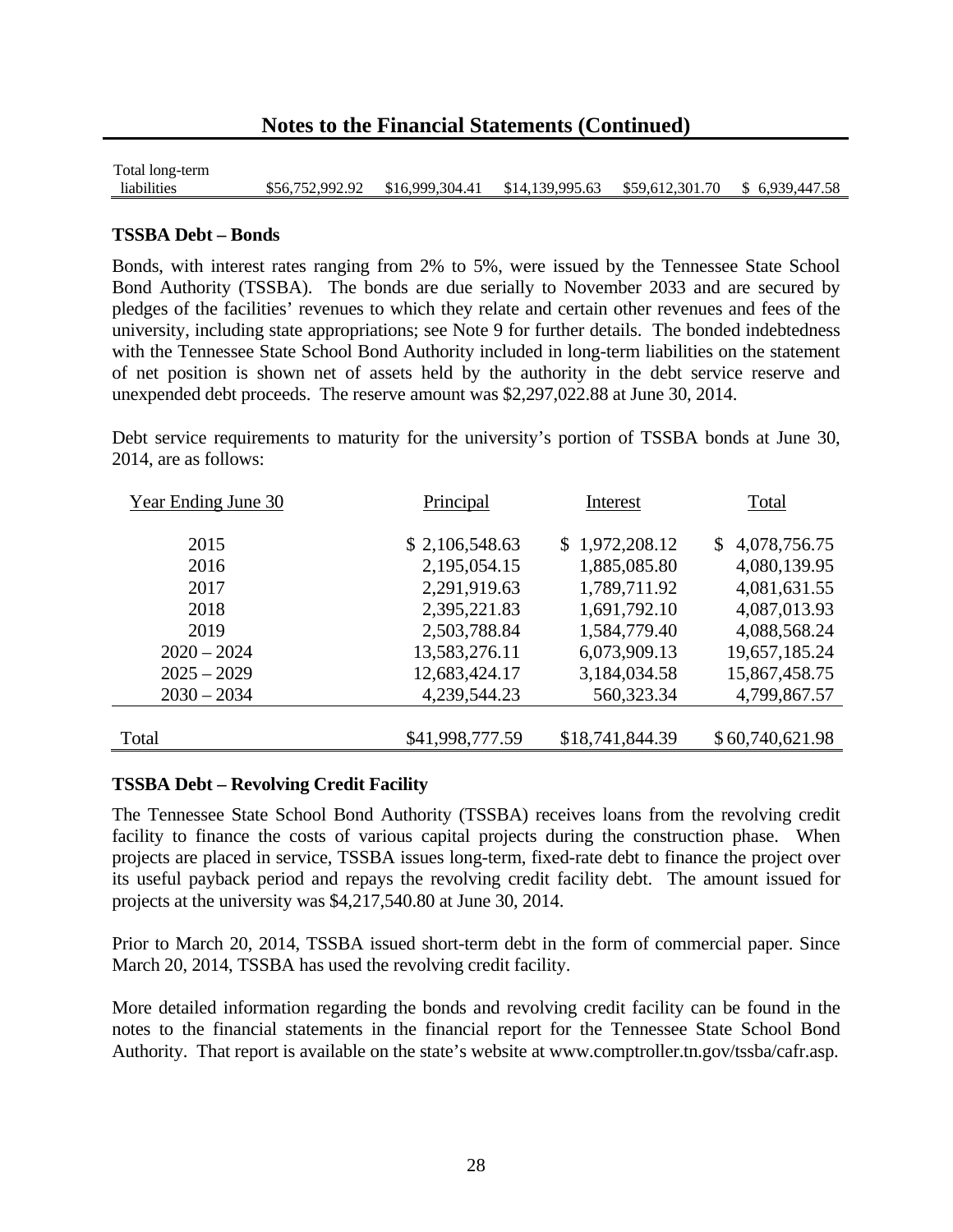| Total long-term liabilities | $56,752,992.92 | $16,999,304.41 | $14,139,995.63 | $59,612,301.70 | $ 6,939,447.58 |
|---|---|---|---|---|---|

### TSSBA Debt – Bonds

Bonds, with interest rates ranging from 2% to 5%, were issued by the Tennessee State School Bond Authority (TSSBA). The bonds are due serially to November 2033 and are secured by pledges of the facilities' revenues to which they relate and certain other revenues and fees of the university, including state appropriations; see Note 9 for further details. The bonded indebtedness with the Tennessee State School Bond Authority included in long-term liabilities on the statement of net position is shown net of assets held by the authority in the debt service reserve and unexpended debt proceeds. The reserve amount was $2,297,022.88 at June 30, 2014.

Debt service requirements to maturity for the university's portion of TSSBA bonds at June 30, 2014, are as follows:

| Year Ending June 30 | Principal | Interest | Total |
|---|---|---|---|
| 2015 | $ 2,106,548.63 | $ 1,972,208.12 | $ 4,078,756.75 |
| 2016 | 2,195,054.15 | 1,885,085.80 | 4,080,139.95 |
| 2017 | 2,291,919.63 | 1,789,711.92 | 4,081,631.55 |
| 2018 | 2,395,221.83 | 1,691,792.10 | 4,087,013.93 |
| 2019 | 2,503,788.84 | 1,584,779.40 | 4,088,568.24 |
| 2020 – 2024 | 13,583,276.11 | 6,073,909.13 | 19,657,185.24 |
| 2025 – 2029 | 12,683,424.17 | 3,184,034.58 | 15,867,458.75 |
| 2030 – 2034 | 4,239,544.23 | 560,323.34 | 4,799,867.57 |
| Total | $41,998,777.59 | $18,741,844.39 | $ 60,740,621.98 |

### TSSBA Debt – Revolving Credit Facility

The Tennessee State School Bond Authority (TSSBA) receives loans from the revolving credit facility to finance the costs of various capital projects during the construction phase. When projects are placed in service, TSSBA issues long-term, fixed-rate debt to finance the project over its useful payback period and repays the revolving credit facility debt. The amount issued for projects at the university was $4,217,540.80 at June 30, 2014.

Prior to March 20, 2014, TSSBA issued short-term debt in the form of commercial paper. Since March 20, 2014, TSSBA has used the revolving credit facility.

More detailed information regarding the bonds and revolving credit facility can be found in the notes to the financial statements in the financial report for the Tennessee State School Bond Authority. That report is available on the state's website at www.comptroller.tn.gov/tssba/cafr.asp.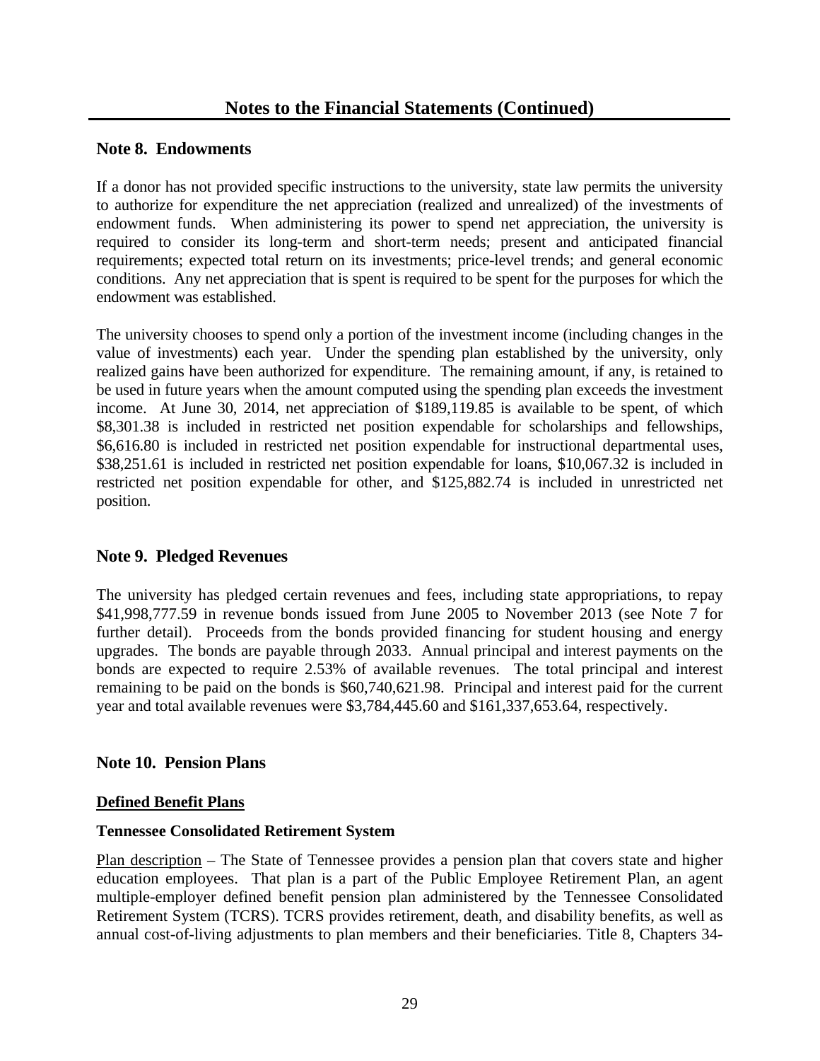## Notes to the Financial Statements (Continued)

### Note 8. Endowments

If a donor has not provided specific instructions to the university, state law permits the university to authorize for expenditure the net appreciation (realized and unrealized) of the investments of endowment funds. When administering its power to spend net appreciation, the university is required to consider its long-term and short-term needs; present and anticipated financial requirements; expected total return on its investments; price-level trends; and general economic conditions. Any net appreciation that is spent is required to be spent for the purposes for which the endowment was established.

The university chooses to spend only a portion of the investment income (including changes in the value of investments) each year. Under the spending plan established by the university, only realized gains have been authorized for expenditure. The remaining amount, if any, is retained to be used in future years when the amount computed using the spending plan exceeds the investment income. At June 30, 2014, net appreciation of $189,119.85 is available to be spent, of which $8,301.38 is included in restricted net position expendable for scholarships and fellowships, $6,616.80 is included in restricted net position expendable for instructional departmental uses, $38,251.61 is included in restricted net position expendable for loans, $10,067.32 is included in restricted net position expendable for other, and $125,882.74 is included in unrestricted net position.

### Note 9. Pledged Revenues

The university has pledged certain revenues and fees, including state appropriations, to repay $41,998,777.59 in revenue bonds issued from June 2005 to November 2013 (see Note 7 for further detail). Proceeds from the bonds provided financing for student housing and energy upgrades. The bonds are payable through 2033. Annual principal and interest payments on the bonds are expected to require 2.53% of available revenues. The total principal and interest remaining to be paid on the bonds is $60,740,621.98. Principal and interest paid for the current year and total available revenues were $3,784,445.60 and $161,337,653.64, respectively.

### Note 10. Pension Plans

**Defined Benefit Plans**

**Tennessee Consolidated Retirement System**

Plan description – The State of Tennessee provides a pension plan that covers state and higher education employees. That plan is a part of the Public Employee Retirement Plan, an agent multiple-employer defined benefit pension plan administered by the Tennessee Consolidated Retirement System (TCRS). TCRS provides retirement, death, and disability benefits, as well as annual cost-of-living adjustments to plan members and their beneficiaries. Title 8, Chapters 34-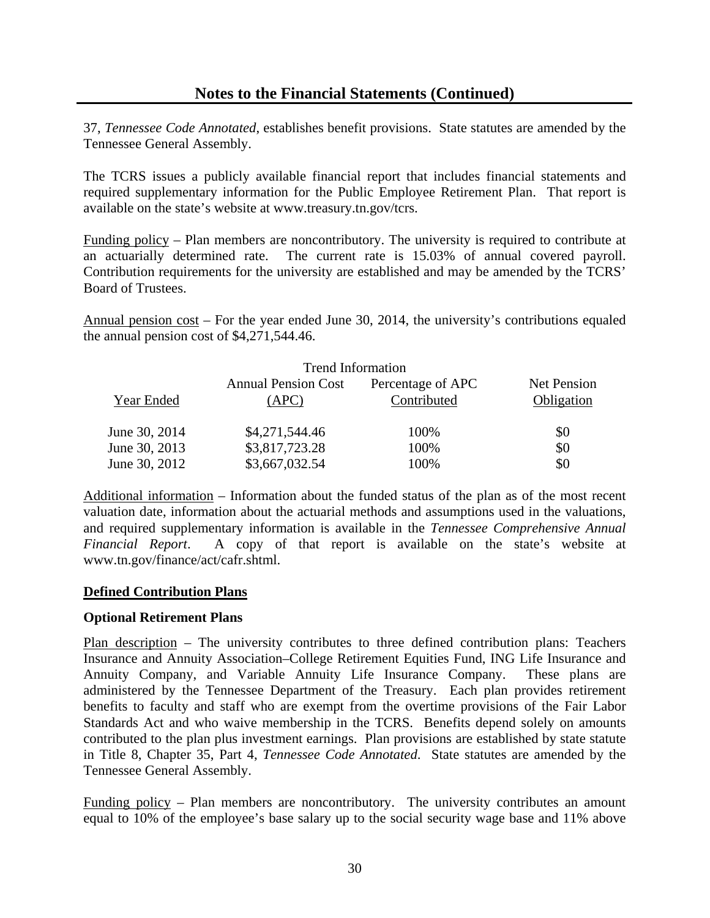## Notes to the Financial Statements (Continued)

37, *Tennessee Code Annotated*, establishes benefit provisions. State statutes are amended by the Tennessee General Assembly.

The TCRS issues a publicly available financial report that includes financial statements and required supplementary information for the Public Employee Retirement Plan. That report is available on the state's website at www.treasury.tn.gov/tcrs.

Funding policy – Plan members are noncontributory. The university is required to contribute at an actuarially determined rate. The current rate is 15.03% of annual covered payroll. Contribution requirements for the university are established and may be amended by the TCRS' Board of Trustees.

Annual pension cost – For the year ended June 30, 2014, the university's contributions equaled the annual pension cost of $4,271,544.46.

| Trend Information | | | |
|---|---|---|---|
| Year Ended | Annual Pension Cost (APC) | Percentage of APC Contributed | Net Pension Obligation |
| June 30, 2014 | $4,271,544.46 | 100% | $0 |
| June 30, 2013 | $3,817,723.28 | 100% | $0 |
| June 30, 2012 | $3,667,032.54 | 100% | $0 |

Additional information – Information about the funded status of the plan as of the most recent valuation date, information about the actuarial methods and assumptions used in the valuations, and required supplementary information is available in the *Tennessee Comprehensive Annual Financial Report*. A copy of that report is available on the state's website at www.tn.gov/finance/act/cafr.shtml.

### Defined Contribution Plans

**Optional Retirement Plans**

Plan description – The university contributes to three defined contribution plans: Teachers Insurance and Annuity Association–College Retirement Equities Fund, ING Life Insurance and Annuity Company, and Variable Annuity Life Insurance Company. These plans are administered by the Tennessee Department of the Treasury. Each plan provides retirement benefits to faculty and staff who are exempt from the overtime provisions of the Fair Labor Standards Act and who waive membership in the TCRS. Benefits depend solely on amounts contributed to the plan plus investment earnings. Plan provisions are established by state statute in Title 8, Chapter 35, Part 4, *Tennessee Code Annotated*. State statutes are amended by the Tennessee General Assembly.

Funding policy – Plan members are noncontributory. The university contributes an amount equal to 10% of the employee's base salary up to the social security wage base and 11% above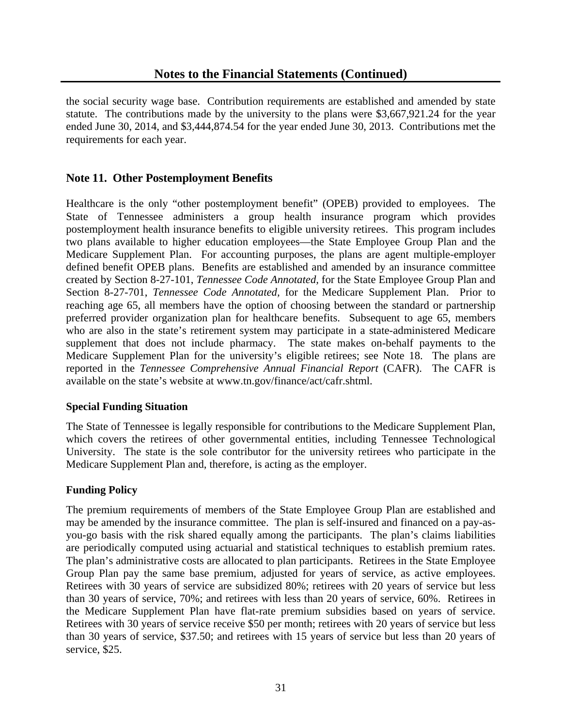the social security wage base. Contribution requirements are established and amended by state statute. The contributions made by the university to the plans were $3,667,921.24 for the year ended June 30, 2014, and $3,444,874.54 for the year ended June 30, 2013. Contributions met the requirements for each year.

## Note 11. Other Postemployment Benefits

Healthcare is the only "other postemployment benefit" (OPEB) provided to employees. The State of Tennessee administers a group health insurance program which provides postemployment health insurance benefits to eligible university retirees. This program includes two plans available to higher education employees—the State Employee Group Plan and the Medicare Supplement Plan. For accounting purposes, the plans are agent multiple-employer defined benefit OPEB plans. Benefits are established and amended by an insurance committee created by Section 8-27-101, *Tennessee Code Annotated,* for the State Employee Group Plan and Section 8-27-701, *Tennessee Code Annotated,* for the Medicare Supplement Plan. Prior to reaching age 65, all members have the option of choosing between the standard or partnership preferred provider organization plan for healthcare benefits. Subsequent to age 65, members who are also in the state's retirement system may participate in a state-administered Medicare supplement that does not include pharmacy. The state makes on-behalf payments to the Medicare Supplement Plan for the university's eligible retirees; see Note 18. The plans are reported in the *Tennessee Comprehensive Annual Financial Report* (CAFR). The CAFR is available on the state's website at www.tn.gov/finance/act/cafr.shtml.

### Special Funding Situation

The State of Tennessee is legally responsible for contributions to the Medicare Supplement Plan, which covers the retirees of other governmental entities, including Tennessee Technological University. The state is the sole contributor for the university retirees who participate in the Medicare Supplement Plan and, therefore, is acting as the employer.

### Funding Policy

The premium requirements of members of the State Employee Group Plan are established and may be amended by the insurance committee. The plan is self-insured and financed on a pay-as-you-go basis with the risk shared equally among the participants. The plan's claims liabilities are periodically computed using actuarial and statistical techniques to establish premium rates. The plan's administrative costs are allocated to plan participants. Retirees in the State Employee Group Plan pay the same base premium, adjusted for years of service, as active employees. Retirees with 30 years of service are subsidized 80%; retirees with 20 years of service but less than 30 years of service, 70%; and retirees with less than 20 years of service, 60%. Retirees in the Medicare Supplement Plan have flat-rate premium subsidies based on years of service. Retirees with 30 years of service receive $50 per month; retirees with 20 years of service but less than 30 years of service, $37.50; and retirees with 15 years of service but less than 20 years of service, $25.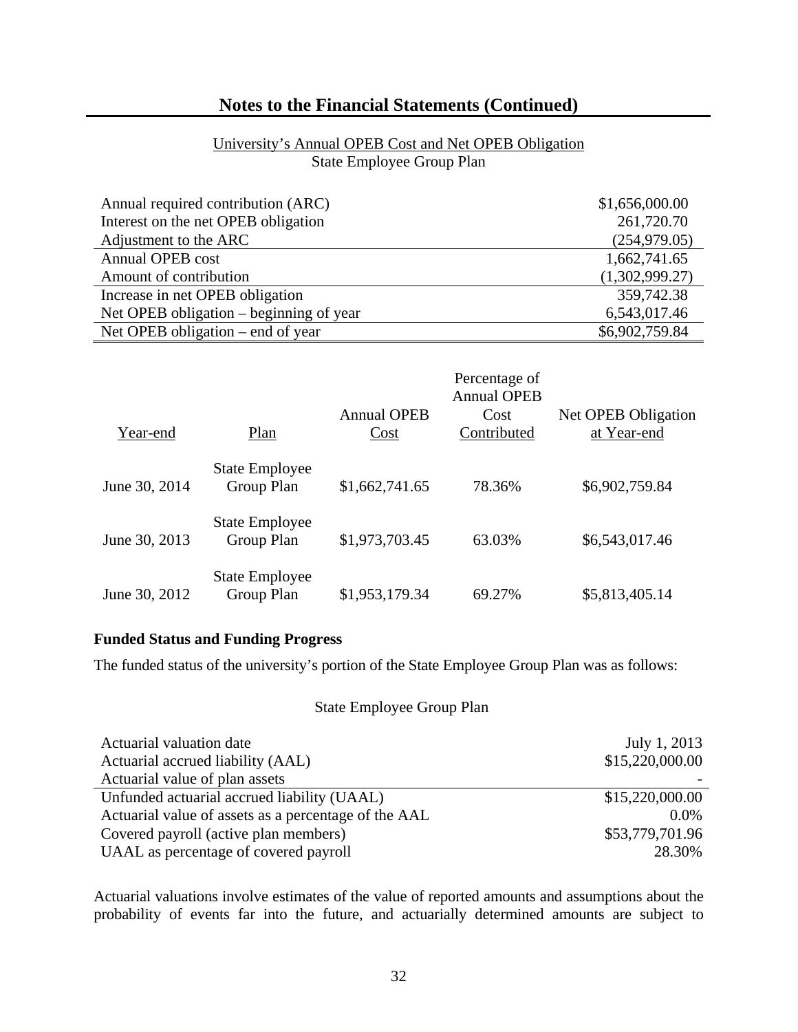## Notes to the Financial Statements (Continued)

University's Annual OPEB Cost and Net OPEB Obligation
State Employee Group Plan

| | |
|---|---:|
| Annual required contribution (ARC) | $1,656,000.00 |
| Interest on the net OPEB obligation | 261,720.70 |
| Adjustment to the ARC | (254,979.05) |
| Annual OPEB cost | 1,662,741.65 |
| Amount of contribution | (1,302,999.27) |
| Increase in net OPEB obligation | 359,742.38 |
| Net OPEB obligation – beginning of year | 6,543,017.46 |
| Net OPEB obligation – end of year | $6,902,759.84 |

| Year-end | Plan | Annual OPEB Cost | Percentage of Annual OPEB Cost Contributed | Net OPEB Obligation at Year-end |
|---|---|---:|---:|---:|
| June 30, 2014 | State Employee Group Plan | $1,662,741.65 | 78.36% | $6,902,759.84 |
| June 30, 2013 | State Employee Group Plan | $1,973,703.45 | 63.03% | $6,543,017.46 |
| June 30, 2012 | State Employee Group Plan | $1,953,179.34 | 69.27% | $5,813,405.14 |

**Funded Status and Funding Progress**

The funded status of the university's portion of the State Employee Group Plan was as follows:

State Employee Group Plan

| | |
|---|---:|
| Actuarial valuation date | July 1, 2013 |
| Actuarial accrued liability (AAL) | $15,220,000.00 |
| Actuarial value of plan assets | - |
| Unfunded actuarial accrued liability (UAAL) | $15,220,000.00 |
| Actuarial value of assets as a percentage of the AAL | 0.0% |
| Covered payroll (active plan members) | $53,779,701.96 |
| UAAL as percentage of covered payroll | 28.30% |

Actuarial valuations involve estimates of the value of reported amounts and assumptions about the probability of events far into the future, and actuarially determined amounts are subject to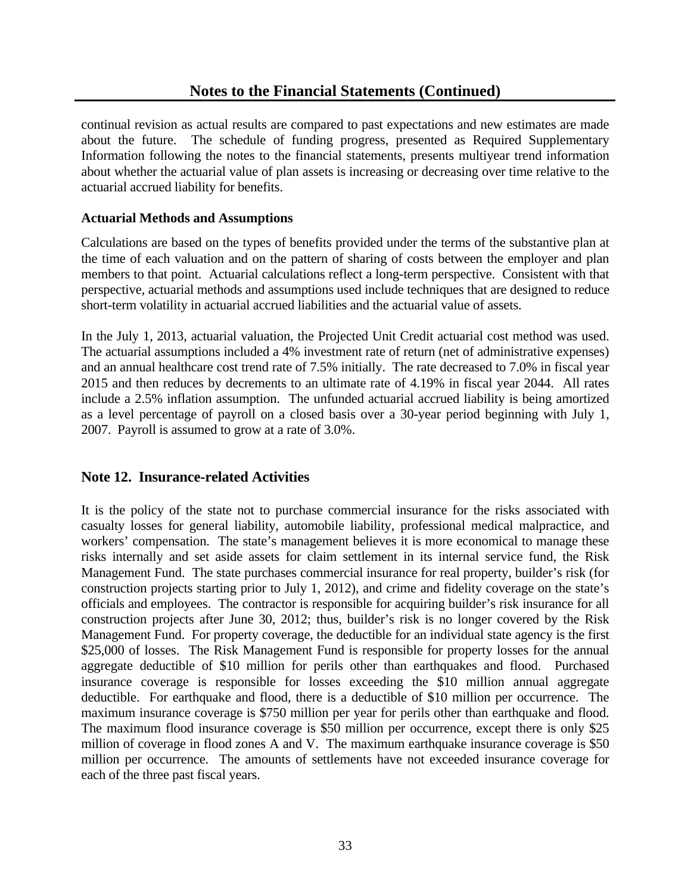continual revision as actual results are compared to past expectations and new estimates are made about the future. The schedule of funding progress, presented as Required Supplementary Information following the notes to the financial statements, presents multiyear trend information about whether the actuarial value of plan assets is increasing or decreasing over time relative to the actuarial accrued liability for benefits.

### Actuarial Methods and Assumptions

Calculations are based on the types of benefits provided under the terms of the substantive plan at the time of each valuation and on the pattern of sharing of costs between the employer and plan members to that point. Actuarial calculations reflect a long-term perspective. Consistent with that perspective, actuarial methods and assumptions used include techniques that are designed to reduce short-term volatility in actuarial accrued liabilities and the actuarial value of assets.

In the July 1, 2013, actuarial valuation, the Projected Unit Credit actuarial cost method was used. The actuarial assumptions included a 4% investment rate of return (net of administrative expenses) and an annual healthcare cost trend rate of 7.5% initially. The rate decreased to 7.0% in fiscal year 2015 and then reduces by decrements to an ultimate rate of 4.19% in fiscal year 2044. All rates include a 2.5% inflation assumption. The unfunded actuarial accrued liability is being amortized as a level percentage of payroll on a closed basis over a 30-year period beginning with July 1, 2007. Payroll is assumed to grow at a rate of 3.0%.

## Note 12. Insurance-related Activities

It is the policy of the state not to purchase commercial insurance for the risks associated with casualty losses for general liability, automobile liability, professional medical malpractice, and workers' compensation. The state's management believes it is more economical to manage these risks internally and set aside assets for claim settlement in its internal service fund, the Risk Management Fund. The state purchases commercial insurance for real property, builder's risk (for construction projects starting prior to July 1, 2012), and crime and fidelity coverage on the state's officials and employees. The contractor is responsible for acquiring builder's risk insurance for all construction projects after June 30, 2012; thus, builder's risk is no longer covered by the Risk Management Fund. For property coverage, the deductible for an individual state agency is the first $25,000 of losses. The Risk Management Fund is responsible for property losses for the annual aggregate deductible of $10 million for perils other than earthquakes and flood. Purchased insurance coverage is responsible for losses exceeding the $10 million annual aggregate deductible. For earthquake and flood, there is a deductible of $10 million per occurrence. The maximum insurance coverage is $750 million per year for perils other than earthquake and flood. The maximum flood insurance coverage is $50 million per occurrence, except there is only $25 million of coverage in flood zones A and V. The maximum earthquake insurance coverage is $50 million per occurrence. The amounts of settlements have not exceeded insurance coverage for each of the three past fiscal years.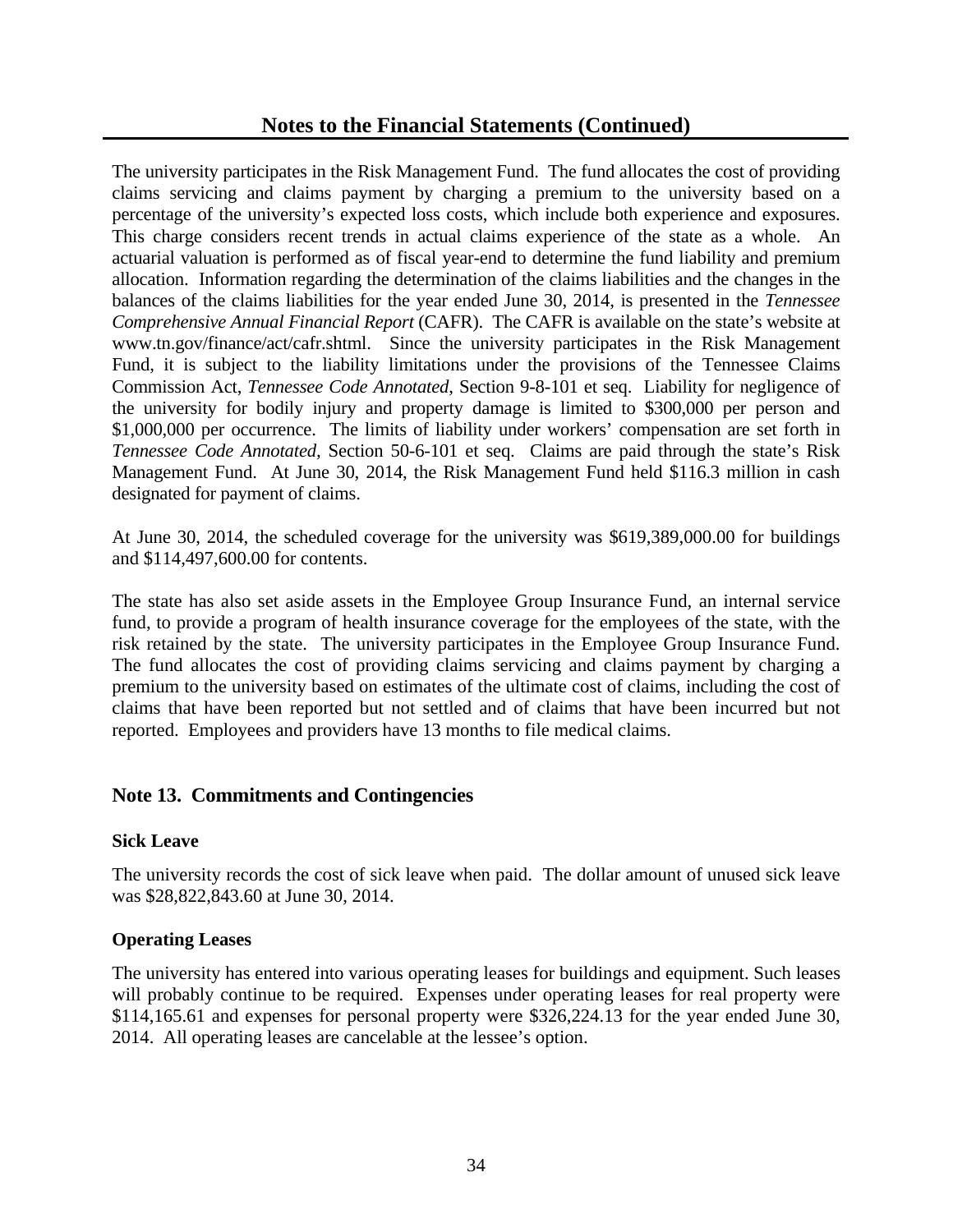## Notes to the Financial Statements (Continued)

The university participates in the Risk Management Fund. The fund allocates the cost of providing claims servicing and claims payment by charging a premium to the university based on a percentage of the university's expected loss costs, which include both experience and exposures. This charge considers recent trends in actual claims experience of the state as a whole. An actuarial valuation is performed as of fiscal year-end to determine the fund liability and premium allocation. Information regarding the determination of the claims liabilities and the changes in the balances of the claims liabilities for the year ended June 30, 2014, is presented in the *Tennessee Comprehensive Annual Financial Report* (CAFR). The CAFR is available on the state's website at www.tn.gov/finance/act/cafr.shtml. Since the university participates in the Risk Management Fund, it is subject to the liability limitations under the provisions of the Tennessee Claims Commission Act, *Tennessee Code Annotated*, Section 9-8-101 et seq. Liability for negligence of the university for bodily injury and property damage is limited to $300,000 per person and $1,000,000 per occurrence. The limits of liability under workers' compensation are set forth in *Tennessee Code Annotated*, Section 50-6-101 et seq. Claims are paid through the state's Risk Management Fund. At June 30, 2014, the Risk Management Fund held $116.3 million in cash designated for payment of claims.

At June 30, 2014, the scheduled coverage for the university was $619,389,000.00 for buildings and $114,497,600.00 for contents.

The state has also set aside assets in the Employee Group Insurance Fund, an internal service fund, to provide a program of health insurance coverage for the employees of the state, with the risk retained by the state. The university participates in the Employee Group Insurance Fund. The fund allocates the cost of providing claims servicing and claims payment by charging a premium to the university based on estimates of the ultimate cost of claims, including the cost of claims that have been reported but not settled and of claims that have been incurred but not reported. Employees and providers have 13 months to file medical claims.

### Note 13. Commitments and Contingencies

#### Sick Leave

The university records the cost of sick leave when paid. The dollar amount of unused sick leave was $28,822,843.60 at June 30, 2014.

#### Operating Leases

The university has entered into various operating leases for buildings and equipment. Such leases will probably continue to be required. Expenses under operating leases for real property were $114,165.61 and expenses for personal property were $326,224.13 for the year ended June 30, 2014. All operating leases are cancelable at the lessee's option.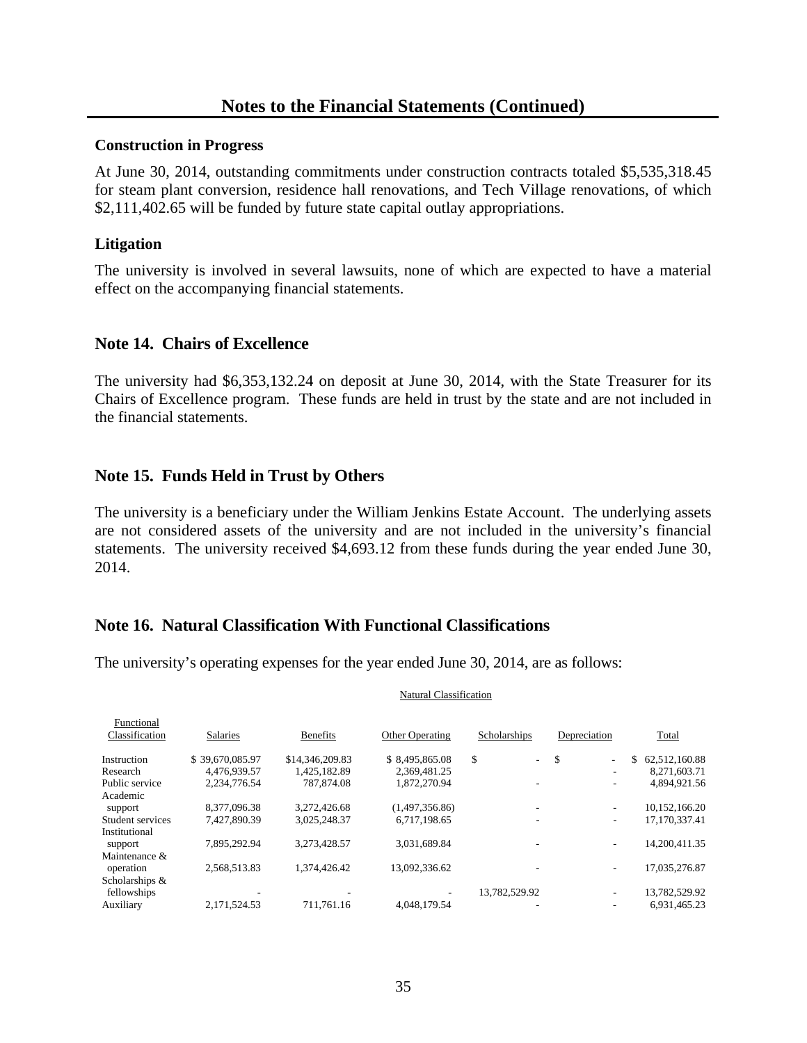# Notes to the Financial Statements (Continued)

### Construction in Progress

At June 30, 2014, outstanding commitments under construction contracts totaled $5,535,318.45 for steam plant conversion, residence hall renovations, and Tech Village renovations, of which $2,111,402.65 will be funded by future state capital outlay appropriations.

### Litigation

The university is involved in several lawsuits, none of which are expected to have a material effect on the accompanying financial statements.

## Note 14. Chairs of Excellence

The university had $6,353,132.24 on deposit at June 30, 2014, with the State Treasurer for its Chairs of Excellence program. These funds are held in trust by the state and are not included in the financial statements.

## Note 15. Funds Held in Trust by Others

The university is a beneficiary under the William Jenkins Estate Account. The underlying assets are not considered assets of the university and are not included in the university's financial statements. The university received $4,693.12 from these funds during the year ended June 30, 2014.

## Note 16. Natural Classification With Functional Classifications

The university's operating expenses for the year ended June 30, 2014, are as follows:

| | Natural Classification | | | | | |
|---|---|---|---|---|---|---|
| Functional Classification | Salaries | Benefits | Other Operating | Scholarships | Depreciation | Total |
| Instruction | $ 39,670,085.97 | $14,346,209.83 | $ 8,495,865.08 | $ - | $ - | $ 62,512,160.88 |
| Research | 4,476,939.57 | 1,425,182.89 | 2,369,481.25 | | - | 8,271,603.71 |
| Public service | 2,234,776.54 | 787,874.08 | 1,872,270.94 | - | - | 4,894,921.56 |
| Academic support | 8,377,096.38 | 3,272,426.68 | (1,497,356.86) | - | - | 10,152,166.20 |
| Student services | 7,427,890.39 | 3,025,248.37 | 6,717,198.65 | - | - | 17,170,337.41 |
| Institutional support | 7,895,292.94 | 3,273,428.57 | 3,031,689.84 | - | - | 14,200,411.35 |
| Maintenance & operation | 2,568,513.83 | 1,374,426.42 | 13,092,336.62 | - | - | 17,035,276.87 |
| Scholarships & fellowships | - | - | - | 13,782,529.92 | - | 13,782,529.92 |
| Auxiliary | 2,171,524.53 | 711,761.16 | 4,048,179.54 | - | - | 6,931,465.23 |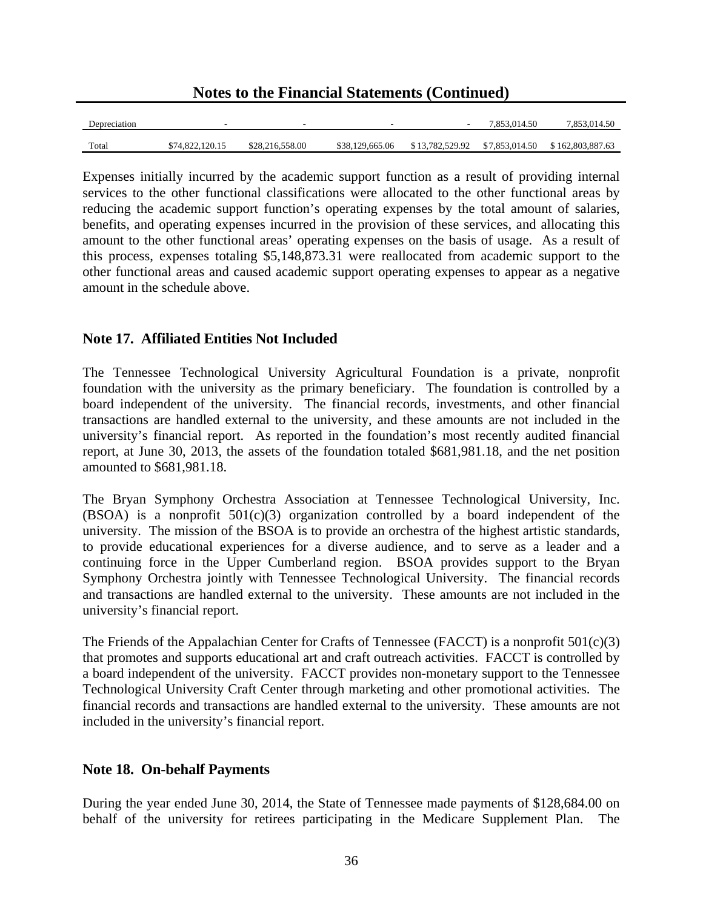## Notes to the Financial Statements (Continued)

| | | | | | | |
|---|---|---|---|---|---|---|
| Depreciation | - | - | - | - | 7,853,014.50 | 7,853,014.50 |
| Total | $74,822,120.15 | $28,216,558.00 | $38,129,665.06 | $13,782,529.92 | $7,853,014.50 | $162,803,887.63 |

Expenses initially incurred by the academic support function as a result of providing internal services to the other functional classifications were allocated to the other functional areas by reducing the academic support function's operating expenses by the total amount of salaries, benefits, and operating expenses incurred in the provision of these services, and allocating this amount to the other functional areas' operating expenses on the basis of usage. As a result of this process, expenses totaling $5,148,873.31 were reallocated from academic support to the other functional areas and caused academic support operating expenses to appear as a negative amount in the schedule above.

### Note 17. Affiliated Entities Not Included

The Tennessee Technological University Agricultural Foundation is a private, nonprofit foundation with the university as the primary beneficiary. The foundation is controlled by a board independent of the university. The financial records, investments, and other financial transactions are handled external to the university, and these amounts are not included in the university's financial report. As reported in the foundation's most recently audited financial report, at June 30, 2013, the assets of the foundation totaled $681,981.18, and the net position amounted to $681,981.18.

The Bryan Symphony Orchestra Association at Tennessee Technological University, Inc. (BSOA) is a nonprofit 501(c)(3) organization controlled by a board independent of the university. The mission of the BSOA is to provide an orchestra of the highest artistic standards, to provide educational experiences for a diverse audience, and to serve as a leader and a continuing force in the Upper Cumberland region. BSOA provides support to the Bryan Symphony Orchestra jointly with Tennessee Technological University. The financial records and transactions are handled external to the university. These amounts are not included in the university's financial report.

The Friends of the Appalachian Center for Crafts of Tennessee (FACCT) is a nonprofit 501(c)(3) that promotes and supports educational art and craft outreach activities. FACCT is controlled by a board independent of the university. FACCT provides non-monetary support to the Tennessee Technological University Craft Center through marketing and other promotional activities. The financial records and transactions are handled external to the university. These amounts are not included in the university's financial report.

### Note 18. On-behalf Payments

During the year ended June 30, 2014, the State of Tennessee made payments of $128,684.00 on behalf of the university for retirees participating in the Medicare Supplement Plan. The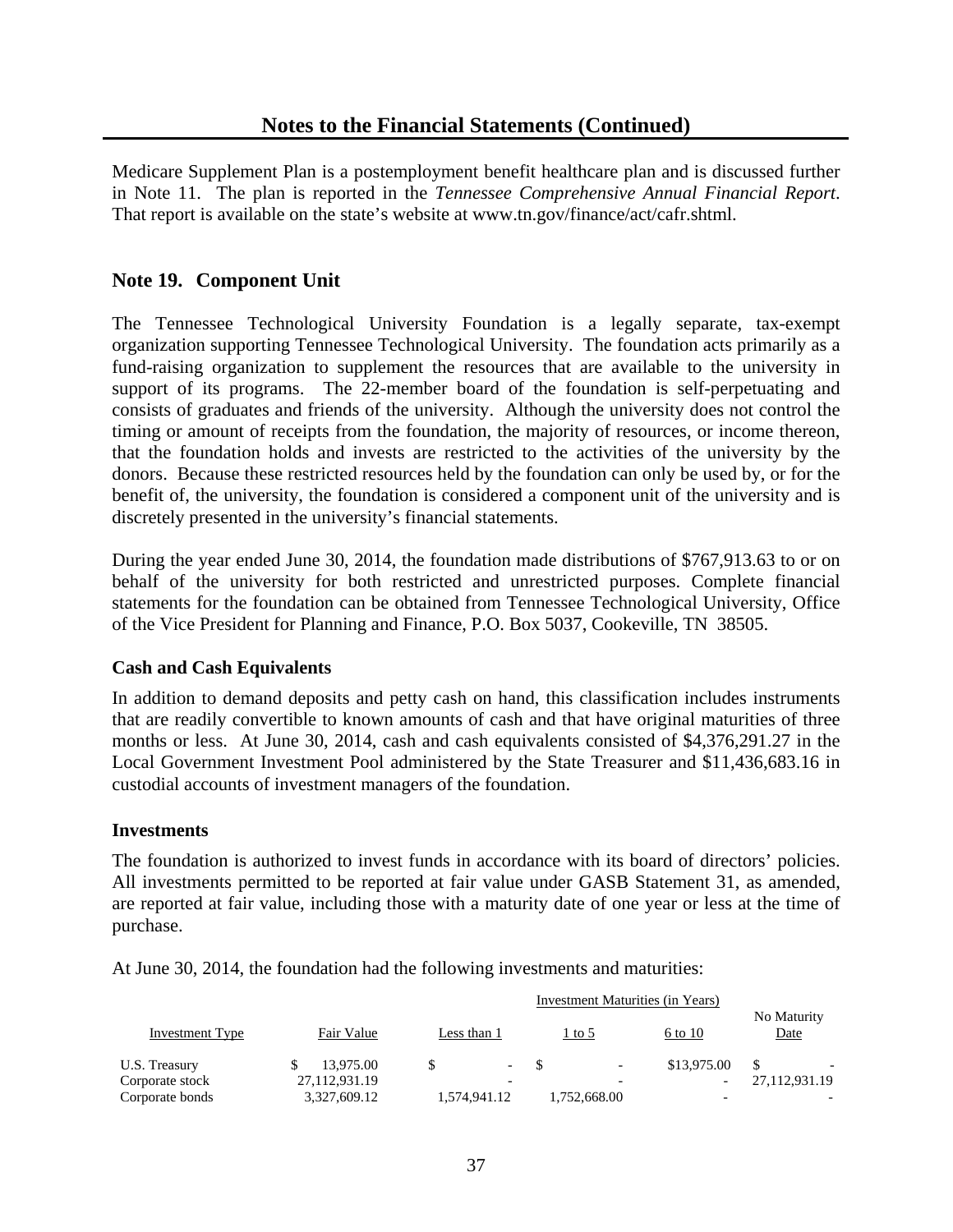## Notes to the Financial Statements (Continued)

Medicare Supplement Plan is a postemployment benefit healthcare plan and is discussed further in Note 11. The plan is reported in the *Tennessee Comprehensive Annual Financial Report*. That report is available on the state's website at www.tn.gov/finance/act/cafr.shtml.

## Note 19. Component Unit

The Tennessee Technological University Foundation is a legally separate, tax-exempt organization supporting Tennessee Technological University. The foundation acts primarily as a fund-raising organization to supplement the resources that are available to the university in support of its programs. The 22-member board of the foundation is self-perpetuating and consists of graduates and friends of the university. Although the university does not control the timing or amount of receipts from the foundation, the majority of resources, or income thereon, that the foundation holds and invests are restricted to the activities of the university by the donors. Because these restricted resources held by the foundation can only be used by, or for the benefit of, the university, the foundation is considered a component unit of the university and is discretely presented in the university's financial statements.

During the year ended June 30, 2014, the foundation made distributions of $767,913.63 to or on behalf of the university for both restricted and unrestricted purposes. Complete financial statements for the foundation can be obtained from Tennessee Technological University, Office of the Vice President for Planning and Finance, P.O. Box 5037, Cookeville, TN 38505.

### Cash and Cash Equivalents

In addition to demand deposits and petty cash on hand, this classification includes instruments that are readily convertible to known amounts of cash and that have original maturities of three months or less. At June 30, 2014, cash and cash equivalents consisted of $4,376,291.27 in the Local Government Investment Pool administered by the State Treasurer and $11,436,683.16 in custodial accounts of investment managers of the foundation.

### Investments

The foundation is authorized to invest funds in accordance with its board of directors' policies. All investments permitted to be reported at fair value under GASB Statement 31, as amended, are reported at fair value, including those with a maturity date of one year or less at the time of purchase.

At June 30, 2014, the foundation had the following investments and maturities:

| | | Investment Maturities (in Years) | | | |
|---|---|---|---|---|---|
| Investment Type | Fair Value | Less than 1 | 1 to 5 | 6 to 10 | No Maturity Date |
| U.S. Treasury | $ 13,975.00 | $ - | $ - | $13,975.00 | $ - |
| Corporate stock | 27,112,931.19 | - | - | - | 27,112,931.19 |
| Corporate bonds | 3,327,609.12 | 1,574,941.12 | 1,752,668.00 | - | - |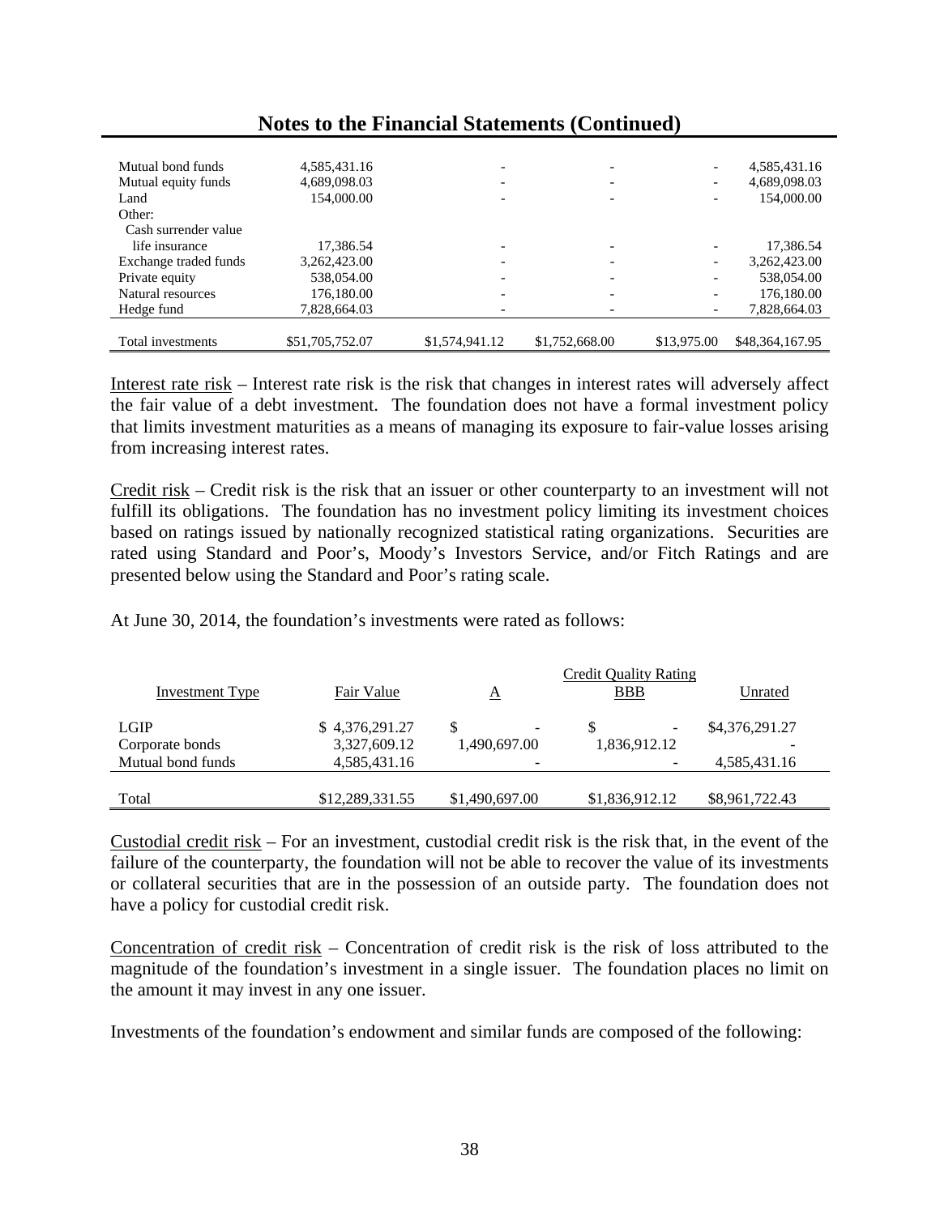## Notes to the Financial Statements (Continued)

| | | | | | |
|---|---|---|---|---|---|
| Mutual bond funds | 4,585,431.16 | - | - | - | 4,585,431.16 |
| Mutual equity funds | 4,689,098.03 | - | - | - | 4,689,098.03 |
| Land | 154,000.00 | - | - | - | 154,000.00 |
| Other: | | | | | |
| Cash surrender value life insurance | 17,386.54 | - | - | - | 17,386.54 |
| Exchange traded funds | 3,262,423.00 | - | - | - | 3,262,423.00 |
| Private equity | 538,054.00 | - | - | - | 538,054.00 |
| Natural resources | 176,180.00 | - | - | - | 176,180.00 |
| Hedge fund | 7,828,664.03 | - | - | - | 7,828,664.03 |
| Total investments | $51,705,752.07 | $1,574,941.12 | $1,752,668.00 | $13,975.00 | $48,364,167.95 |

Interest rate risk – Interest rate risk is the risk that changes in interest rates will adversely affect the fair value of a debt investment. The foundation does not have a formal investment policy that limits investment maturities as a means of managing its exposure to fair-value losses arising from increasing interest rates.

Credit risk – Credit risk is the risk that an issuer or other counterparty to an investment will not fulfill its obligations. The foundation has no investment policy limiting its investment choices based on ratings issued by nationally recognized statistical rating organizations. Securities are rated using Standard and Poor's, Moody's Investors Service, and/or Fitch Ratings and are presented below using the Standard and Poor's rating scale.

At June 30, 2014, the foundation's investments were rated as follows:

| | | Credit Quality Rating | | |
|---|---|---|---|---|
| Investment Type | Fair Value | A | BBB | Unrated |
| LGIP | $ 4,376,291.27 | $ - | $ - | $4,376,291.27 |
| Corporate bonds | 3,327,609.12 | 1,490,697.00 | 1,836,912.12 | - |
| Mutual bond funds | 4,585,431.16 | - | - | 4,585,431.16 |
| Total | $12,289,331.55 | $1,490,697.00 | $1,836,912.12 | $8,961,722.43 |

Custodial credit risk – For an investment, custodial credit risk is the risk that, in the event of the failure of the counterparty, the foundation will not be able to recover the value of its investments or collateral securities that are in the possession of an outside party. The foundation does not have a policy for custodial credit risk.

Concentration of credit risk – Concentration of credit risk is the risk of loss attributed to the magnitude of the foundation's investment in a single issuer. The foundation places no limit on the amount it may invest in any one issuer.

Investments of the foundation's endowment and similar funds are composed of the following: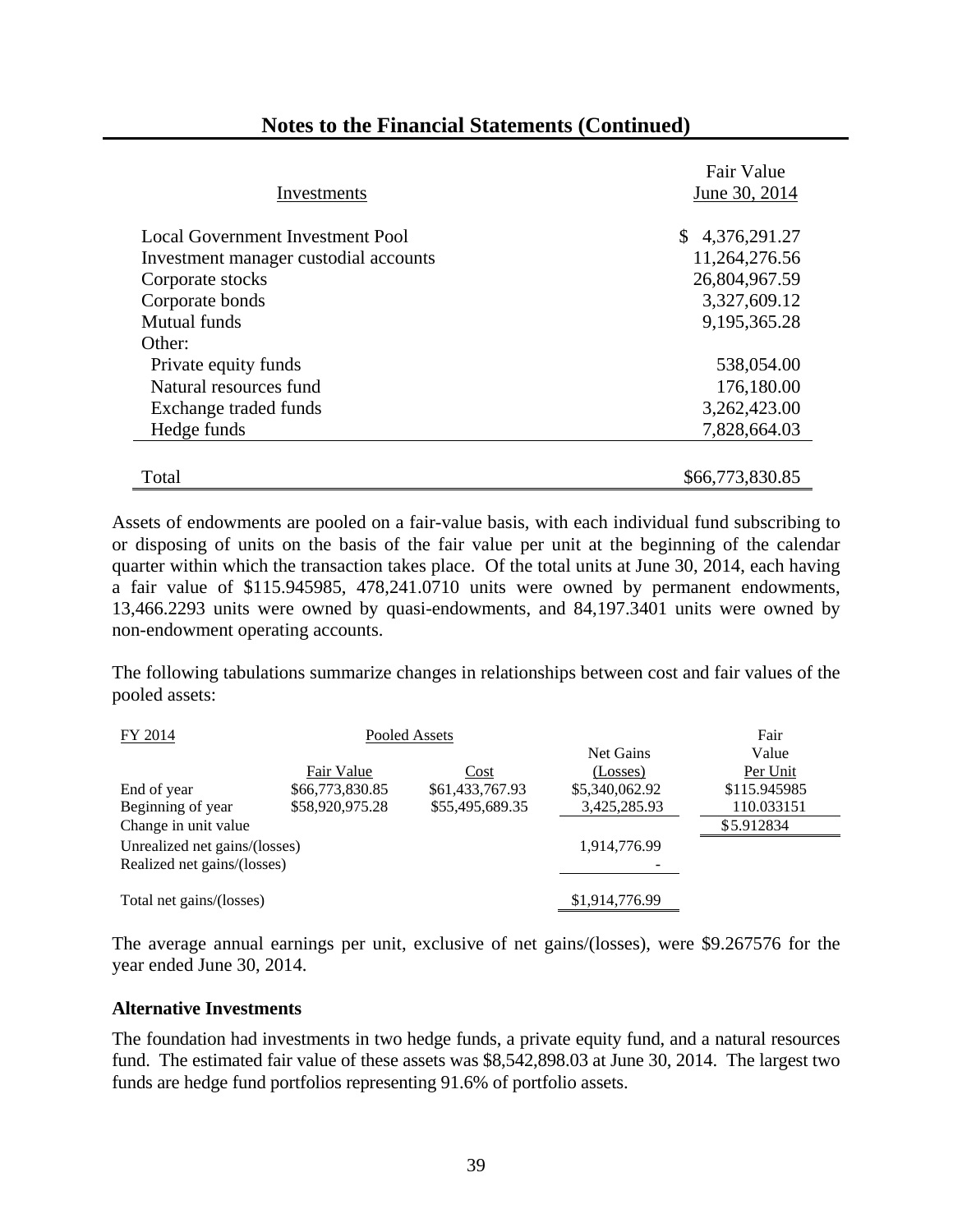## Notes to the Financial Statements (Continued)

| Investments | Fair Value June 30, 2014 |
|---|---|
| Local Government Investment Pool | $ 4,376,291.27 |
| Investment manager custodial accounts | 11,264,276.56 |
| Corporate stocks | 26,804,967.59 |
| Corporate bonds | 3,327,609.12 |
| Mutual funds | 9,195,365.28 |
| Other: | |
| Private equity funds | 538,054.00 |
| Natural resources fund | 176,180.00 |
| Exchange traded funds | 3,262,423.00 |
| Hedge funds | 7,828,664.03 |
| Total | $66,773,830.85 |

Assets of endowments are pooled on a fair-value basis, with each individual fund subscribing to or disposing of units on the basis of the fair value per unit at the beginning of the calendar quarter within which the transaction takes place. Of the total units at June 30, 2014, each having a fair value of $115.945985, 478,241.0710 units were owned by permanent endowments, 13,466.2293 units were owned by quasi-endowments, and 84,197.3401 units were owned by non-endowment operating accounts.

The following tabulations summarize changes in relationships between cost and fair values of the pooled assets:

| FY 2014 | Pooled Assets | | | Fair |
|---|---|---|---|---|
| | | | Net Gains | Value |
| | Fair Value | Cost | (Losses) | Per Unit |
| End of year | $66,773,830.85 | $61,433,767.93 | $5,340,062.92 | $115.945985 |
| Beginning of year | $58,920,975.28 | $55,495,689.35 | 3,425,285.93 | 110.033151 |
| Change in unit value | | | | $5.912834 |
| Unrealized net gains/(losses) | | | 1,914,776.99 | |
| Realized net gains/(losses) | | | - | |
| Total net gains/(losses) | | | $1,914,776.99 | |

The average annual earnings per unit, exclusive of net gains/(losses), were $9.267576 for the year ended June 30, 2014.

### Alternative Investments

The foundation had investments in two hedge funds, a private equity fund, and a natural resources fund. The estimated fair value of these assets was $8,542,898.03 at June 30, 2014. The largest two funds are hedge fund portfolios representing 91.6% of portfolio assets.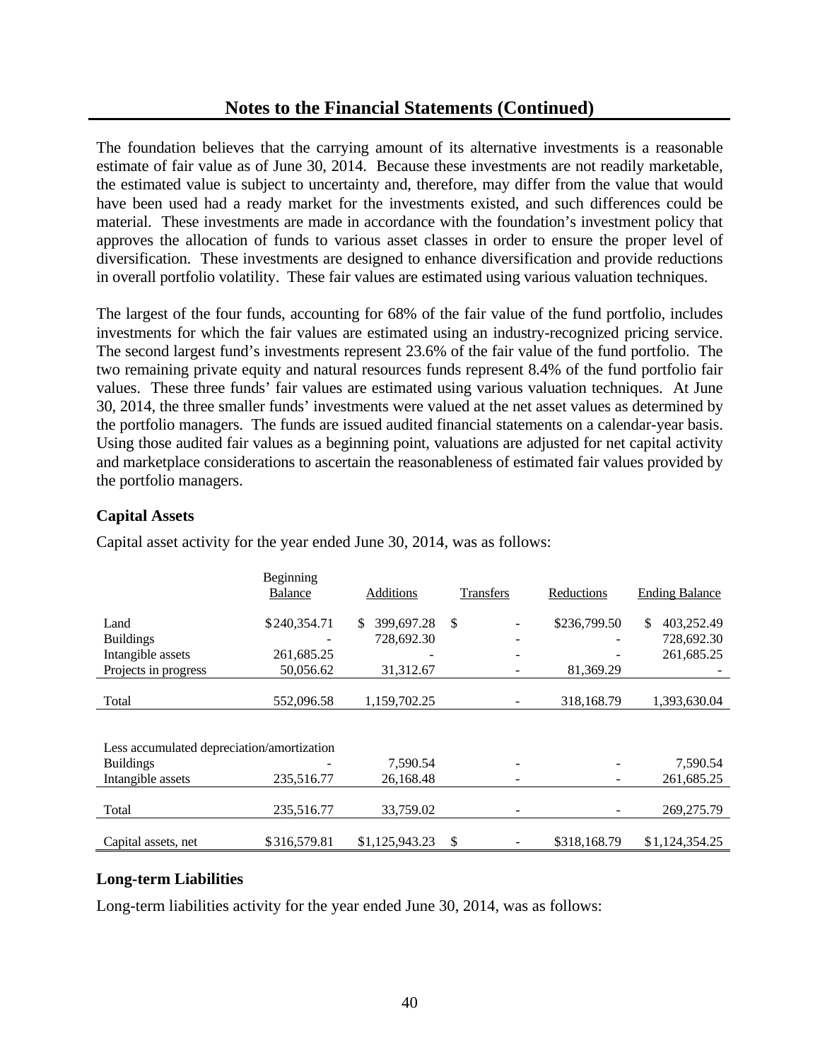## Notes to the Financial Statements (Continued)

The foundation believes that the carrying amount of its alternative investments is a reasonable estimate of fair value as of June 30, 2014. Because these investments are not readily marketable, the estimated value is subject to uncertainty and, therefore, may differ from the value that would have been used had a ready market for the investments existed, and such differences could be material. These investments are made in accordance with the foundation's investment policy that approves the allocation of funds to various asset classes in order to ensure the proper level of diversification. These investments are designed to enhance diversification and provide reductions in overall portfolio volatility. These fair values are estimated using various valuation techniques.

The largest of the four funds, accounting for 68% of the fair value of the fund portfolio, includes investments for which the fair values are estimated using an industry-recognized pricing service. The second largest fund's investments represent 23.6% of the fair value of the fund portfolio. The two remaining private equity and natural resources funds represent 8.4% of the fund portfolio fair values. These three funds' fair values are estimated using various valuation techniques. At June 30, 2014, the three smaller funds' investments were valued at the net asset values as determined by the portfolio managers. The funds are issued audited financial statements on a calendar-year basis. Using those audited fair values as a beginning point, valuations are adjusted for net capital activity and marketplace considerations to ascertain the reasonableness of estimated fair values provided by the portfolio managers.

### Capital Assets

Capital asset activity for the year ended June 30, 2014, was as follows:

| | Beginning Balance | Additions | Transfers | Reductions | Ending Balance |
|---|---|---|---|---|---|
| Land | $240,354.71 | $ 399,697.28 | $ - | $236,799.50 | $ 403,252.49 |
| Buildings | - | 728,692.30 | - | - | 728,692.30 |
| Intangible assets | 261,685.25 | - | - | - | 261,685.25 |
| Projects in progress | 50,056.62 | 31,312.67 | - | 81,369.29 | - |
| Total | 552,096.58 | 1,159,702.25 | - | 318,168.79 | 1,393,630.04 |
| Less accumulated depreciation/amortization | | | | | |
| Buildings | - | 7,590.54 | - | - | 7,590.54 |
| Intangible assets | 235,516.77 | 26,168.48 | - | - | 261,685.25 |
| Total | 235,516.77 | 33,759.02 | - | - | 269,275.79 |
| Capital assets, net | $316,579.81 | $1,125,943.23 | $ - | $318,168.79 | $1,124,354.25 |

### Long-term Liabilities

Long-term liabilities activity for the year ended June 30, 2014, was as follows: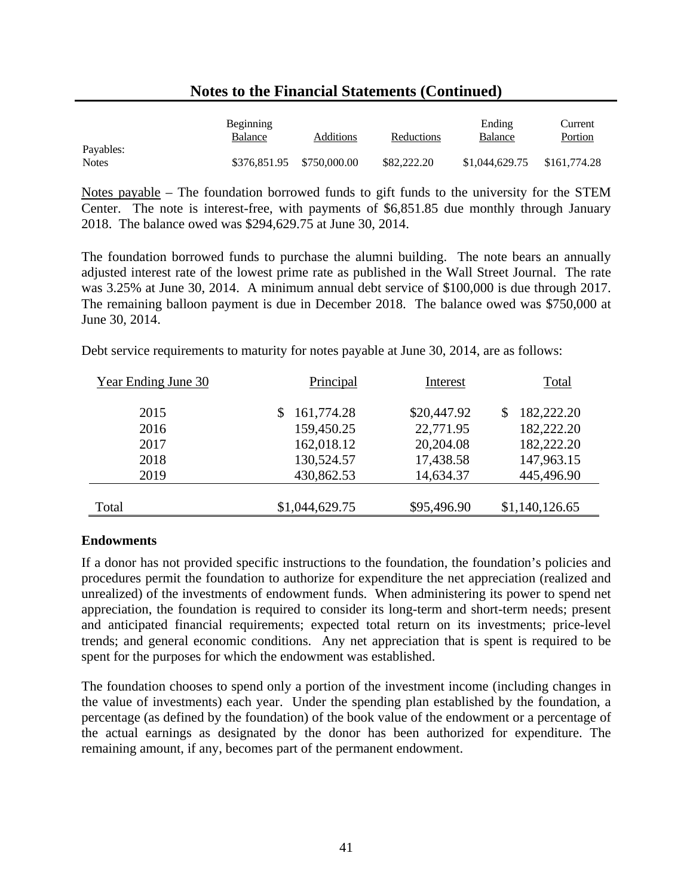## Notes to the Financial Statements (Continued)

| | Beginning Balance | Additions | Reductions | Ending Balance | Current Portion |
|---|---|---|---|---|---|
| Payables: | | | | | |
| Notes | $376,851.95 | $750,000.00 | $82,222.20 | $1,044,629.75 | $161,774.28 |

Notes payable – The foundation borrowed funds to gift funds to the university for the STEM Center. The note is interest-free, with payments of $6,851.85 due monthly through January 2018. The balance owed was $294,629.75 at June 30, 2014.

The foundation borrowed funds to purchase the alumni building. The note bears an annually adjusted interest rate of the lowest prime rate as published in the Wall Street Journal. The rate was 3.25% at June 30, 2014. A minimum annual debt service of $100,000 is due through 2017. The remaining balloon payment is due in December 2018. The balance owed was $750,000 at June 30, 2014.

Debt service requirements to maturity for notes payable at June 30, 2014, are as follows:

| Year Ending June 30 | Principal | Interest | Total |
|---|---|---|---|
| 2015 | $ 161,774.28 | $20,447.92 | $ 182,222.20 |
| 2016 | 159,450.25 | 22,771.95 | 182,222.20 |
| 2017 | 162,018.12 | 20,204.08 | 182,222.20 |
| 2018 | 130,524.57 | 17,438.58 | 147,963.15 |
| 2019 | 430,862.53 | 14,634.37 | 445,496.90 |
| Total | $1,044,629.75 | $95,496.90 | $1,140,126.65 |

### Endowments

If a donor has not provided specific instructions to the foundation, the foundation's policies and procedures permit the foundation to authorize for expenditure the net appreciation (realized and unrealized) of the investments of endowment funds. When administering its power to spend net appreciation, the foundation is required to consider its long-term and short-term needs; present and anticipated financial requirements; expected total return on its investments; price-level trends; and general economic conditions. Any net appreciation that is spent is required to be spent for the purposes for which the endowment was established.

The foundation chooses to spend only a portion of the investment income (including changes in the value of investments) each year. Under the spending plan established by the foundation, a percentage (as defined by the foundation) of the book value of the endowment or a percentage of the actual earnings as designated by the donor has been authorized for expenditure. The remaining amount, if any, becomes part of the permanent endowment.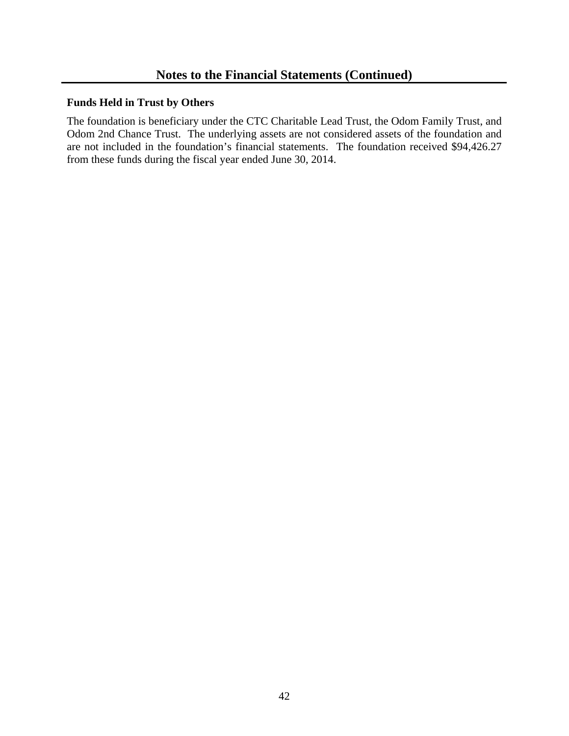## Notes to the Financial Statements (Continued)

### Funds Held in Trust by Others

The foundation is beneficiary under the CTC Charitable Lead Trust, the Odom Family Trust, and Odom 2nd Chance Trust. The underlying assets are not considered assets of the foundation and are not included in the foundation's financial statements. The foundation received $94,426.27 from these funds during the fiscal year ended June 30, 2014.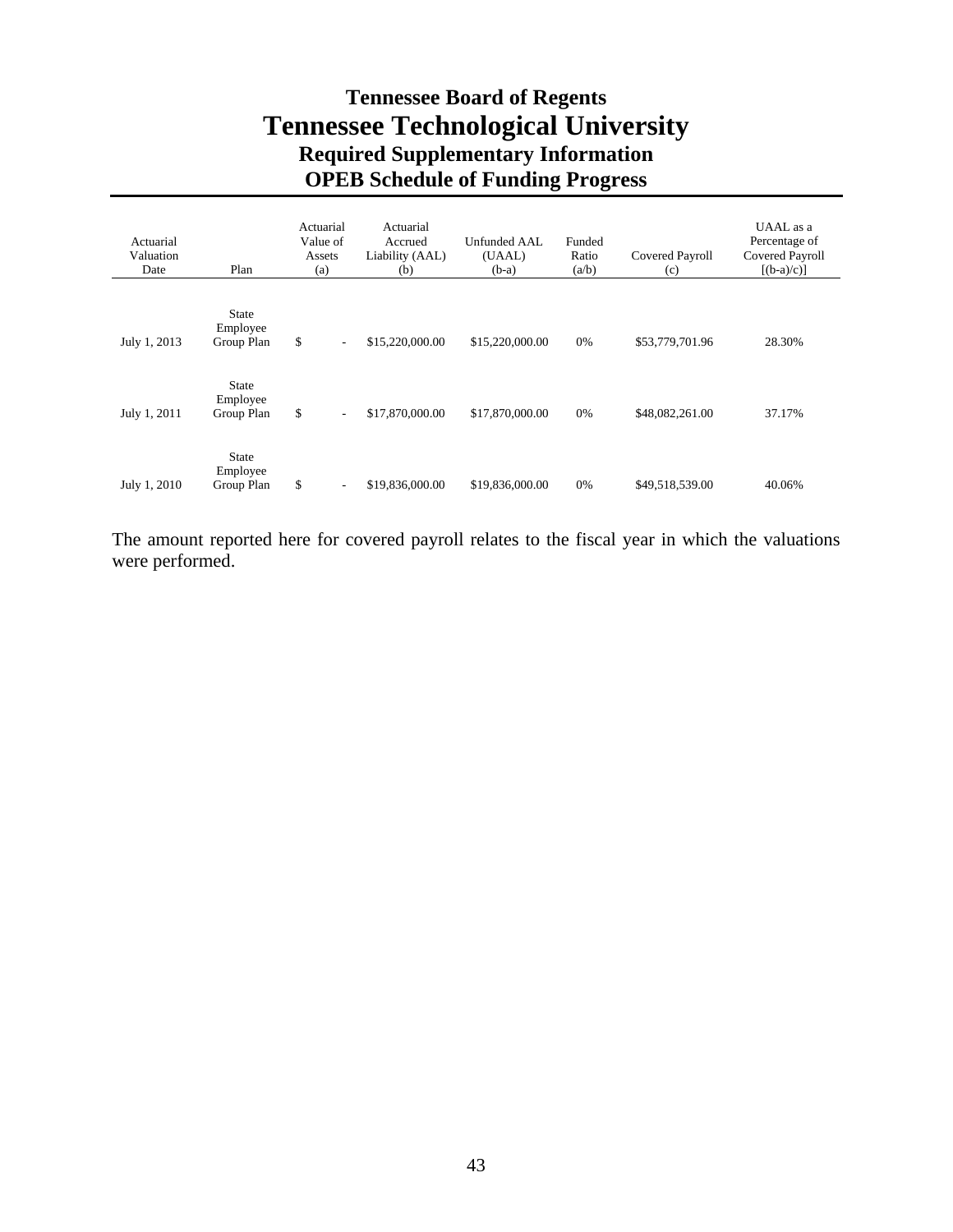# Tennessee Board of Regents
# Tennessee Technological University
## Required Supplementary Information
## OPEB Schedule of Funding Progress

| Actuarial Valuation Date | Plan | Actuarial Value of Assets (a) | Actuarial Accrued Liability (AAL) (b) | Unfunded AAL (UAAL) (b-a) | Funded Ratio (a/b) | Covered Payroll (c) | UAAL as a Percentage of Covered Payroll [(b-a)/c)] |
|---|---|---|---|---|---|---|---|
| July 1, 2013 | State Employee Group Plan | $ - | $15,220,000.00 | $15,220,000.00 | 0% | $53,779,701.96 | 28.30% |
| July 1, 2011 | State Employee Group Plan | $ - | $17,870,000.00 | $17,870,000.00 | 0% | $48,082,261.00 | 37.17% |
| July 1, 2010 | State Employee Group Plan | $ - | $19,836,000.00 | $19,836,000.00 | 0% | $49,518,539.00 | 40.06% |

The amount reported here for covered payroll relates to the fiscal year in which the valuations were performed.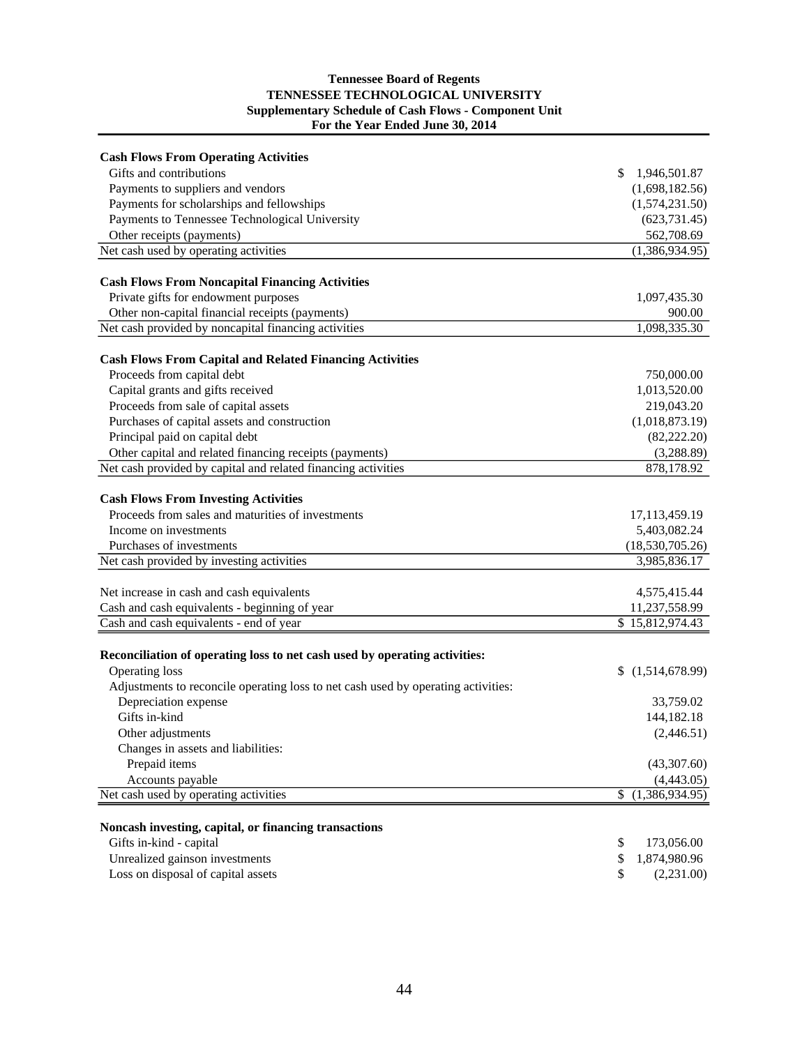**Tennessee Board of Regents**
**TENNESSEE TECHNOLOGICAL UNIVERSITY**
**Supplementary Schedule of Cash Flows - Component Unit**
**For the Year Ended June 30, 2014**

| | |
|---|---|
| **Cash Flows From Operating Activities** | |
| Gifts and contributions | $ 1,946,501.87 |
| Payments to suppliers and vendors | (1,698,182.56) |
| Payments for scholarships and fellowships | (1,574,231.50) |
| Payments to Tennessee Technological University | (623,731.45) |
| Other receipts (payments) | 562,708.69 |
| Net cash used by operating activities | (1,386,934.95) |
| | |
| **Cash Flows From Noncapital Financing Activities** | |
| Private gifts for endowment purposes | 1,097,435.30 |
| Other non-capital financial receipts (payments) | 900.00 |
| Net cash provided by noncapital financing activities | 1,098,335.30 |
| | |
| **Cash Flows From Capital and Related Financing Activities** | |
| Proceeds from capital debt | 750,000.00 |
| Capital grants and gifts received | 1,013,520.00 |
| Proceeds from sale of capital assets | 219,043.20 |
| Purchases of capital assets and construction | (1,018,873.19) |
| Principal paid on capital debt | (82,222.20) |
| Other capital and related financing receipts (payments) | (3,288.89) |
| Net cash provided by capital and related financing activities | 878,178.92 |
| | |
| **Cash Flows From Investing Activities** | |
| Proceeds from sales and maturities of investments | 17,113,459.19 |
| Income on investments | 5,403,082.24 |
| Purchases of investments | (18,530,705.26) |
| Net cash provided by investing activities | 3,985,836.17 |
| | |
| Net increase in cash and cash equivalents | 4,575,415.44 |
| Cash and cash equivalents - beginning of year | 11,237,558.99 |
| Cash and cash equivalents - end of year | $ 15,812,974.43 |
| | |
| **Reconciliation of operating loss to net cash used by operating activities:** | |
| Operating loss | $ (1,514,678.99) |
| Adjustments to reconcile operating loss to net cash used by operating activities: | |
| Depreciation expense | 33,759.02 |
| Gifts in-kind | 144,182.18 |
| Other adjustments | (2,446.51) |
| Changes in assets and liabilities: | |
| Prepaid items | (43,307.60) |
| Accounts payable | (4,443.05) |
| Net cash used by operating activities | $ (1,386,934.95) |
| | |
| **Noncash investing, capital, or financing transactions** | |
| Gifts in-kind - capital | $ 173,056.00 |
| Unrealized gainson investments | $ 1,874,980.96 |
| Loss on disposal of capital assets | $ (2,231.00) |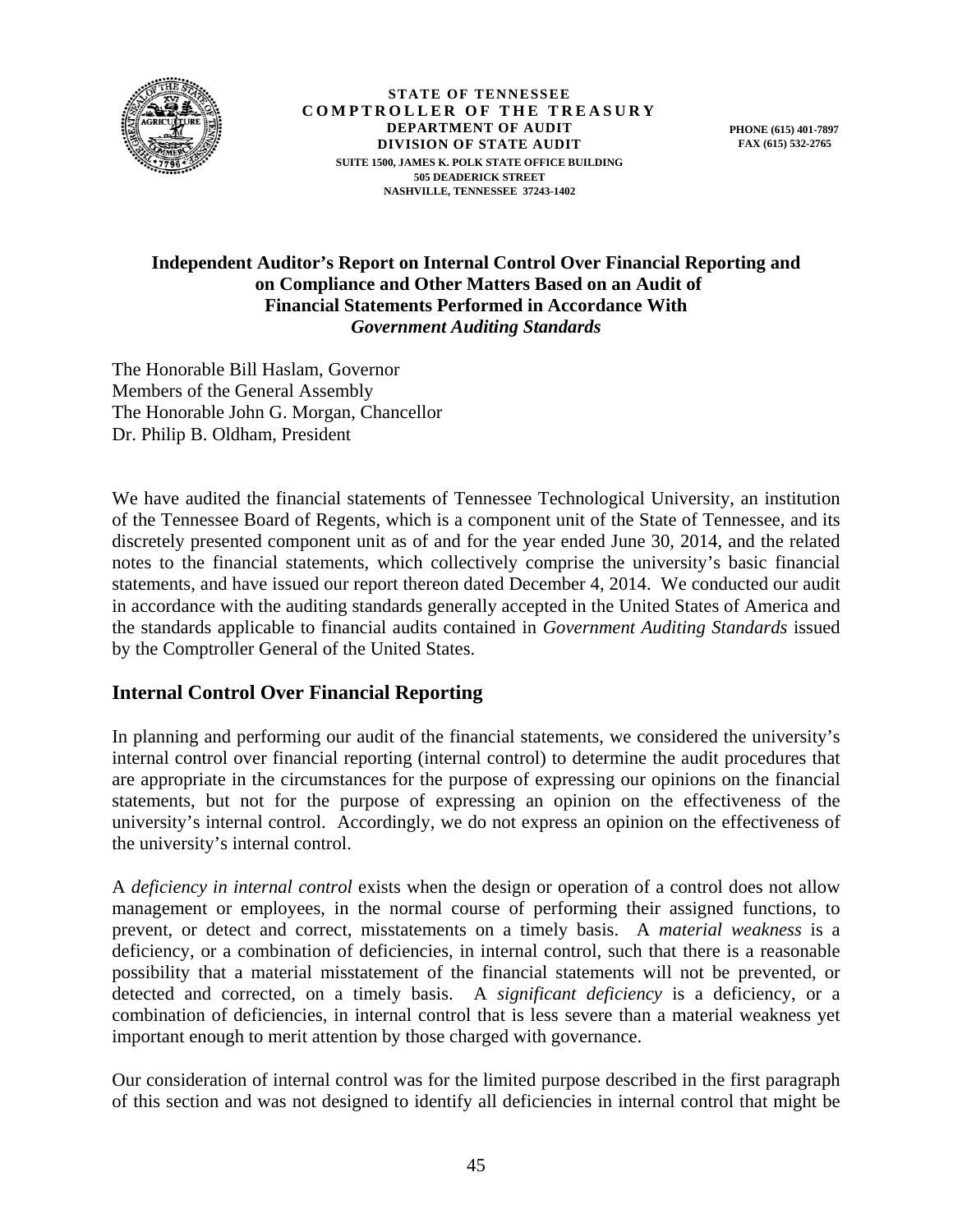STATE OF TENNESSEE
COMPTROLLER OF THE TREASURY
DEPARTMENT OF AUDIT
DIVISION OF STATE AUDIT
SUITE 1500, JAMES K. POLK STATE OFFICE BUILDING
505 DEADERICK STREET
NASHVILLE, TENNESSEE 37243-1402

PHONE (615) 401-7897
FAX (615) 532-2765

**Independent Auditor's Report on Internal Control Over Financial Reporting and on Compliance and Other Matters Based on an Audit of Financial Statements Performed in Accordance With *Government Auditing Standards***

The Honorable Bill Haslam, Governor
Members of the General Assembly
The Honorable John G. Morgan, Chancellor
Dr. Philip B. Oldham, President

We have audited the financial statements of Tennessee Technological University, an institution of the Tennessee Board of Regents, which is a component unit of the State of Tennessee, and its discretely presented component unit as of and for the year ended June 30, 2014, and the related notes to the financial statements, which collectively comprise the university's basic financial statements, and have issued our report thereon dated December 4, 2014. We conducted our audit in accordance with the auditing standards generally accepted in the United States of America and the standards applicable to financial audits contained in *Government Auditing Standards* issued by the Comptroller General of the United States.

## Internal Control Over Financial Reporting

In planning and performing our audit of the financial statements, we considered the university's internal control over financial reporting (internal control) to determine the audit procedures that are appropriate in the circumstances for the purpose of expressing our opinions on the financial statements, but not for the purpose of expressing an opinion on the effectiveness of the university's internal control. Accordingly, we do not express an opinion on the effectiveness of the university's internal control.

A *deficiency in internal control* exists when the design or operation of a control does not allow management or employees, in the normal course of performing their assigned functions, to prevent, or detect and correct, misstatements on a timely basis. A *material weakness* is a deficiency, or a combination of deficiencies, in internal control, such that there is a reasonable possibility that a material misstatement of the financial statements will not be prevented, or detected and corrected, on a timely basis. A *significant deficiency* is a deficiency, or a combination of deficiencies, in internal control that is less severe than a material weakness yet important enough to merit attention by those charged with governance.

Our consideration of internal control was for the limited purpose described in the first paragraph of this section and was not designed to identify all deficiencies in internal control that might be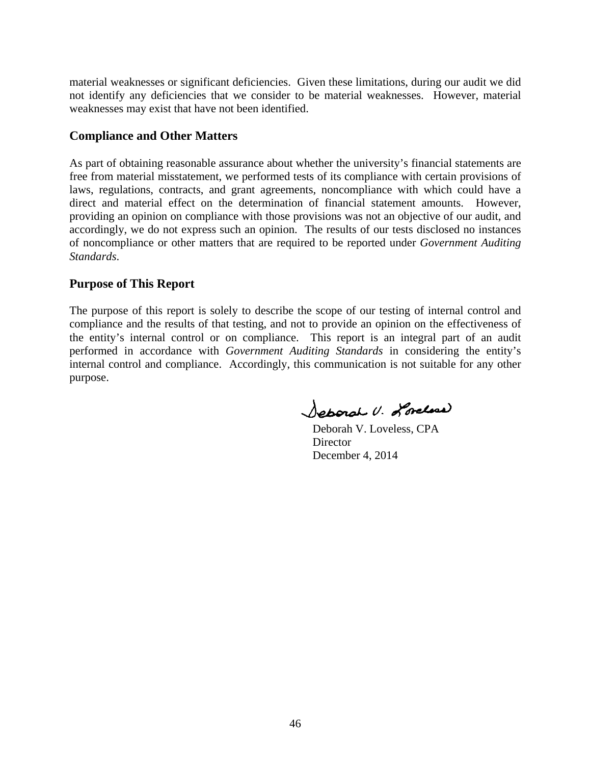material weaknesses or significant deficiencies. Given these limitations, during our audit we did not identify any deficiencies that we consider to be material weaknesses. However, material weaknesses may exist that have not been identified.

## Compliance and Other Matters

As part of obtaining reasonable assurance about whether the university's financial statements are free from material misstatement, we performed tests of its compliance with certain provisions of laws, regulations, contracts, and grant agreements, noncompliance with which could have a direct and material effect on the determination of financial statement amounts. However, providing an opinion on compliance with those provisions was not an objective of our audit, and accordingly, we do not express such an opinion. The results of our tests disclosed no instances of noncompliance or other matters that are required to be reported under *Government Auditing Standards*.

## Purpose of This Report

The purpose of this report is solely to describe the scope of our testing of internal control and compliance and the results of that testing, and not to provide an opinion on the effectiveness of the entity's internal control or on compliance. This report is an integral part of an audit performed in accordance with *Government Auditing Standards* in considering the entity's internal control and compliance. Accordingly, this communication is not suitable for any other purpose.

Deborah V. Loveless, CPA
Director
December 4, 2014